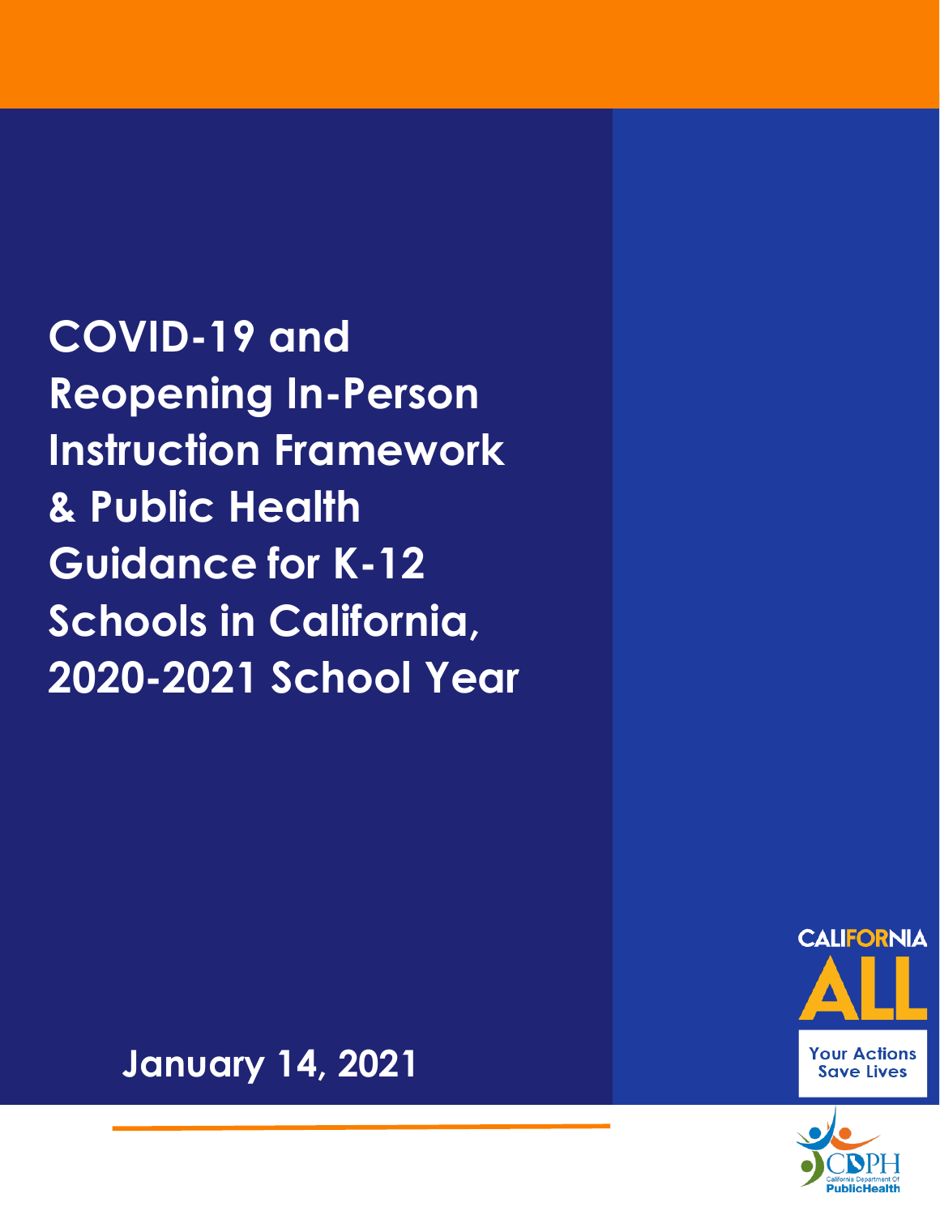# COVID-19 and Reopening In-Person Instruction Framework & Public Health Guidance for K-12 Schools in California, 2020-2021 School Year

**January 14, 2021**

CALIFORNIA ALL

Your Actions Save Lives

CDPH California Department Of PublicHealth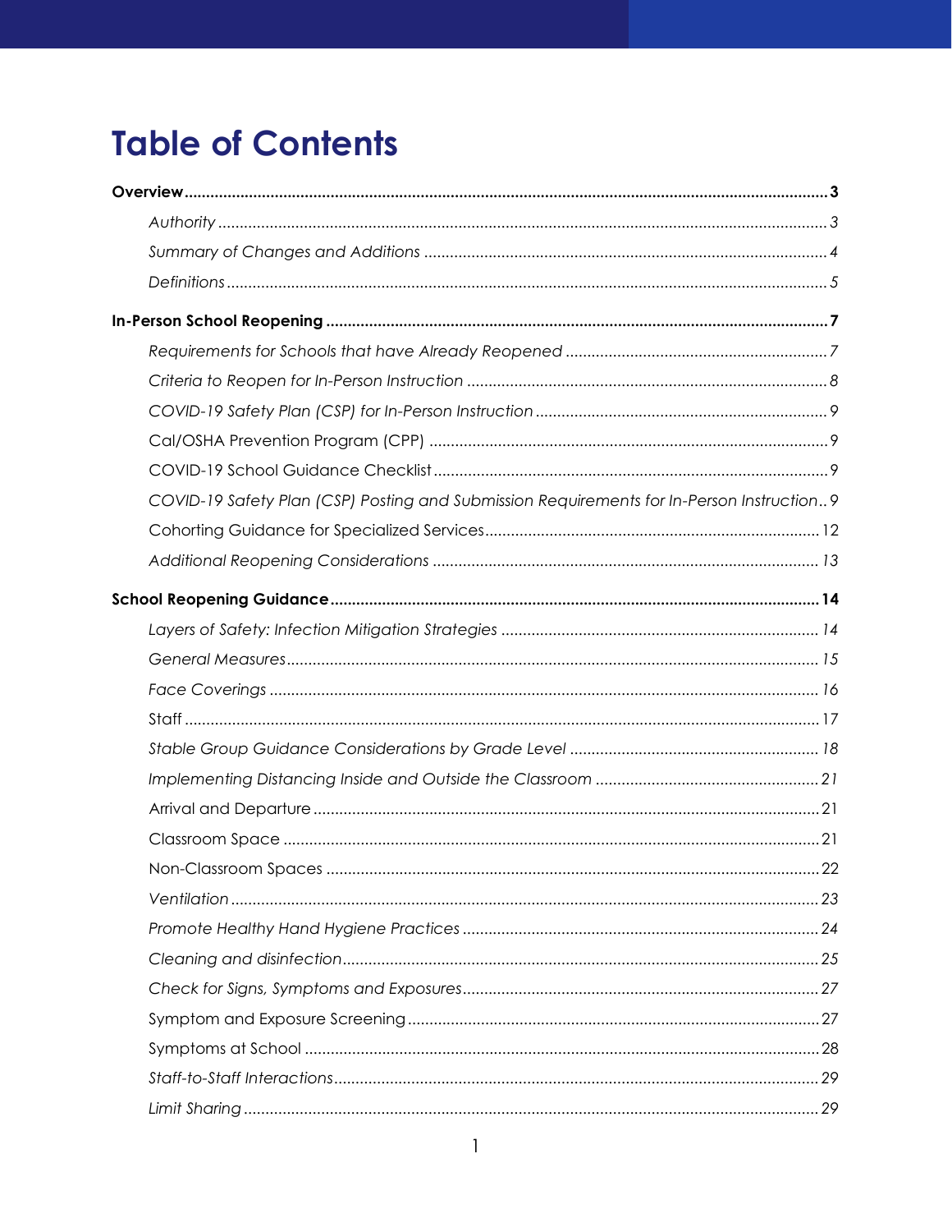# Table of Contents

**Overview** .......... **3**

*Authority* .......... *3*

*Summary of Changes and Additions* .......... *4*

*Definitions* .......... *5*

**In-Person School Reopening** .......... **7**

*Requirements for Schools that have Already Reopened* .......... *7*

*Criteria to Reopen for In-Person Instruction* .......... *8*

*COVID-19 Safety Plan (CSP) for In-Person Instruction* .......... *9*

Cal/OSHA Prevention Program (CPP) .......... 9

COVID-19 School Guidance Checklist .......... 9

*COVID-19 Safety Plan (CSP) Posting and Submission Requirements for In-Person Instruction* .......... *9*

Cohorting Guidance for Specialized Services .......... 12

*Additional Reopening Considerations* .......... *13*

**School Reopening Guidance** .......... **14**

*Layers of Safety: Infection Mitigation Strategies* .......... *14*

*General Measures* .......... *15*

*Face Coverings* .......... *16*

Staff .......... 17

*Stable Group Guidance Considerations by Grade Level* .......... *18*

*Implementing Distancing Inside and Outside the Classroom* .......... *21*

Arrival and Departure .......... 21

Classroom Space .......... 21

Non-Classroom Spaces .......... 22

*Ventilation* .......... *23*

*Promote Healthy Hand Hygiene Practices* .......... *24*

*Cleaning and disinfection* .......... *25*

*Check for Signs, Symptoms and Exposures* .......... *27*

Symptom and Exposure Screening .......... 27

Symptoms at School .......... 28

*Staff-to-Staff Interactions* .......... *29*

*Limit Sharing* .......... *29*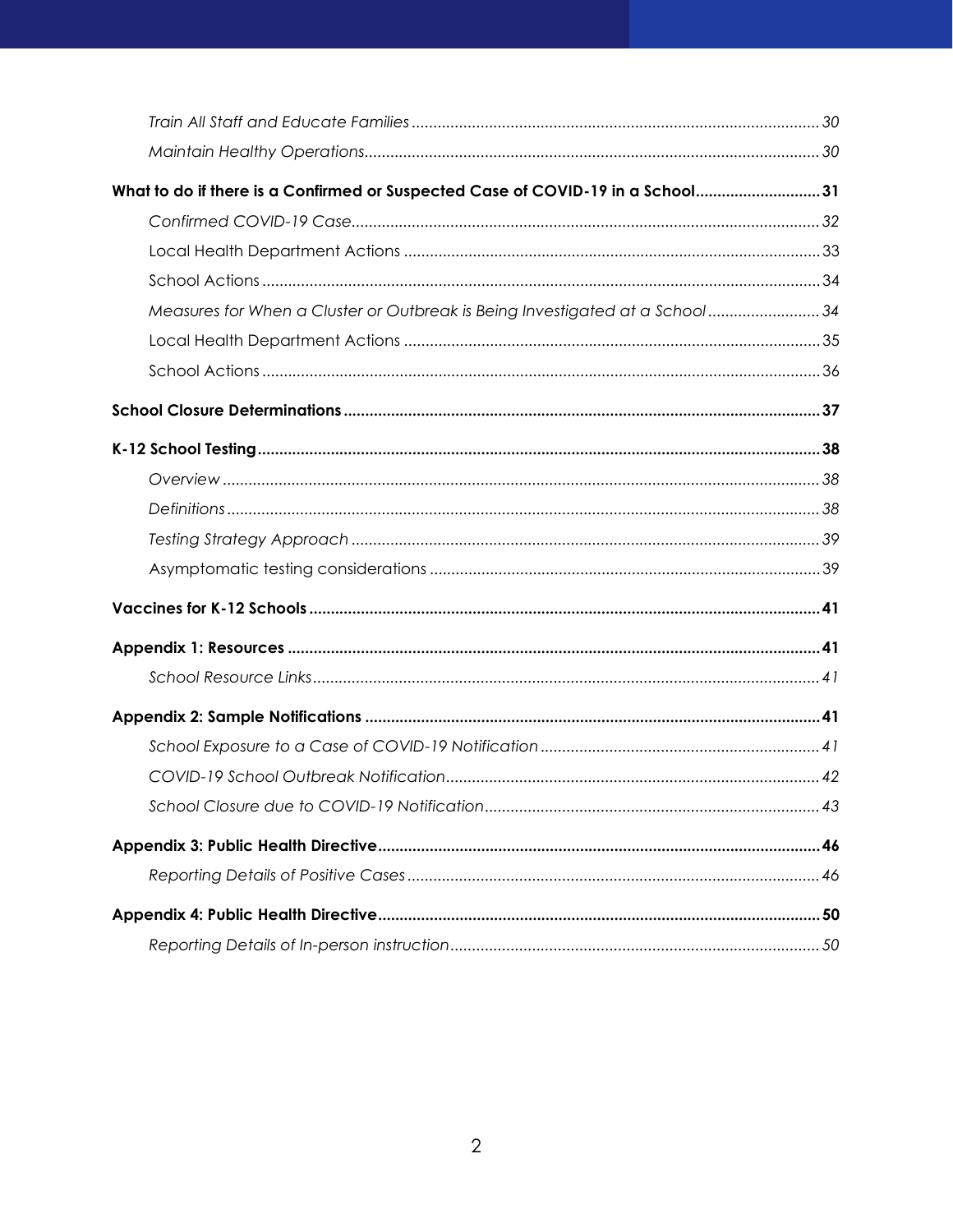*Train All Staff and Educate Families* ..... 30

*Maintain Healthy Operations* ..... 30

**What to do if there is a Confirmed or Suspected Case of COVID-19 in a School ..... 31**

*Confirmed COVID-19 Case* ..... 32

Local Health Department Actions ..... 33

School Actions ..... 34

*Measures for When a Cluster or Outbreak is Being Investigated at a School* ..... 34

Local Health Department Actions ..... 35

School Actions ..... 36

**School Closure Determinations ..... 37**

**K-12 School Testing ..... 38**

*Overview* ..... 38

*Definitions* ..... 38

*Testing Strategy Approach* ..... 39

Asymptomatic testing considerations ..... 39

**Vaccines for K-12 Schools ..... 41**

**Appendix 1: Resources ..... 41**

*School Resource Links* ..... 41

**Appendix 2: Sample Notifications ..... 41**

*School Exposure to a Case of COVID-19 Notification* ..... 41

*COVID-19 School Outbreak Notification* ..... 42

*School Closure due to COVID-19 Notification* ..... 43

**Appendix 3: Public Health Directive ..... 46**

*Reporting Details of Positive Cases* ..... 46

**Appendix 4: Public Health Directive ..... 50**

*Reporting Details of In-person instruction* ..... 50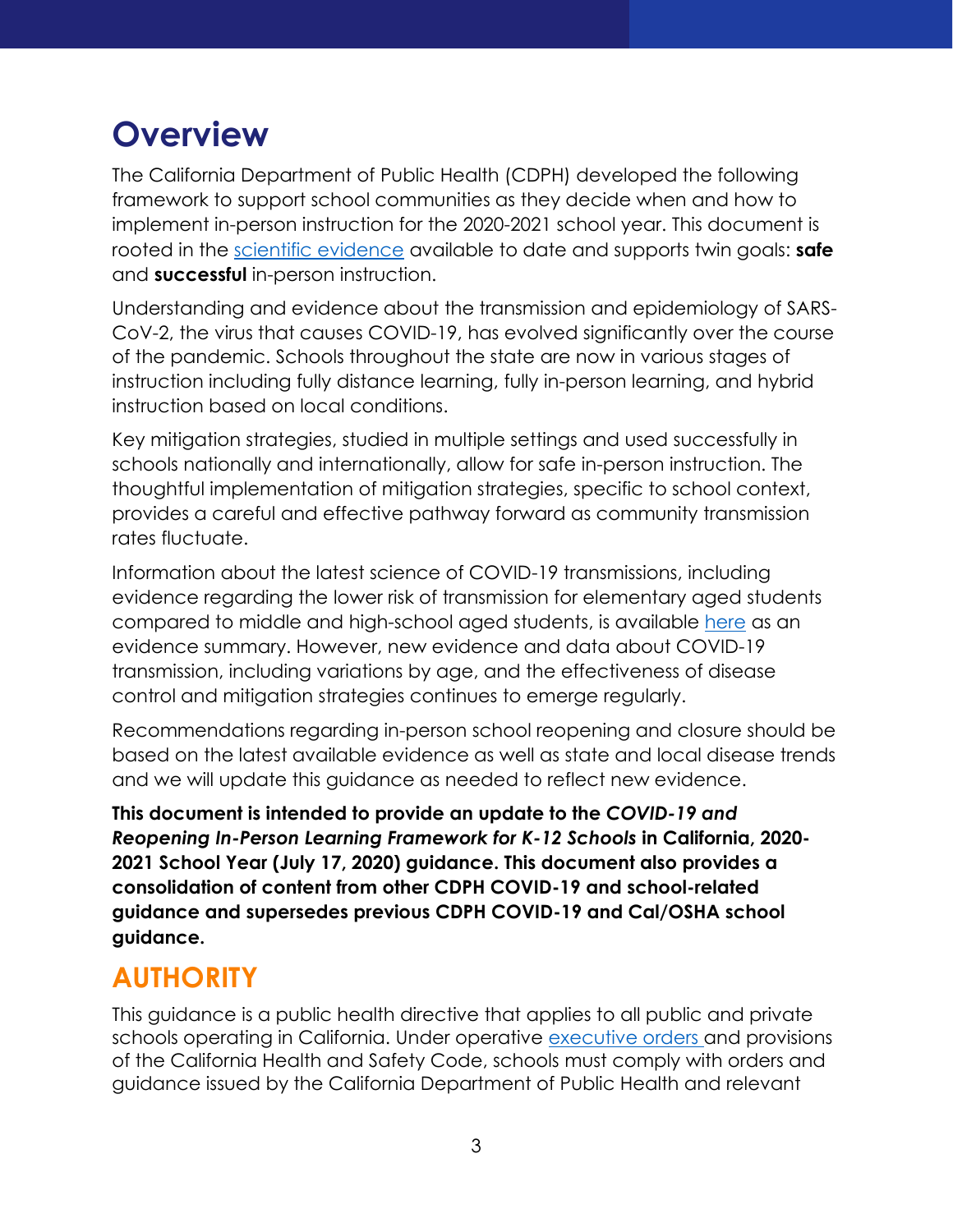# Overview

The California Department of Public Health (CDPH) developed the following framework to support school communities as they decide when and how to implement in-person instruction for the 2020-2021 school year. This document is rooted in the scientific evidence available to date and supports twin goals: **safe** and **successful** in-person instruction.

Understanding and evidence about the transmission and epidemiology of SARS-CoV-2, the virus that causes COVID-19, has evolved significantly over the course of the pandemic. Schools throughout the state are now in various stages of instruction including fully distance learning, fully in-person learning, and hybrid instruction based on local conditions.

Key mitigation strategies, studied in multiple settings and used successfully in schools nationally and internationally, allow for safe in-person instruction. The thoughtful implementation of mitigation strategies, specific to school context, provides a careful and effective pathway forward as community transmission rates fluctuate.

Information about the latest science of COVID-19 transmissions, including evidence regarding the lower risk of transmission for elementary aged students compared to middle and high-school aged students, is available here as an evidence summary. However, new evidence and data about COVID-19 transmission, including variations by age, and the effectiveness of disease control and mitigation strategies continues to emerge regularly.

Recommendations regarding in-person school reopening and closure should be based on the latest available evidence as well as state and local disease trends and we will update this guidance as needed to reflect new evidence.

**This document is intended to provide an update to the *COVID-19 and Reopening In-Person Learning Framework for K-12 Schools* in California, 2020-2021 School Year (July 17, 2020) guidance. This document also provides a consolidation of content from other CDPH COVID-19 and school-related guidance and supersedes previous CDPH COVID-19 and Cal/OSHA school guidance.**

## AUTHORITY

This guidance is a public health directive that applies to all public and private schools operating in California. Under operative executive orders and provisions of the California Health and Safety Code, schools must comply with orders and guidance issued by the California Department of Public Health and relevant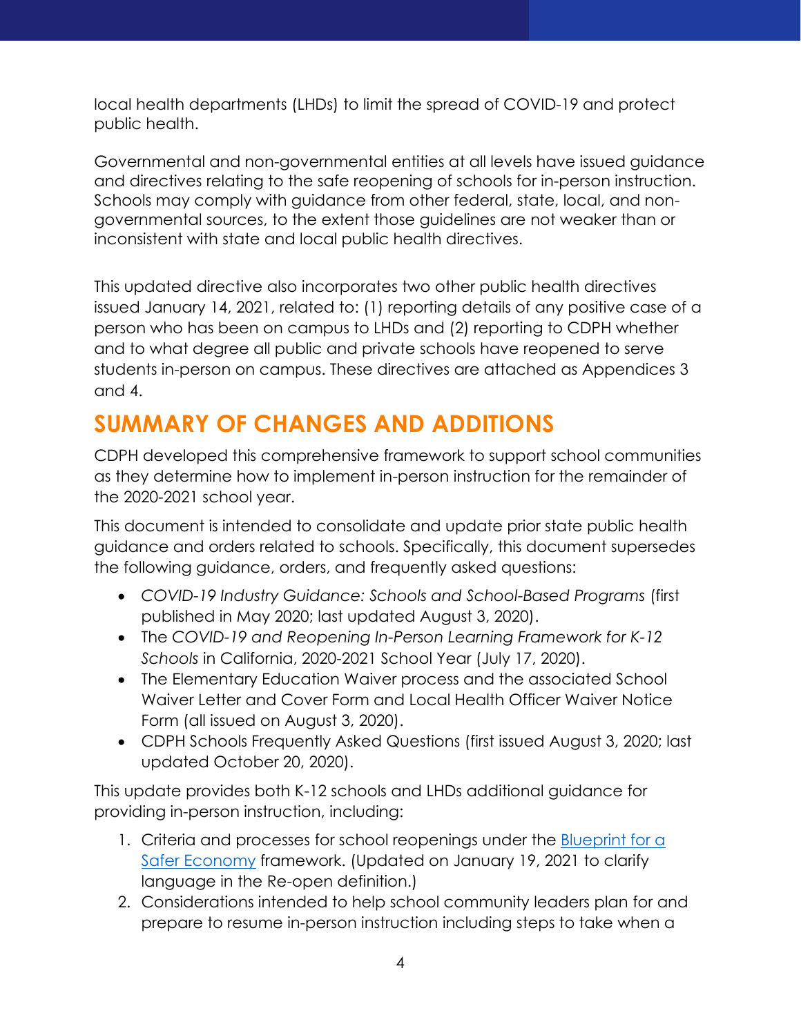local health departments (LHDs) to limit the spread of COVID-19 and protect public health.

Governmental and non-governmental entities at all levels have issued guidance and directives relating to the safe reopening of schools for in-person instruction. Schools may comply with guidance from other federal, state, local, and non-governmental sources, to the extent those guidelines are not weaker than or inconsistent with state and local public health directives.

This updated directive also incorporates two other public health directives issued January 14, 2021, related to: (1) reporting details of any positive case of a person who has been on campus to LHDs and (2) reporting to CDPH whether and to what degree all public and private schools have reopened to serve students in-person on campus. These directives are attached as Appendices 3 and 4.

## SUMMARY OF CHANGES AND ADDITIONS

CDPH developed this comprehensive framework to support school communities as they determine how to implement in-person instruction for the remainder of the 2020-2021 school year.

This document is intended to consolidate and update prior state public health guidance and orders related to schools. Specifically, this document supersedes the following guidance, orders, and frequently asked questions:

- *COVID-19 Industry Guidance: Schools and School-Based Programs* (first published in May 2020; last updated August 3, 2020).
- The *COVID-19 and Reopening In-Person Learning Framework for K-12 Schools* in California, 2020-2021 School Year (July 17, 2020).
- The Elementary Education Waiver process and the associated School Waiver Letter and Cover Form and Local Health Officer Waiver Notice Form (all issued on August 3, 2020).
- CDPH Schools Frequently Asked Questions (first issued August 3, 2020; last updated October 20, 2020).

This update provides both K-12 schools and LHDs additional guidance for providing in-person instruction, including:

1. Criteria and processes for school reopenings under the Blueprint for a Safer Economy framework. (Updated on January 19, 2021 to clarify language in the Re-open definition.)
2. Considerations intended to help school community leaders plan for and prepare to resume in-person instruction including steps to take when a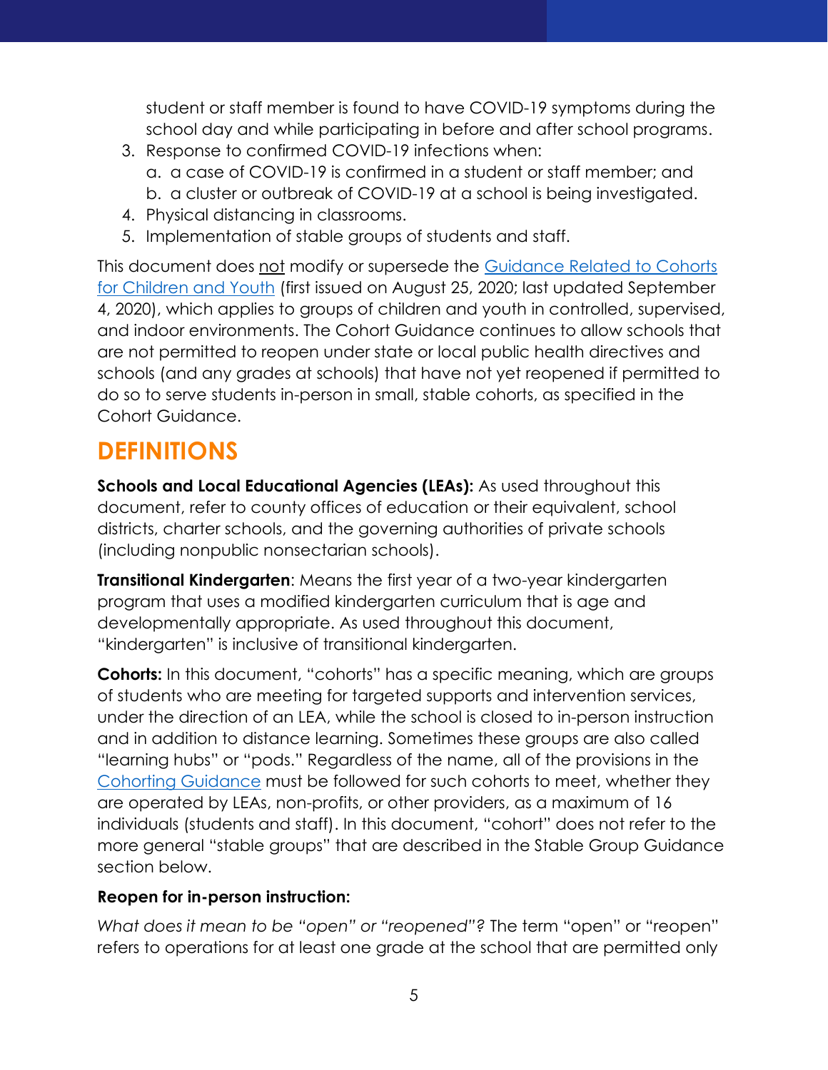student or staff member is found to have COVID-19 symptoms during the school day and while participating in before and after school programs.

3. Response to confirmed COVID-19 infections when:
   a. a case of COVID-19 is confirmed in a student or staff member; and
   b. a cluster or outbreak of COVID-19 at a school is being investigated.
4. Physical distancing in classrooms.
5. Implementation of stable groups of students and staff.

This document does not modify or supersede the [Guidance Related to Cohorts for Children and Youth]() (first issued on August 25, 2020; last updated September 4, 2020), which applies to groups of children and youth in controlled, supervised, and indoor environments. The Cohort Guidance continues to allow schools that are not permitted to reopen under state or local public health directives and schools (and any grades at schools) that have not yet reopened if permitted to do so to serve students in-person in small, stable cohorts, as specified in the Cohort Guidance.

## DEFINITIONS

**Schools and Local Educational Agencies (LEAs):** As used throughout this document, refer to county offices of education or their equivalent, school districts, charter schools, and the governing authorities of private schools (including nonpublic nonsectarian schools).

**Transitional Kindergarten**: Means the first year of a two-year kindergarten program that uses a modified kindergarten curriculum that is age and developmentally appropriate. As used throughout this document, "kindergarten" is inclusive of transitional kindergarten.

**Cohorts:** In this document, "cohorts" has a specific meaning, which are groups of students who are meeting for targeted supports and intervention services, under the direction of an LEA, while the school is closed to in-person instruction and in addition to distance learning. Sometimes these groups are also called "learning hubs" or "pods." Regardless of the name, all of the provisions in the [Cohorting Guidance]() must be followed for such cohorts to meet, whether they are operated by LEAs, non-profits, or other providers, as a maximum of 16 individuals (students and staff). In this document, "cohort" does not refer to the more general "stable groups" that are described in the Stable Group Guidance section below.

**Reopen for in-person instruction:**

*What does it mean to be "open" or "reopened"?* The term "open" or "reopen" refers to operations for at least one grade at the school that are permitted only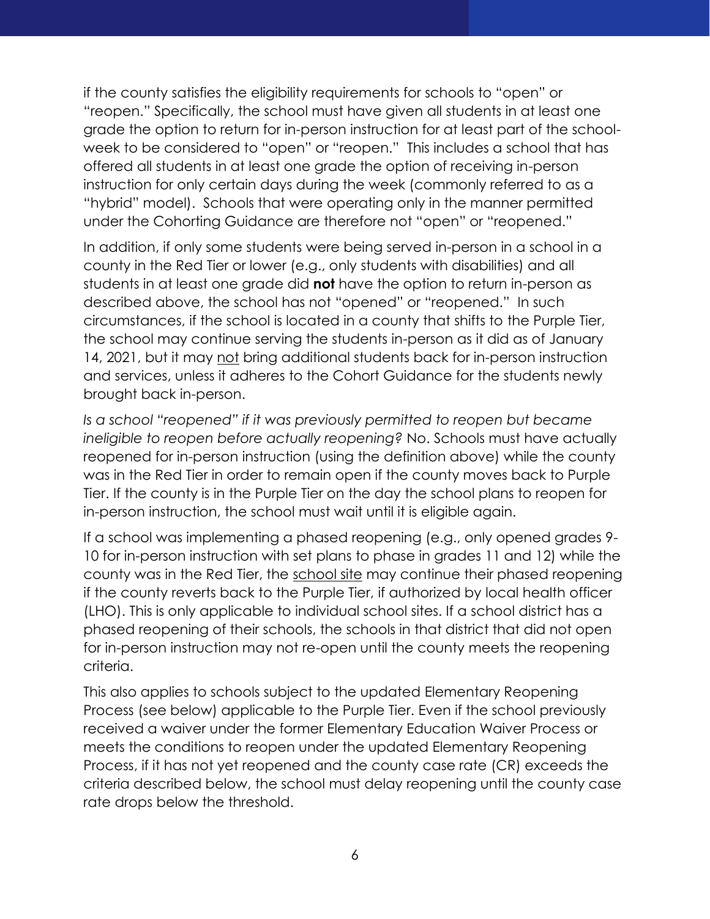if the county satisfies the eligibility requirements for schools to "open" or "reopen." Specifically, the school must have given all students in at least one grade the option to return for in-person instruction for at least part of the school-week to be considered to "open" or "reopen." This includes a school that has offered all students in at least one grade the option of receiving in-person instruction for only certain days during the week (commonly referred to as a "hybrid" model). Schools that were operating only in the manner permitted under the Cohorting Guidance are therefore not "open" or "reopened."

In addition, if only some students were being served in-person in a school in a county in the Red Tier or lower (e.g., only students with disabilities) and all students in at least one grade did **not** have the option to return in-person as described above, the school has not "opened" or "reopened." In such circumstances, if the school is located in a county that shifts to the Purple Tier, the school may continue serving the students in-person as it did as of January 14, 2021, but it may <u>not</u> bring additional students back for in-person instruction and services, unless it adheres to the Cohort Guidance for the students newly brought back in-person.

*Is a school "reopened" if it was previously permitted to reopen but became ineligible to reopen before actually reopening?* No. Schools must have actually reopened for in-person instruction (using the definition above) while the county was in the Red Tier in order to remain open if the county moves back to Purple Tier. If the county is in the Purple Tier on the day the school plans to reopen for in-person instruction, the school must wait until it is eligible again.

If a school was implementing a phased reopening (e.g., only opened grades 9-10 for in-person instruction with set plans to phase in grades 11 and 12) while the county was in the Red Tier, the <u>school site</u> may continue their phased reopening if the county reverts back to the Purple Tier, if authorized by local health officer (LHO). This is only applicable to individual school sites. If a school district has a phased reopening of their schools, the schools in that district that did not open for in-person instruction may not re-open until the county meets the reopening criteria.

This also applies to schools subject to the updated Elementary Reopening Process (see below) applicable to the Purple Tier. Even if the school previously received a waiver under the former Elementary Education Waiver Process or meets the conditions to reopen under the updated Elementary Reopening Process, if it has not yet reopened and the county case rate (CR) exceeds the criteria described below, the school must delay reopening until the county case rate drops below the threshold.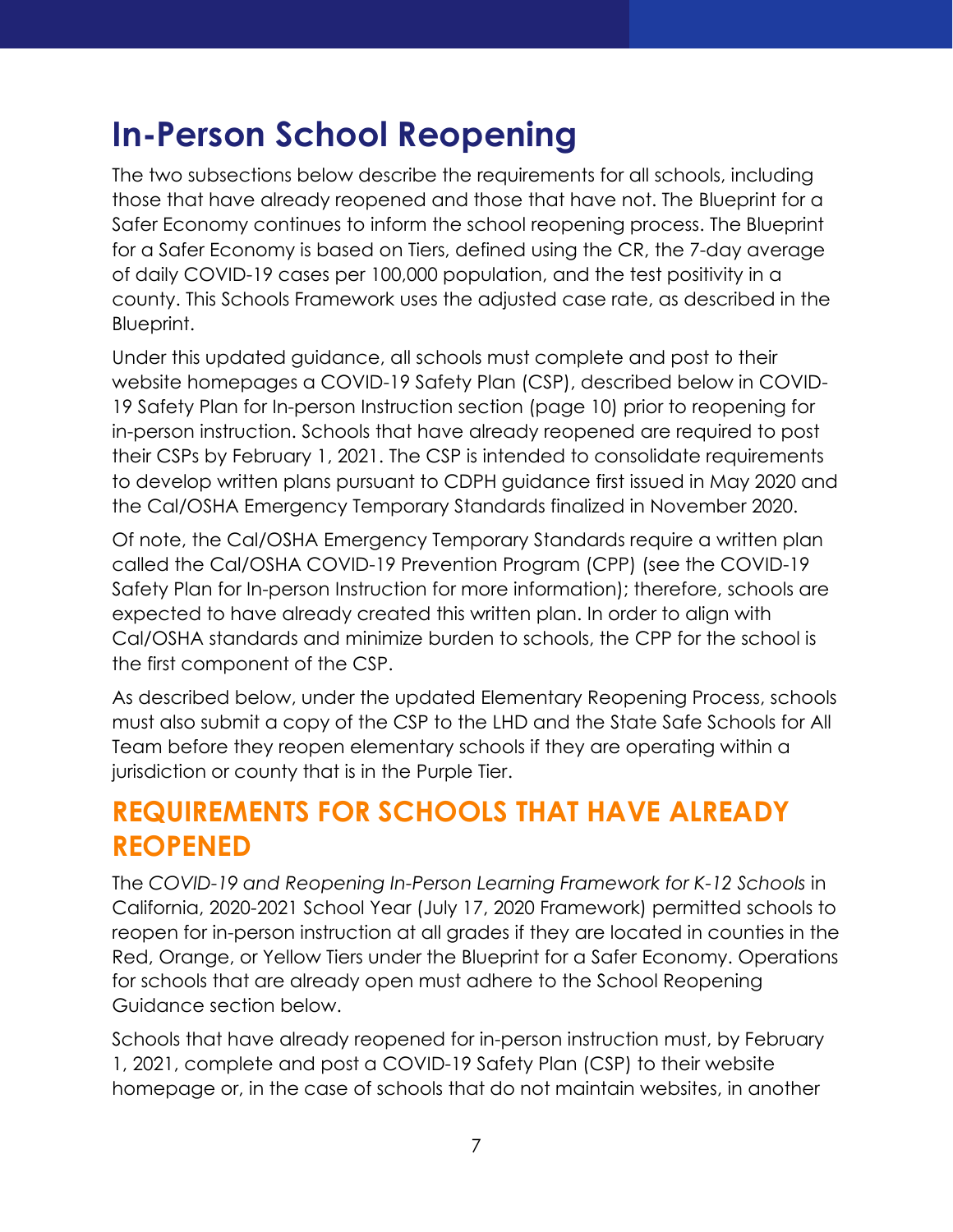# In-Person School Reopening

The two subsections below describe the requirements for all schools, including those that have already reopened and those that have not. The Blueprint for a Safer Economy continues to inform the school reopening process. The Blueprint for a Safer Economy is based on Tiers, defined using the CR, the 7-day average of daily COVID-19 cases per 100,000 population, and the test positivity in a county. This Schools Framework uses the adjusted case rate, as described in the Blueprint.

Under this updated guidance, all schools must complete and post to their website homepages a COVID-19 Safety Plan (CSP), described below in COVID-19 Safety Plan for In-person Instruction section (page 10) prior to reopening for in-person instruction. Schools that have already reopened are required to post their CSPs by February 1, 2021. The CSP is intended to consolidate requirements to develop written plans pursuant to CDPH guidance first issued in May 2020 and the Cal/OSHA Emergency Temporary Standards finalized in November 2020.

Of note, the Cal/OSHA Emergency Temporary Standards require a written plan called the Cal/OSHA COVID-19 Prevention Program (CPP) (see the COVID-19 Safety Plan for In-person Instruction for more information); therefore, schools are expected to have already created this written plan. In order to align with Cal/OSHA standards and minimize burden to schools, the CPP for the school is the first component of the CSP.

As described below, under the updated Elementary Reopening Process, schools must also submit a copy of the CSP to the LHD and the State Safe Schools for All Team before they reopen elementary schools if they are operating within a jurisdiction or county that is in the Purple Tier.

## REQUIREMENTS FOR SCHOOLS THAT HAVE ALREADY REOPENED

The *COVID-19 and Reopening In-Person Learning Framework for K-12 Schools* in California, 2020-2021 School Year (July 17, 2020 Framework) permitted schools to reopen for in-person instruction at all grades if they are located in counties in the Red, Orange, or Yellow Tiers under the Blueprint for a Safer Economy. Operations for schools that are already open must adhere to the School Reopening Guidance section below.

Schools that have already reopened for in-person instruction must, by February 1, 2021, complete and post a COVID-19 Safety Plan (CSP) to their website homepage or, in the case of schools that do not maintain websites, in another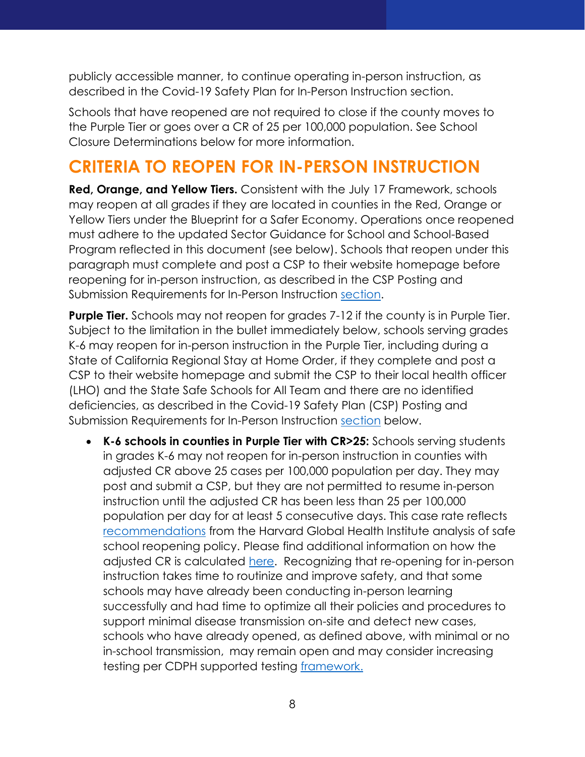publicly accessible manner, to continue operating in-person instruction, as described in the Covid-19 Safety Plan for In-Person Instruction section.

Schools that have reopened are not required to close if the county moves to the Purple Tier or goes over a CR of 25 per 100,000 population. See School Closure Determinations below for more information.

## CRITERIA TO REOPEN FOR IN-PERSON INSTRUCTION

**Red, Orange, and Yellow Tiers.** Consistent with the July 17 Framework, schools may reopen at all grades if they are located in counties in the Red, Orange or Yellow Tiers under the Blueprint for a Safer Economy. Operations once reopened must adhere to the updated Sector Guidance for School and School-Based Program reflected in this document (see below). Schools that reopen under this paragraph must complete and post a CSP to their website homepage before reopening for in-person instruction, as described in the CSP Posting and Submission Requirements for In-Person Instruction section.

**Purple Tier.** Schools may not reopen for grades 7-12 if the county is in Purple Tier. Subject to the limitation in the bullet immediately below, schools serving grades K-6 may reopen for in-person instruction in the Purple Tier, including during a State of California Regional Stay at Home Order, if they complete and post a CSP to their website homepage and submit the CSP to their local health officer (LHO) and the State Safe Schools for All Team and there are no identified deficiencies, as described in the Covid-19 Safety Plan (CSP) Posting and Submission Requirements for In-Person Instruction section below.

- **K-6 schools in counties in Purple Tier with CR>25:** Schools serving students in grades K-6 may not reopen for in-person instruction in counties with adjusted CR above 25 cases per 100,000 population per day. They may post and submit a CSP, but they are not permitted to resume in-person instruction until the adjusted CR has been less than 25 per 100,000 population per day for at least 5 consecutive days. This case rate reflects recommendations from the Harvard Global Health Institute analysis of safe school reopening policy. Please find additional information on how the adjusted CR is calculated here. Recognizing that re-opening for in-person instruction takes time to routinize and improve safety, and that some schools may have already been conducting in-person learning successfully and had time to optimize all their policies and procedures to support minimal disease transmission on-site and detect new cases, schools who have already opened, as defined above, with minimal or no in-school transmission, may remain open and may consider increasing testing per CDPH supported testing framework.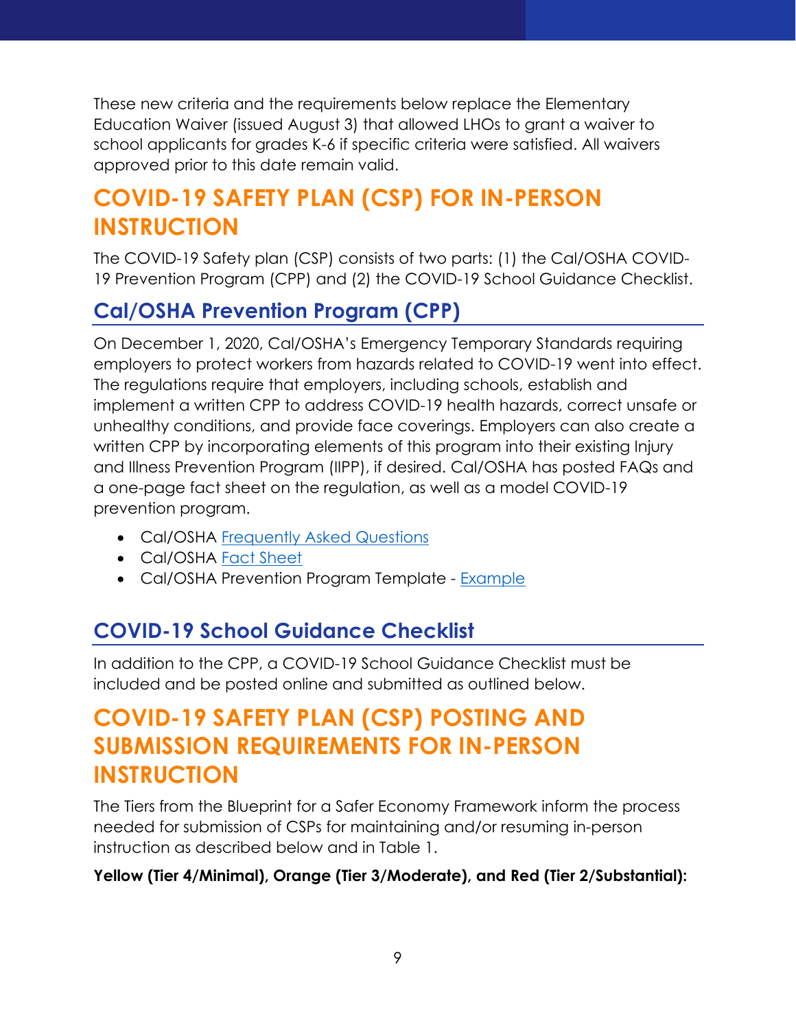These new criteria and the requirements below replace the Elementary Education Waiver (issued August 3) that allowed LHOs to grant a waiver to school applicants for grades K-6 if specific criteria were satisfied. All waivers approved prior to this date remain valid.

# COVID-19 SAFETY PLAN (CSP) FOR IN-PERSON INSTRUCTION

The COVID-19 Safety plan (CSP) consists of two parts: (1) the Cal/OSHA COVID-19 Prevention Program (CPP) and (2) the COVID-19 School Guidance Checklist.

## Cal/OSHA Prevention Program (CPP)

On December 1, 2020, Cal/OSHA's Emergency Temporary Standards requiring employers to protect workers from hazards related to COVID-19 went into effect. The regulations require that employers, including schools, establish and implement a written CPP to address COVID-19 health hazards, correct unsafe or unhealthy conditions, and provide face coverings. Employers can also create a written CPP by incorporating elements of this program into their existing Injury and Illness Prevention Program (IIPP), if desired. Cal/OSHA has posted FAQs and a one-page fact sheet on the regulation, as well as a model COVID-19 prevention program.

- Cal/OSHA Frequently Asked Questions
- Cal/OSHA Fact Sheet
- Cal/OSHA Prevention Program Template - Example

## COVID-19 School Guidance Checklist

In addition to the CPP, a COVID-19 School Guidance Checklist must be included and be posted online and submitted as outlined below.

# COVID-19 SAFETY PLAN (CSP) POSTING AND SUBMISSION REQUIREMENTS FOR IN-PERSON INSTRUCTION

The Tiers from the Blueprint for a Safer Economy Framework inform the process needed for submission of CSPs for maintaining and/or resuming in-person instruction as described below and in Table 1.

**Yellow (Tier 4/Minimal), Orange (Tier 3/Moderate), and Red (Tier 2/Substantial):**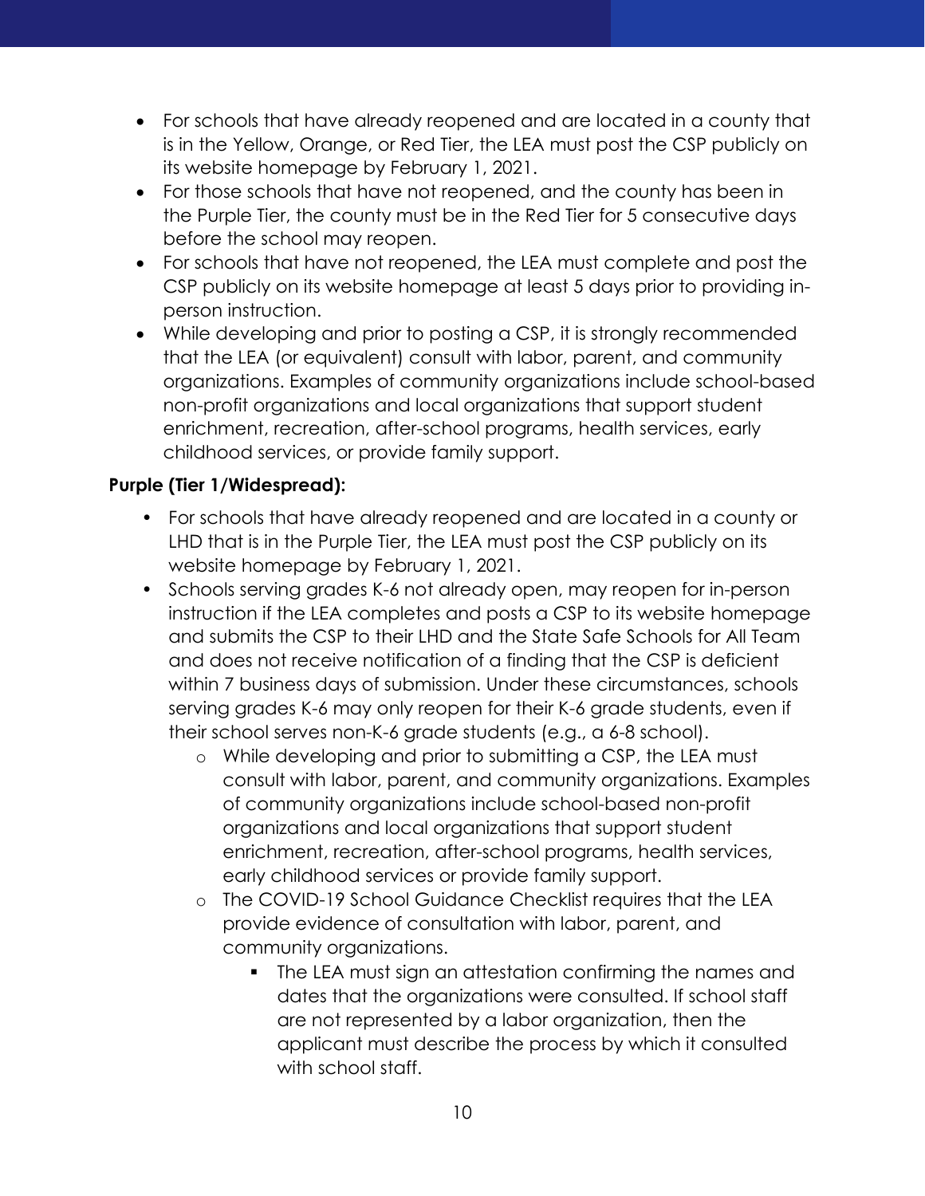- For schools that have already reopened and are located in a county that is in the Yellow, Orange, or Red Tier, the LEA must post the CSP publicly on its website homepage by February 1, 2021.
- For those schools that have not reopened, and the county has been in the Purple Tier, the county must be in the Red Tier for 5 consecutive days before the school may reopen.
- For schools that have not reopened, the LEA must complete and post the CSP publicly on its website homepage at least 5 days prior to providing in-person instruction.
- While developing and prior to posting a CSP, it is strongly recommended that the LEA (or equivalent) consult with labor, parent, and community organizations. Examples of community organizations include school-based non-profit organizations and local organizations that support student enrichment, recreation, after-school programs, health services, early childhood services, or provide family support.

**Purple (Tier 1/Widespread):**

- For schools that have already reopened and are located in a county or LHD that is in the Purple Tier, the LEA must post the CSP publicly on its website homepage by February 1, 2021.
- Schools serving grades K-6 not already open, may reopen for in-person instruction if the LEA completes and posts a CSP to its website homepage and submits the CSP to their LHD and the State Safe Schools for All Team and does not receive notification of a finding that the CSP is deficient within 7 business days of submission. Under these circumstances, schools serving grades K-6 may only reopen for their K-6 grade students, even if their school serves non-K-6 grade students (e.g., a 6-8 school).
  - While developing and prior to submitting a CSP, the LEA must consult with labor, parent, and community organizations. Examples of community organizations include school-based non-profit organizations and local organizations that support student enrichment, recreation, after-school programs, health services, early childhood services or provide family support.
  - The COVID-19 School Guidance Checklist requires that the LEA provide evidence of consultation with labor, parent, and community organizations.
    - The LEA must sign an attestation confirming the names and dates that the organizations were consulted. If school staff are not represented by a labor organization, then the applicant must describe the process by which it consulted with school staff.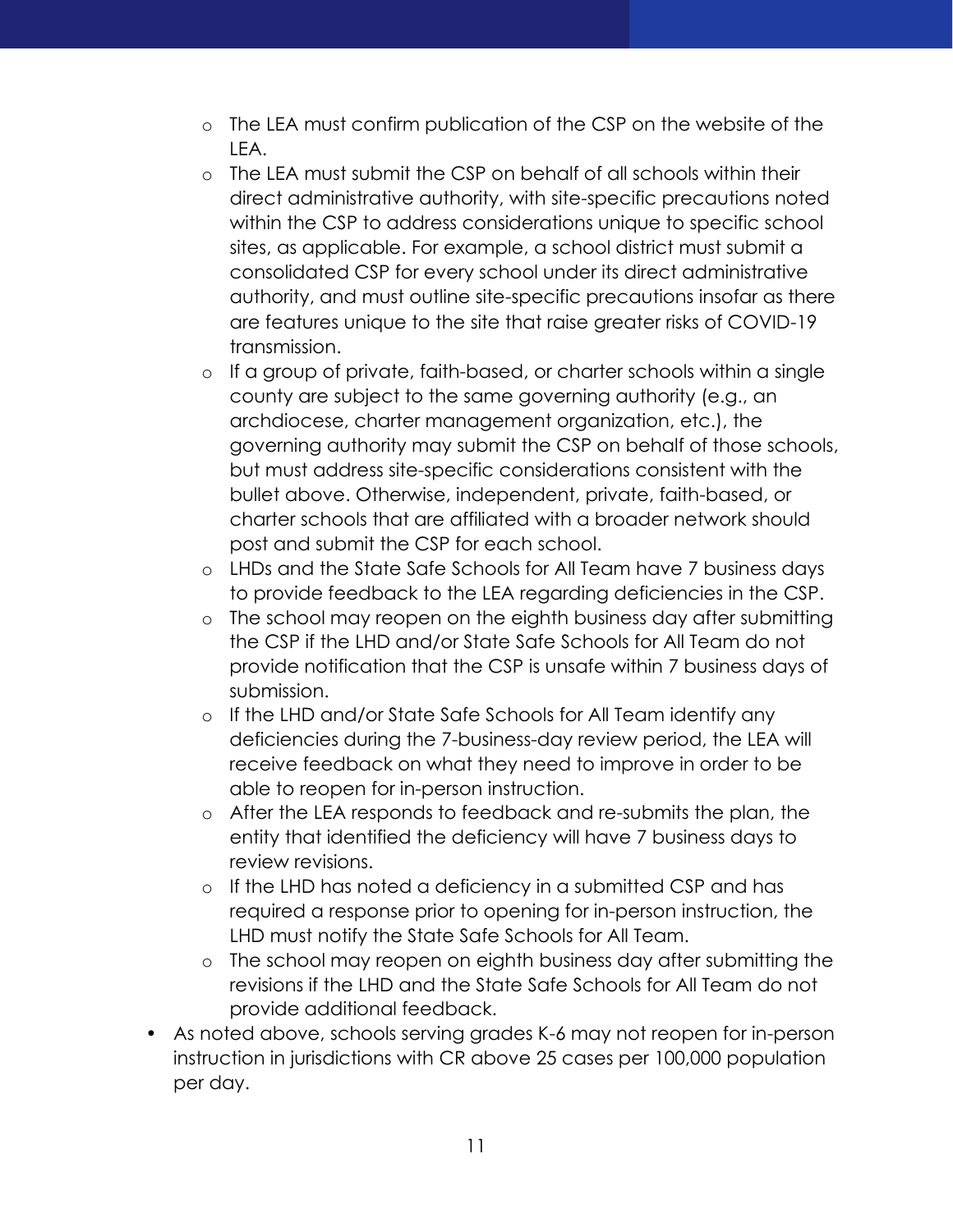- The LEA must confirm publication of the CSP on the website of the LEA.
  - The LEA must submit the CSP on behalf of all schools within their direct administrative authority, with site-specific precautions noted within the CSP to address considerations unique to specific school sites, as applicable. For example, a school district must submit a consolidated CSP for every school under its direct administrative authority, and must outline site-specific precautions insofar as there are features unique to the site that raise greater risks of COVID-19 transmission.
  - If a group of private, faith-based, or charter schools within a single county are subject to the same governing authority (e.g., an archdiocese, charter management organization, etc.), the governing authority may submit the CSP on behalf of those schools, but must address site-specific considerations consistent with the bullet above. Otherwise, independent, private, faith-based, or charter schools that are affiliated with a broader network should post and submit the CSP for each school.
  - LHDs and the State Safe Schools for All Team have 7 business days to provide feedback to the LEA regarding deficiencies in the CSP.
  - The school may reopen on the eighth business day after submitting the CSP if the LHD and/or State Safe Schools for All Team do not provide notification that the CSP is unsafe within 7 business days of submission.
  - If the LHD and/or State Safe Schools for All Team identify any deficiencies during the 7-business-day review period, the LEA will receive feedback on what they need to improve in order to be able to reopen for in-person instruction.
  - After the LEA responds to feedback and re-submits the plan, the entity that identified the deficiency will have 7 business days to review revisions.
  - If the LHD has noted a deficiency in a submitted CSP and has required a response prior to opening for in-person instruction, the LHD must notify the State Safe Schools for All Team.
  - The school may reopen on eighth business day after submitting the revisions if the LHD and the State Safe Schools for All Team do not provide additional feedback.
- As noted above, schools serving grades K-6 may not reopen for in-person instruction in jurisdictions with CR above 25 cases per 100,000 population per day.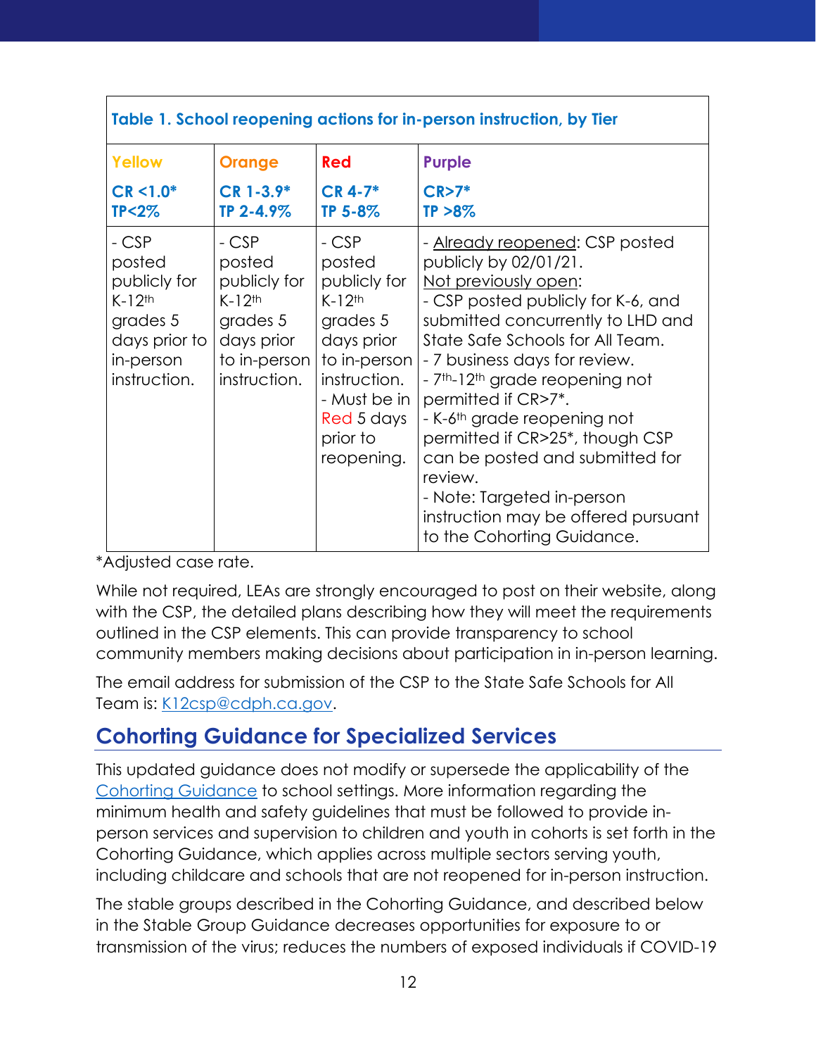**Table 1. School reopening actions for in-person instruction, by Tier**

| Yellow<br>CR <1.0*<br>TP<2% | Orange<br>CR 1-3.9*<br>TP 2-4.9% | Red<br>CR 4-7*<br>TP 5-8% | Purple<br>CR>7*<br>TP >8% |
|---|---|---|---|
| - CSP posted publicly for K-12th grades 5 days prior to in-person instruction. | - CSP posted publicly for K-12th grades 5 days prior to in-person instruction. | - CSP posted publicly for K-12th grades 5 days prior to in-person instruction.<br>- Must be in Red 5 days prior to reopening. | - Already reopened: CSP posted publicly by 02/01/21.<br>Not previously open:<br>- CSP posted publicly for K-6, and submitted concurrently to LHD and State Safe Schools for All Team.<br>- 7 business days for review.<br>- 7th-12th grade reopening not permitted if CR>7*.<br>- K-6th grade reopening not permitted if CR>25*, though CSP can be posted and submitted for review.<br>- Note: Targeted in-person instruction may be offered pursuant to the Cohorting Guidance. |

*Adjusted case rate.

While not required, LEAs are strongly encouraged to post on their website, along with the CSP, the detailed plans describing how they will meet the requirements outlined in the CSP elements. This can provide transparency to school community members making decisions about participation in in-person learning.

The email address for submission of the CSP to the State Safe Schools for All Team is: K12csp@cdph.ca.gov.

## Cohorting Guidance for Specialized Services

This updated guidance does not modify or supersede the applicability of the Cohorting Guidance to school settings. More information regarding the minimum health and safety guidelines that must be followed to provide in-person services and supervision to children and youth in cohorts is set forth in the Cohorting Guidance, which applies across multiple sectors serving youth, including childcare and schools that are not reopened for in-person instruction.

The stable groups described in the Cohorting Guidance, and described below in the Stable Group Guidance decreases opportunities for exposure to or transmission of the virus; reduces the numbers of exposed individuals if COVID-19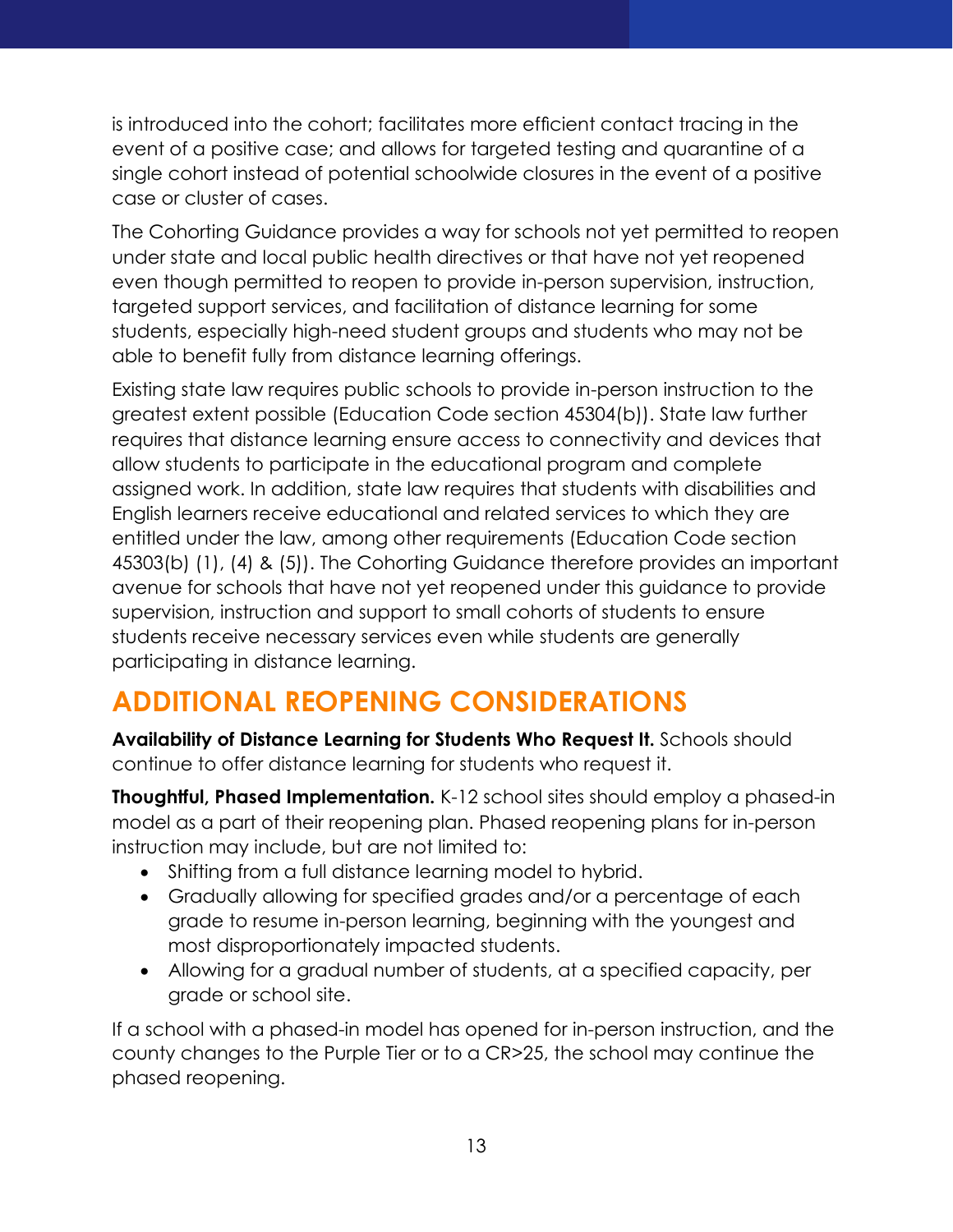is introduced into the cohort; facilitates more efficient contact tracing in the event of a positive case; and allows for targeted testing and quarantine of a single cohort instead of potential schoolwide closures in the event of a positive case or cluster of cases.

The Cohorting Guidance provides a way for schools not yet permitted to reopen under state and local public health directives or that have not yet reopened even though permitted to reopen to provide in-person supervision, instruction, targeted support services, and facilitation of distance learning for some students, especially high-need student groups and students who may not be able to benefit fully from distance learning offerings.

Existing state law requires public schools to provide in-person instruction to the greatest extent possible (Education Code section 45304(b)). State law further requires that distance learning ensure access to connectivity and devices that allow students to participate in the educational program and complete assigned work. In addition, state law requires that students with disabilities and English learners receive educational and related services to which they are entitled under the law, among other requirements (Education Code section 45303(b) (1), (4) & (5)). The Cohorting Guidance therefore provides an important avenue for schools that have not yet reopened under this guidance to provide supervision, instruction and support to small cohorts of students to ensure students receive necessary services even while students are generally participating in distance learning.

## ADDITIONAL REOPENING CONSIDERATIONS

**Availability of Distance Learning for Students Who Request It.** Schools should continue to offer distance learning for students who request it.

**Thoughtful, Phased Implementation.** K-12 school sites should employ a phased-in model as a part of their reopening plan. Phased reopening plans for in-person instruction may include, but are not limited to:

- Shifting from a full distance learning model to hybrid.
- Gradually allowing for specified grades and/or a percentage of each grade to resume in-person learning, beginning with the youngest and most disproportionately impacted students.
- Allowing for a gradual number of students, at a specified capacity, per grade or school site.

If a school with a phased-in model has opened for in-person instruction, and the county changes to the Purple Tier or to a CR>25, the school may continue the phased reopening.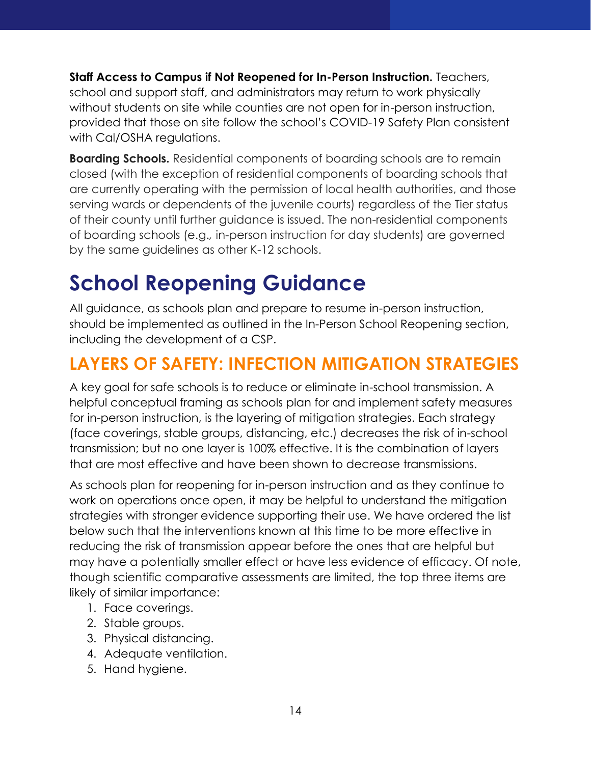**Staff Access to Campus if Not Reopened for In-Person Instruction.** Teachers, school and support staff, and administrators may return to work physically without students on site while counties are not open for in-person instruction, provided that those on site follow the school's COVID-19 Safety Plan consistent with Cal/OSHA regulations.

**Boarding Schools.** Residential components of boarding schools are to remain closed (with the exception of residential components of boarding schools that are currently operating with the permission of local health authorities, and those serving wards or dependents of the juvenile courts) regardless of the Tier status of their county until further guidance is issued. The non-residential components of boarding schools (e.g., in-person instruction for day students) are governed by the same guidelines as other K-12 schools.

# School Reopening Guidance

All guidance, as schools plan and prepare to resume in-person instruction, should be implemented as outlined in the In-Person School Reopening section, including the development of a CSP.

## LAYERS OF SAFETY: INFECTION MITIGATION STRATEGIES

A key goal for safe schools is to reduce or eliminate in-school transmission. A helpful conceptual framing as schools plan for and implement safety measures for in-person instruction, is the layering of mitigation strategies. Each strategy (face coverings, stable groups, distancing, etc.) decreases the risk of in-school transmission; but no one layer is 100% effective. It is the combination of layers that are most effective and have been shown to decrease transmissions.

As schools plan for reopening for in-person instruction and as they continue to work on operations once open, it may be helpful to understand the mitigation strategies with stronger evidence supporting their use. We have ordered the list below such that the interventions known at this time to be more effective in reducing the risk of transmission appear before the ones that are helpful but may have a potentially smaller effect or have less evidence of efficacy. Of note, though scientific comparative assessments are limited, the top three items are likely of similar importance:

1. Face coverings.
2. Stable groups.
3. Physical distancing.
4. Adequate ventilation.
5. Hand hygiene.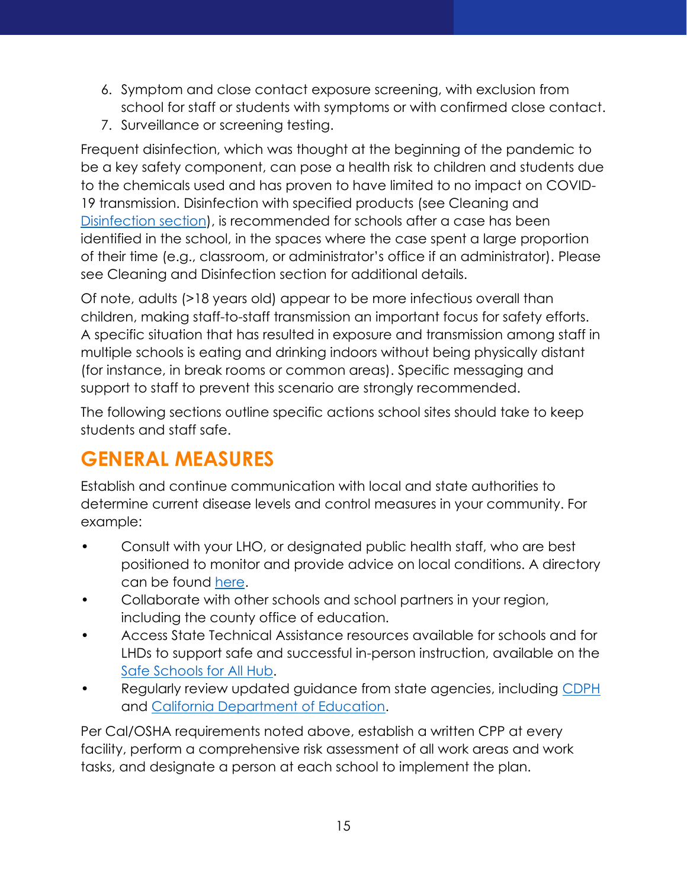6. Symptom and close contact exposure screening, with exclusion from school for staff or students with symptoms or with confirmed close contact.
7. Surveillance or screening testing.

Frequent disinfection, which was thought at the beginning of the pandemic to be a key safety component, can pose a health risk to children and students due to the chemicals used and has proven to have limited to no impact on COVID-19 transmission. Disinfection with specified products (see Cleaning and [Disinfection section](#)), is recommended for schools after a case has been identified in the school, in the spaces where the case spent a large proportion of their time (e.g., classroom, or administrator's office if an administrator). Please see Cleaning and Disinfection section for additional details.

Of note, adults (>18 years old) appear to be more infectious overall than children, making staff-to-staff transmission an important focus for safety efforts. A specific situation that has resulted in exposure and transmission among staff in multiple schools is eating and drinking indoors without being physically distant (for instance, in break rooms or common areas). Specific messaging and support to staff to prevent this scenario are strongly recommended.

The following sections outline specific actions school sites should take to keep students and staff safe.

## GENERAL MEASURES

Establish and continue communication with local and state authorities to determine current disease levels and control measures in your community. For example:

- Consult with your LHO, or designated public health staff, who are best positioned to monitor and provide advice on local conditions. A directory can be found [here](#).
- Collaborate with other schools and school partners in your region, including the county office of education.
- Access State Technical Assistance resources available for schools and for LHDs to support safe and successful in-person instruction, available on the [Safe Schools for All Hub](#).
- Regularly review updated guidance from state agencies, including [CDPH](#) and [California Department of Education](#).

Per Cal/OSHA requirements noted above, establish a written CPP at every facility, perform a comprehensive risk assessment of all work areas and work tasks, and designate a person at each school to implement the plan.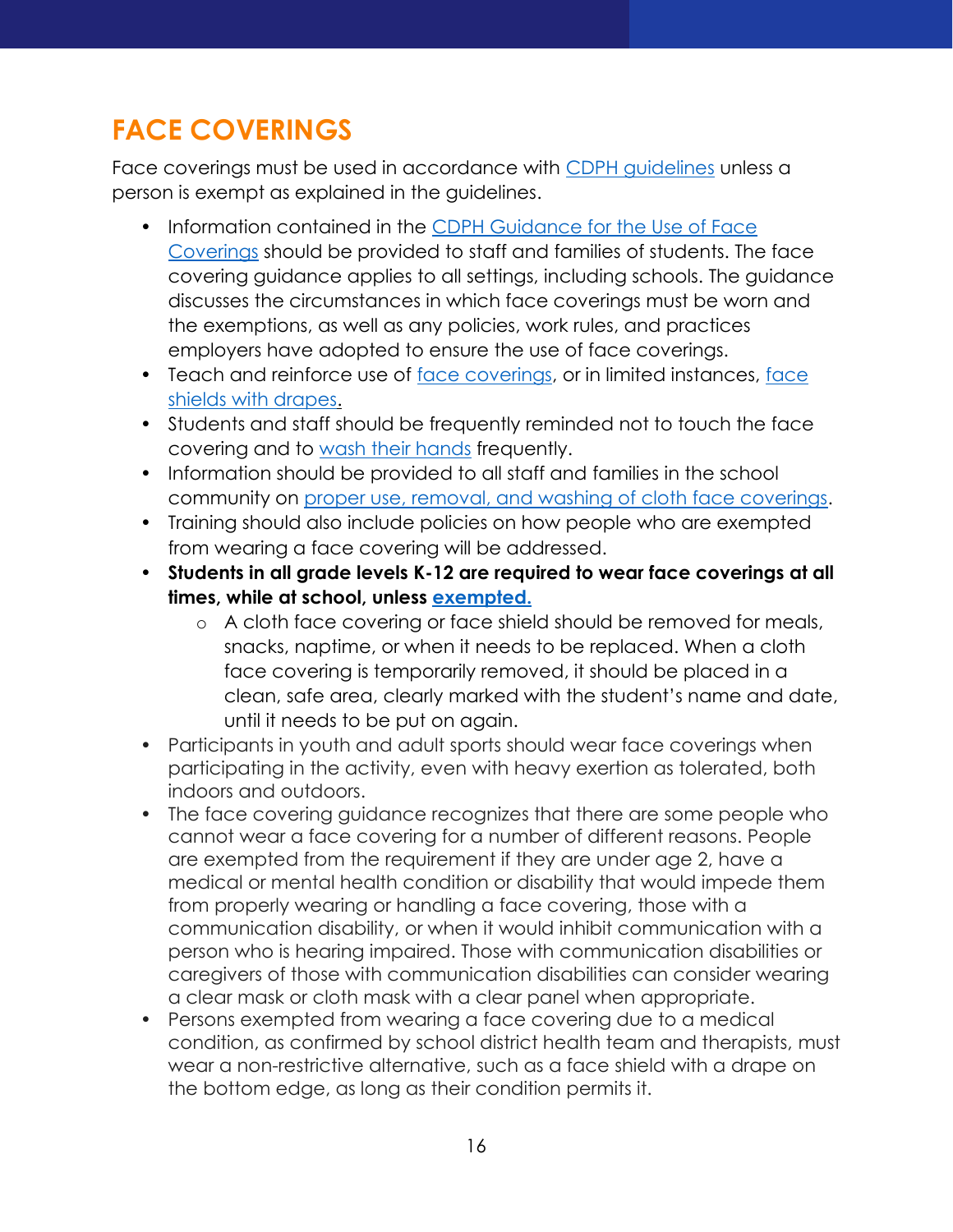## FACE COVERINGS

Face coverings must be used in accordance with CDPH guidelines unless a person is exempt as explained in the guidelines.

- Information contained in the CDPH Guidance for the Use of Face Coverings should be provided to staff and families of students. The face covering guidance applies to all settings, including schools. The guidance discusses the circumstances in which face coverings must be worn and the exemptions, as well as any policies, work rules, and practices employers have adopted to ensure the use of face coverings.
- Teach and reinforce use of face coverings, or in limited instances, face shields with drapes.
- Students and staff should be frequently reminded not to touch the face covering and to wash their hands frequently.
- Information should be provided to all staff and families in the school community on proper use, removal, and washing of cloth face coverings.
- Training should also include policies on how people who are exempted from wearing a face covering will be addressed.
- **Students in all grade levels K-12 are required to wear face coverings at all times, while at school, unless exempted.**
  - A cloth face covering or face shield should be removed for meals, snacks, naptime, or when it needs to be replaced. When a cloth face covering is temporarily removed, it should be placed in a clean, safe area, clearly marked with the student's name and date, until it needs to be put on again.
- Participants in youth and adult sports should wear face coverings when participating in the activity, even with heavy exertion as tolerated, both indoors and outdoors.
- The face covering guidance recognizes that there are some people who cannot wear a face covering for a number of different reasons. People are exempted from the requirement if they are under age 2, have a medical or mental health condition or disability that would impede them from properly wearing or handling a face covering, those with a communication disability, or when it would inhibit communication with a person who is hearing impaired. Those with communication disabilities or caregivers of those with communication disabilities can consider wearing a clear mask or cloth mask with a clear panel when appropriate.
- Persons exempted from wearing a face covering due to a medical condition, as confirmed by school district health team and therapists, must wear a non-restrictive alternative, such as a face shield with a drape on the bottom edge, as long as their condition permits it.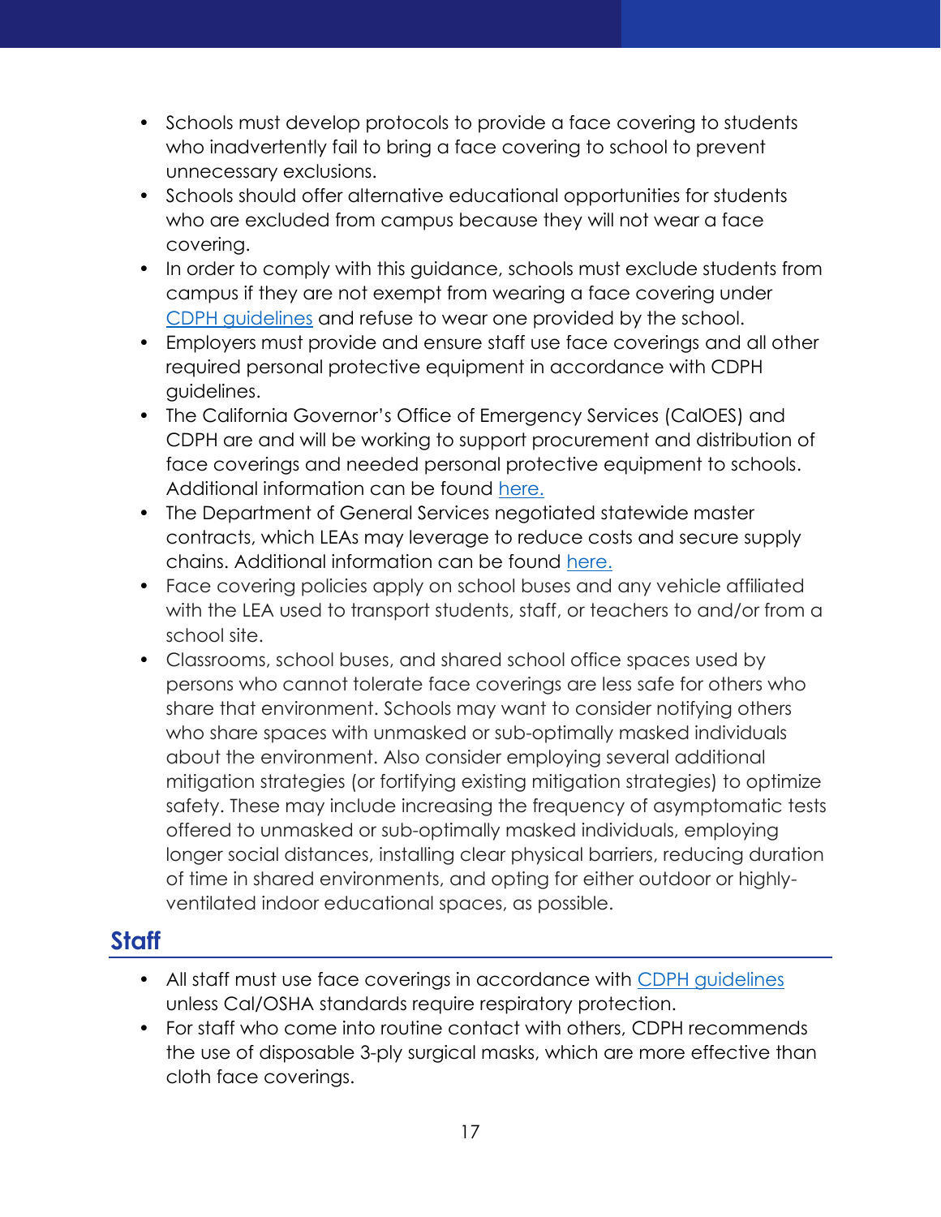- Schools must develop protocols to provide a face covering to students who inadvertently fail to bring a face covering to school to prevent unnecessary exclusions.
- Schools should offer alternative educational opportunities for students who are excluded from campus because they will not wear a face covering.
- In order to comply with this guidance, schools must exclude students from campus if they are not exempt from wearing a face covering under [CDPH guidelines](#) and refuse to wear one provided by the school.
- Employers must provide and ensure staff use face coverings and all other required personal protective equipment in accordance with CDPH guidelines.
- The California Governor's Office of Emergency Services (CalOES) and CDPH are and will be working to support procurement and distribution of face coverings and needed personal protective equipment to schools. Additional information can be found [here.](#)
- The Department of General Services negotiated statewide master contracts, which LEAs may leverage to reduce costs and secure supply chains. Additional information can be found [here.](#)
- Face covering policies apply on school buses and any vehicle affiliated with the LEA used to transport students, staff, or teachers to and/or from a school site.
- Classrooms, school buses, and shared school office spaces used by persons who cannot tolerate face coverings are less safe for others who share that environment. Schools may want to consider notifying others who share spaces with unmasked or sub-optimally masked individuals about the environment. Also consider employing several additional mitigation strategies (or fortifying existing mitigation strategies) to optimize safety. These may include increasing the frequency of asymptomatic tests offered to unmasked or sub-optimally masked individuals, employing longer social distances, installing clear physical barriers, reducing duration of time in shared environments, and opting for either outdoor or highly-ventilated indoor educational spaces, as possible.

## Staff

- All staff must use face coverings in accordance with [CDPH guidelines](#) unless Cal/OSHA standards require respiratory protection.
- For staff who come into routine contact with others, CDPH recommends the use of disposable 3-ply surgical masks, which are more effective than cloth face coverings.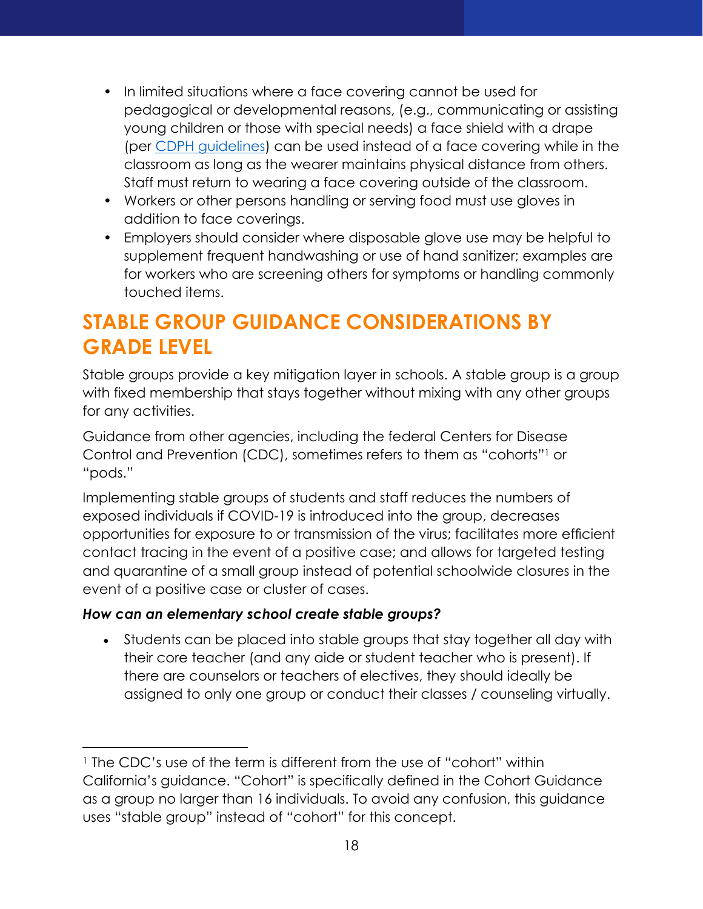- In limited situations where a face covering cannot be used for pedagogical or developmental reasons, (e.g., communicating or assisting young children or those with special needs) a face shield with a drape (per [CDPH guidelines](#)) can be used instead of a face covering while in the classroom as long as the wearer maintains physical distance from others. Staff must return to wearing a face covering outside of the classroom.
- Workers or other persons handling or serving food must use gloves in addition to face coverings.
- Employers should consider where disposable glove use may be helpful to supplement frequent handwashing or use of hand sanitizer; examples are for workers who are screening others for symptoms or handling commonly touched items.

## STABLE GROUP GUIDANCE CONSIDERATIONS BY GRADE LEVEL

Stable groups provide a key mitigation layer in schools. A stable group is a group with fixed membership that stays together without mixing with any other groups for any activities.

Guidance from other agencies, including the federal Centers for Disease Control and Prevention (CDC), sometimes refers to them as "cohorts"[1] or "pods."

Implementing stable groups of students and staff reduces the numbers of exposed individuals if COVID-19 is introduced into the group, decreases opportunities for exposure to or transmission of the virus; facilitates more efficient contact tracing in the event of a positive case; and allows for targeted testing and quarantine of a small group instead of potential schoolwide closures in the event of a positive case or cluster of cases.

***How can an elementary school create stable groups?***

- Students can be placed into stable groups that stay together all day with their core teacher (and any aide or student teacher who is present). If there are counselors or teachers of electives, they should ideally be assigned to only one group or conduct their classes / counseling virtually.

---

[1] The CDC's use of the term is different from the use of "cohort" within California's guidance. "Cohort" is specifically defined in the Cohort Guidance as a group no larger than 16 individuals. To avoid any confusion, this guidance uses "stable group" instead of "cohort" for this concept.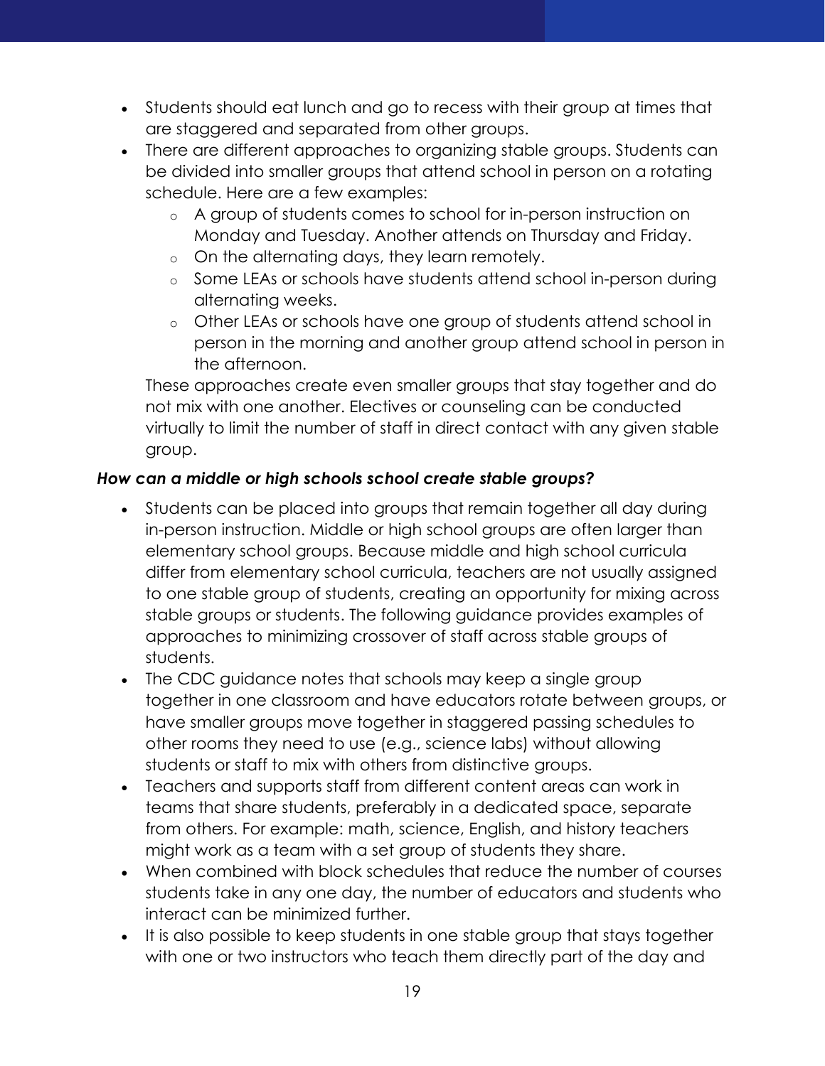- Students should eat lunch and go to recess with their group at times that are staggered and separated from other groups.
- There are different approaches to organizing stable groups. Students can be divided into smaller groups that attend school in person on a rotating schedule. Here are a few examples:
  - A group of students comes to school for in-person instruction on Monday and Tuesday. Another attends on Thursday and Friday.
  - On the alternating days, they learn remotely.
  - Some LEAs or schools have students attend school in-person during alternating weeks.
  - Other LEAs or schools have one group of students attend school in person in the morning and another group attend school in person in the afternoon.

  These approaches create even smaller groups that stay together and do not mix with one another. Electives or counseling can be conducted virtually to limit the number of staff in direct contact with any given stable group.

***How can a middle or high schools school create stable groups?***

- Students can be placed into groups that remain together all day during in-person instruction. Middle or high school groups are often larger than elementary school groups. Because middle and high school curricula differ from elementary school curricula, teachers are not usually assigned to one stable group of students, creating an opportunity for mixing across stable groups or students. The following guidance provides examples of approaches to minimizing crossover of staff across stable groups of students.
- The CDC guidance notes that schools may keep a single group together in one classroom and have educators rotate between groups, or have smaller groups move together in staggered passing schedules to other rooms they need to use (e.g., science labs) without allowing students or staff to mix with others from distinctive groups.
- Teachers and supports staff from different content areas can work in teams that share students, preferably in a dedicated space, separate from others. For example: math, science, English, and history teachers might work as a team with a set group of students they share.
- When combined with block schedules that reduce the number of courses students take in any one day, the number of educators and students who interact can be minimized further.
- It is also possible to keep students in one stable group that stays together with one or two instructors who teach them directly part of the day and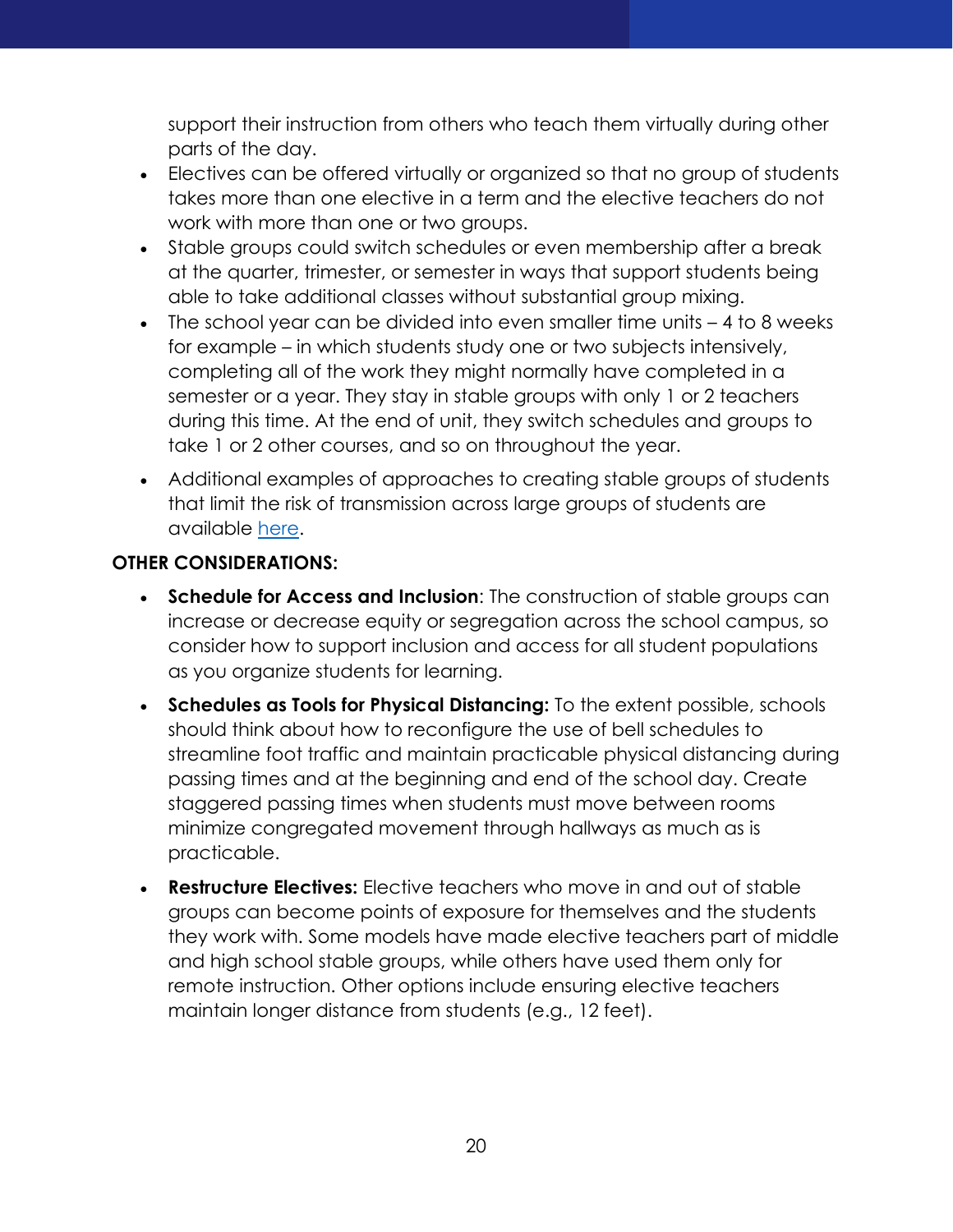support their instruction from others who teach them virtually during other parts of the day.

- Electives can be offered virtually or organized so that no group of students takes more than one elective in a term and the elective teachers do not work with more than one or two groups.
- Stable groups could switch schedules or even membership after a break at the quarter, trimester, or semester in ways that support students being able to take additional classes without substantial group mixing.
- The school year can be divided into even smaller time units – 4 to 8 weeks for example – in which students study one or two subjects intensively, completing all of the work they might normally have completed in a semester or a year. They stay in stable groups with only 1 or 2 teachers during this time. At the end of unit, they switch schedules and groups to take 1 or 2 other courses, and so on throughout the year.
- Additional examples of approaches to creating stable groups of students that limit the risk of transmission across large groups of students are available [here](#).

**OTHER CONSIDERATIONS:**

- **Schedule for Access and Inclusion**: The construction of stable groups can increase or decrease equity or segregation across the school campus, so consider how to support inclusion and access for all student populations as you organize students for learning.
- **Schedules as Tools for Physical Distancing:** To the extent possible, schools should think about how to reconfigure the use of bell schedules to streamline foot traffic and maintain practicable physical distancing during passing times and at the beginning and end of the school day. Create staggered passing times when students must move between rooms minimize congregated movement through hallways as much as is practicable.
- **Restructure Electives:** Elective teachers who move in and out of stable groups can become points of exposure for themselves and the students they work with. Some models have made elective teachers part of middle and high school stable groups, while others have used them only for remote instruction. Other options include ensuring elective teachers maintain longer distance from students (e.g., 12 feet).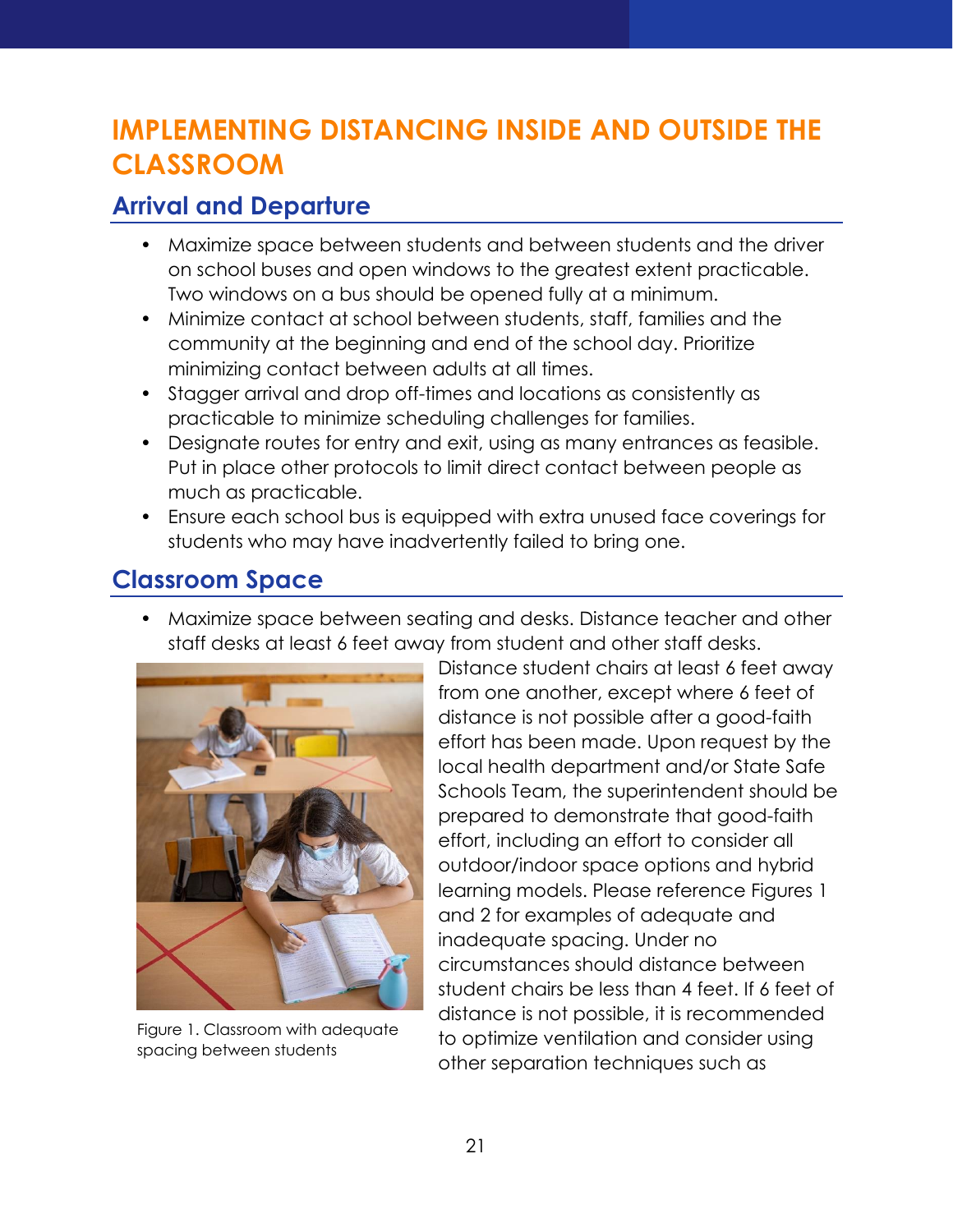# IMPLEMENTING DISTANCING INSIDE AND OUTSIDE THE CLASSROOM

## Arrival and Departure

- Maximize space between students and between students and the driver on school buses and open windows to the greatest extent practicable. Two windows on a bus should be opened fully at a minimum.
- Minimize contact at school between students, staff, families and the community at the beginning and end of the school day. Prioritize minimizing contact between adults at all times.
- Stagger arrival and drop off-times and locations as consistently as practicable to minimize scheduling challenges for families.
- Designate routes for entry and exit, using as many entrances as feasible. Put in place other protocols to limit direct contact between people as much as practicable.
- Ensure each school bus is equipped with extra unused face coverings for students who may have inadvertently failed to bring one.

## Classroom Space

- Maximize space between seating and desks. Distance teacher and other staff desks at least 6 feet away from student and other staff desks. Distance student chairs at least 6 feet away from one another, except where 6 feet of distance is not possible after a good-faith effort has been made. Upon request by the local health department and/or State Safe Schools Team, the superintendent should be prepared to demonstrate that good-faith effort, including an effort to consider all outdoor/indoor space options and hybrid learning models. Please reference Figures 1 and 2 for examples of adequate and inadequate spacing. Under no circumstances should distance between student chairs be less than 4 feet. If 6 feet of distance is not possible, it is recommended to optimize ventilation and consider using other separation techniques such as

Figure 1. Classroom with adequate spacing between students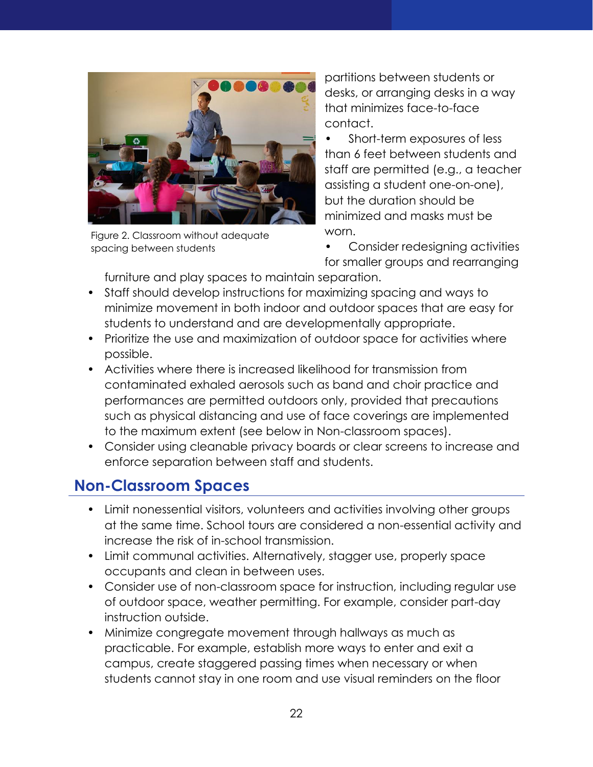Figure 2. Classroom without adequate spacing between students

partitions between students or desks, or arranging desks in a way that minimizes face-to-face contact.

- Short-term exposures of less than 6 feet between students and staff are permitted (e.g., a teacher assisting a student one-on-one), but the duration should be minimized and masks must be worn.
- Consider redesigning activities for smaller groups and rearranging furniture and play spaces to maintain separation.
- Staff should develop instructions for maximizing spacing and ways to minimize movement in both indoor and outdoor spaces that are easy for students to understand and are developmentally appropriate.
- Prioritize the use and maximization of outdoor space for activities where possible.
- Activities where there is increased likelihood for transmission from contaminated exhaled aerosols such as band and choir practice and performances are permitted outdoors only, provided that precautions such as physical distancing and use of face coverings are implemented to the maximum extent (see below in Non-classroom spaces).
- Consider using cleanable privacy boards or clear screens to increase and enforce separation between staff and students.

## Non-Classroom Spaces

- Limit nonessential visitors, volunteers and activities involving other groups at the same time. School tours are considered a non-essential activity and increase the risk of in-school transmission.
- Limit communal activities. Alternatively, stagger use, properly space occupants and clean in between uses.
- Consider use of non-classroom space for instruction, including regular use of outdoor space, weather permitting. For example, consider part-day instruction outside.
- Minimize congregate movement through hallways as much as practicable. For example, establish more ways to enter and exit a campus, create staggered passing times when necessary or when students cannot stay in one room and use visual reminders on the floor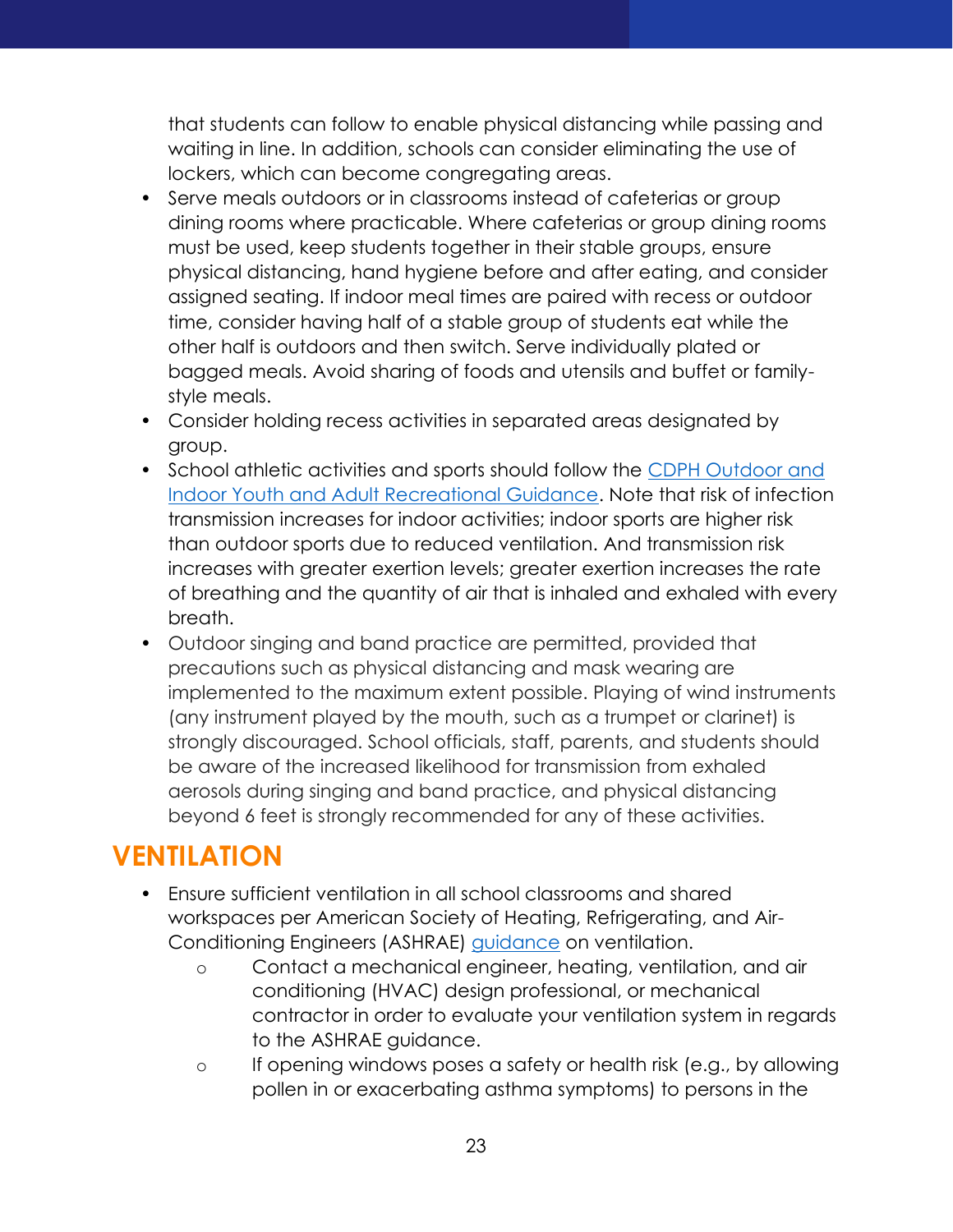that students can follow to enable physical distancing while passing and waiting in line. In addition, schools can consider eliminating the use of lockers, which can become congregating areas.

- Serve meals outdoors or in classrooms instead of cafeterias or group dining rooms where practicable. Where cafeterias or group dining rooms must be used, keep students together in their stable groups, ensure physical distancing, hand hygiene before and after eating, and consider assigned seating. If indoor meal times are paired with recess or outdoor time, consider having half of a stable group of students eat while the other half is outdoors and then switch. Serve individually plated or bagged meals. Avoid sharing of foods and utensils and buffet or family-style meals.
- Consider holding recess activities in separated areas designated by group.
- School athletic activities and sports should follow the [CDPH Outdoor and Indoor Youth and Adult Recreational Guidance](). Note that risk of infection transmission increases for indoor activities; indoor sports are higher risk than outdoor sports due to reduced ventilation. And transmission risk increases with greater exertion levels; greater exertion increases the rate of breathing and the quantity of air that is inhaled and exhaled with every breath.
- Outdoor singing and band practice are permitted, provided that precautions such as physical distancing and mask wearing are implemented to the maximum extent possible. Playing of wind instruments (any instrument played by the mouth, such as a trumpet or clarinet) is strongly discouraged. School officials, staff, parents, and students should be aware of the increased likelihood for transmission from exhaled aerosols during singing and band practice, and physical distancing beyond 6 feet is strongly recommended for any of these activities.

## VENTILATION

- Ensure sufficient ventilation in all school classrooms and shared workspaces per American Society of Heating, Refrigerating, and Air-Conditioning Engineers (ASHRAE) [guidance]() on ventilation.
  - Contact a mechanical engineer, heating, ventilation, and air conditioning (HVAC) design professional, or mechanical contractor in order to evaluate your ventilation system in regards to the ASHRAE guidance.
  - If opening windows poses a safety or health risk (e.g., by allowing pollen in or exacerbating asthma symptoms) to persons in the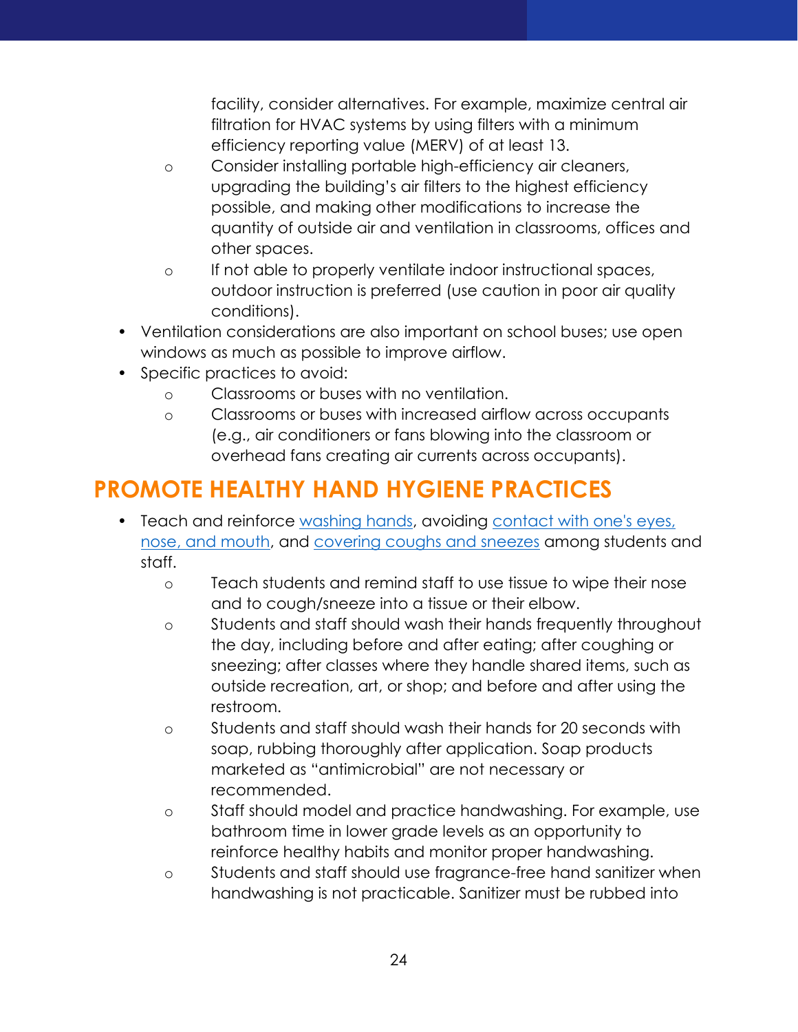facility, consider alternatives. For example, maximize central air filtration for HVAC systems by using filters with a minimum efficiency reporting value (MERV) of at least 13.

    - Consider installing portable high-efficiency air cleaners, upgrading the building's air filters to the highest efficiency possible, and making other modifications to increase the quantity of outside air and ventilation in classrooms, offices and other spaces.
    - If not able to properly ventilate indoor instructional spaces, outdoor instruction is preferred (use caution in poor air quality conditions).
- Ventilation considerations are also important on school buses; use open windows as much as possible to improve airflow.
- Specific practices to avoid:
    - Classrooms or buses with no ventilation.
    - Classrooms or buses with increased airflow across occupants (e.g., air conditioners or fans blowing into the classroom or overhead fans creating air currents across occupants).

## PROMOTE HEALTHY HAND HYGIENE PRACTICES

- Teach and reinforce washing hands, avoiding contact with one's eyes, nose, and mouth, and covering coughs and sneezes among students and staff.
    - Teach students and remind staff to use tissue to wipe their nose and to cough/sneeze into a tissue or their elbow.
    - Students and staff should wash their hands frequently throughout the day, including before and after eating; after coughing or sneezing; after classes where they handle shared items, such as outside recreation, art, or shop; and before and after using the restroom.
    - Students and staff should wash their hands for 20 seconds with soap, rubbing thoroughly after application. Soap products marketed as "antimicrobial" are not necessary or recommended.
    - Staff should model and practice handwashing. For example, use bathroom time in lower grade levels as an opportunity to reinforce healthy habits and monitor proper handwashing.
    - Students and staff should use fragrance-free hand sanitizer when handwashing is not practicable. Sanitizer must be rubbed into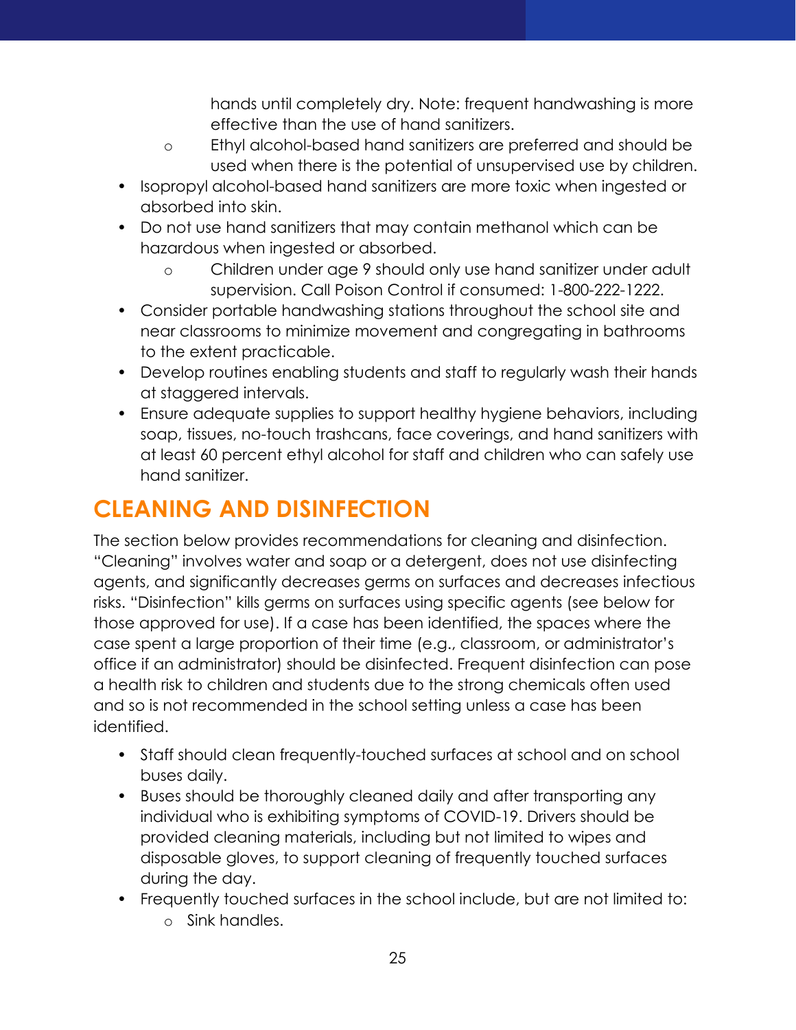hands until completely dry. Note: frequent handwashing is more effective than the use of hand sanitizers.
  - Ethyl alcohol-based hand sanitizers are preferred and should be used when there is the potential of unsupervised use by children.
- Isopropyl alcohol-based hand sanitizers are more toxic when ingested or absorbed into skin.
- Do not use hand sanitizers that may contain methanol which can be hazardous when ingested or absorbed.
  - Children under age 9 should only use hand sanitizer under adult supervision. Call Poison Control if consumed: 1-800-222-1222.
- Consider portable handwashing stations throughout the school site and near classrooms to minimize movement and congregating in bathrooms to the extent practicable.
- Develop routines enabling students and staff to regularly wash their hands at staggered intervals.
- Ensure adequate supplies to support healthy hygiene behaviors, including soap, tissues, no-touch trashcans, face coverings, and hand sanitizers with at least 60 percent ethyl alcohol for staff and children who can safely use hand sanitizer.

## CLEANING AND DISINFECTION

The section below provides recommendations for cleaning and disinfection. "Cleaning" involves water and soap or a detergent, does not use disinfecting agents, and significantly decreases germs on surfaces and decreases infectious risks. "Disinfection" kills germs on surfaces using specific agents (see below for those approved for use). If a case has been identified, the spaces where the case spent a large proportion of their time (e.g., classroom, or administrator's office if an administrator) should be disinfected. Frequent disinfection can pose a health risk to children and students due to the strong chemicals often used and so is not recommended in the school setting unless a case has been identified.

- Staff should clean frequently-touched surfaces at school and on school buses daily.
- Buses should be thoroughly cleaned daily and after transporting any individual who is exhibiting symptoms of COVID-19. Drivers should be provided cleaning materials, including but not limited to wipes and disposable gloves, to support cleaning of frequently touched surfaces during the day.
- Frequently touched surfaces in the school include, but are not limited to:
  - Sink handles.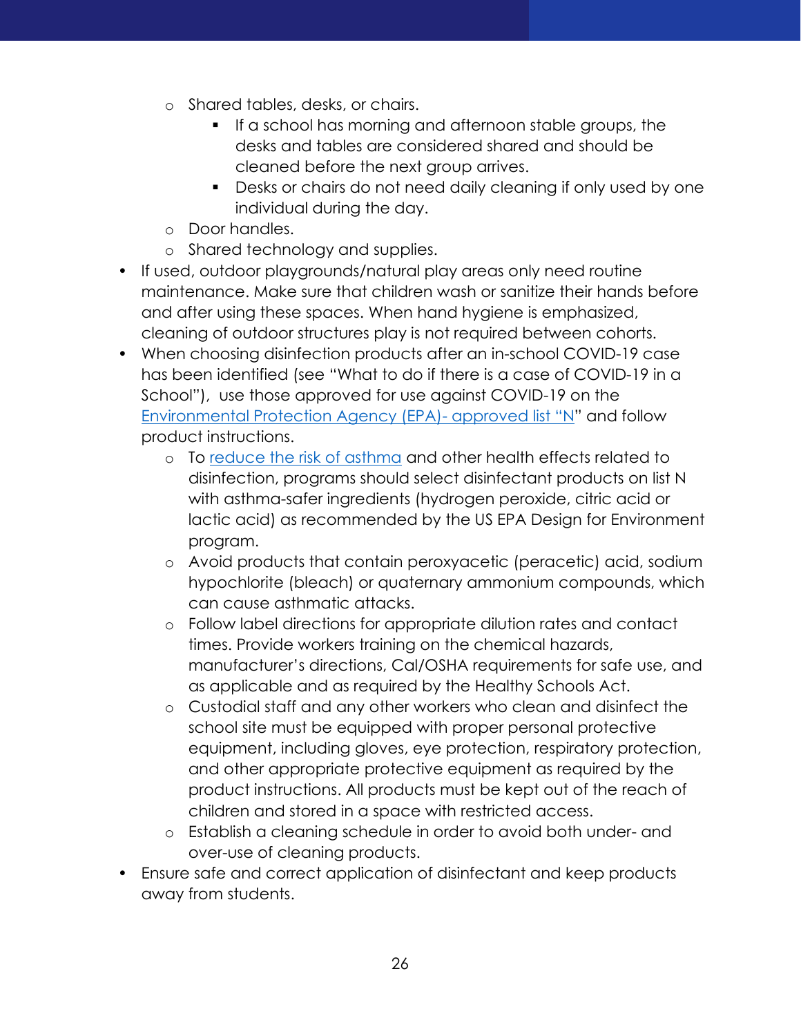- Shared tables, desks, or chairs.
        - If a school has morning and afternoon stable groups, the desks and tables are considered shared and should be cleaned before the next group arrives.
        - Desks or chairs do not need daily cleaning if only used by one individual during the day.
    - Door handles.
    - Shared technology and supplies.
- If used, outdoor playgrounds/natural play areas only need routine maintenance. Make sure that children wash or sanitize their hands before and after using these spaces. When hand hygiene is emphasized, cleaning of outdoor structures play is not required between cohorts.
- When choosing disinfection products after an in-school COVID-19 case has been identified (see "What to do if there is a case of COVID-19 in a School"), use those approved for use against COVID-19 on the [Environmental Protection Agency (EPA)- approved list "N](#)" and follow product instructions.
    - To [reduce the risk of asthma](#) and other health effects related to disinfection, programs should select disinfectant products on list N with asthma-safer ingredients (hydrogen peroxide, citric acid or lactic acid) as recommended by the US EPA Design for Environment program.
    - Avoid products that contain peroxyacetic (peracetic) acid, sodium hypochlorite (bleach) or quaternary ammonium compounds, which can cause asthmatic attacks.
    - Follow label directions for appropriate dilution rates and contact times. Provide workers training on the chemical hazards, manufacturer's directions, Cal/OSHA requirements for safe use, and as applicable and as required by the Healthy Schools Act.
    - Custodial staff and any other workers who clean and disinfect the school site must be equipped with proper personal protective equipment, including gloves, eye protection, respiratory protection, and other appropriate protective equipment as required by the product instructions. All products must be kept out of the reach of children and stored in a space with restricted access.
    - Establish a cleaning schedule in order to avoid both under- and over-use of cleaning products.
- Ensure safe and correct application of disinfectant and keep products away from students.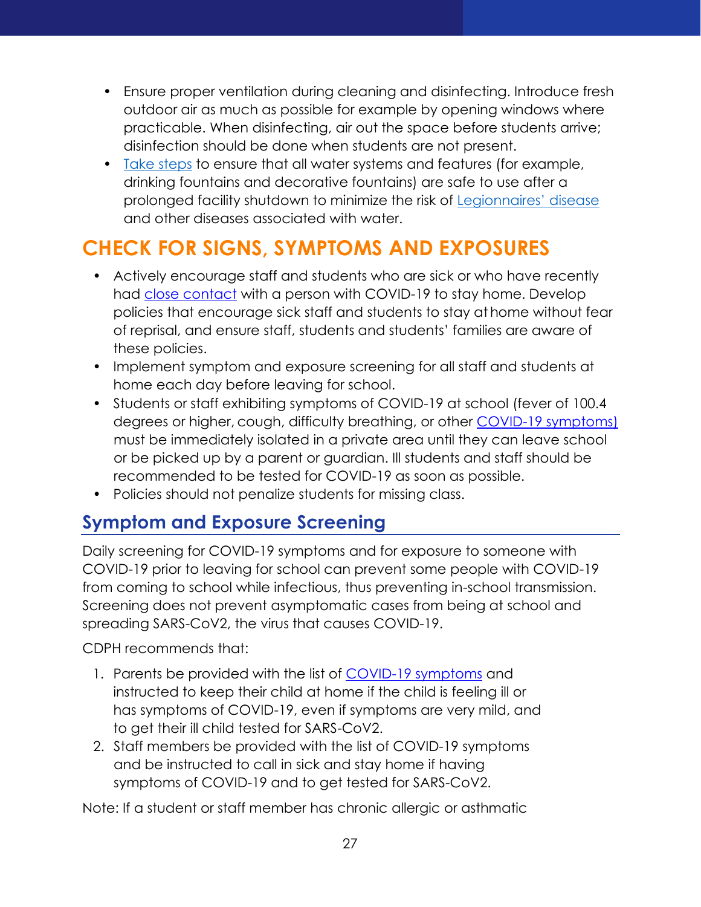- Ensure proper ventilation during cleaning and disinfecting. Introduce fresh outdoor air as much as possible for example by opening windows where practicable. When disinfecting, air out the space before students arrive; disinfection should be done when students are not present.
- Take steps to ensure that all water systems and features (for example, drinking fountains and decorative fountains) are safe to use after a prolonged facility shutdown to minimize the risk of Legionnaires' disease and other diseases associated with water.

## CHECK FOR SIGNS, SYMPTOMS AND EXPOSURES

- Actively encourage staff and students who are sick or who have recently had close contact with a person with COVID-19 to stay home. Develop policies that encourage sick staff and students to stay at home without fear of reprisal, and ensure staff, students and students' families are aware of these policies.
- Implement symptom and exposure screening for all staff and students at home each day before leaving for school.
- Students or staff exhibiting symptoms of COVID-19 at school (fever of 100.4 degrees or higher, cough, difficulty breathing, or other COVID-19 symptoms) must be immediately isolated in a private area until they can leave school or be picked up by a parent or guardian. Ill students and staff should be recommended to be tested for COVID-19 as soon as possible.
- Policies should not penalize students for missing class.

### Symptom and Exposure Screening

Daily screening for COVID-19 symptoms and for exposure to someone with COVID-19 prior to leaving for school can prevent some people with COVID-19 from coming to school while infectious, thus preventing in-school transmission. Screening does not prevent asymptomatic cases from being at school and spreading SARS-CoV2, the virus that causes COVID-19.

CDPH recommends that:

1. Parents be provided with the list of COVID-19 symptoms and instructed to keep their child at home if the child is feeling ill or has symptoms of COVID-19, even if symptoms are very mild, and to get their ill child tested for SARS-CoV2.
2. Staff members be provided with the list of COVID-19 symptoms and be instructed to call in sick and stay home if having symptoms of COVID-19 and to get tested for SARS-CoV2.

Note: If a student or staff member has chronic allergic or asthmatic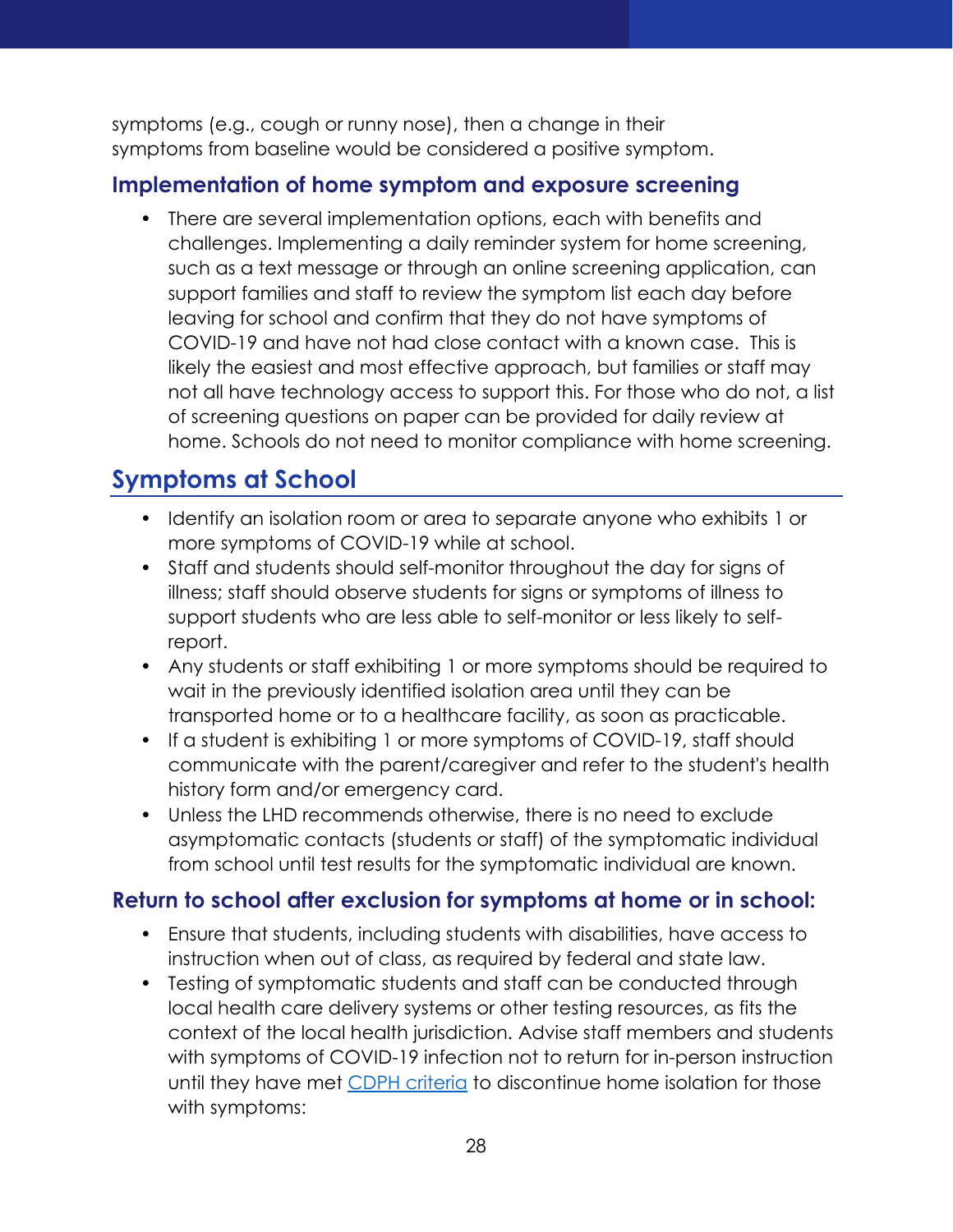symptoms (e.g., cough or runny nose), then a change in their symptoms from baseline would be considered a positive symptom.

### Implementation of home symptom and exposure screening

- There are several implementation options, each with benefits and challenges. Implementing a daily reminder system for home screening, such as a text message or through an online screening application, can support families and staff to review the symptom list each day before leaving for school and confirm that they do not have symptoms of COVID-19 and have not had close contact with a known case. This is likely the easiest and most effective approach, but families or staff may not all have technology access to support this. For those who do not, a list of screening questions on paper can be provided for daily review at home. Schools do not need to monitor compliance with home screening.

## Symptoms at School

- Identify an isolation room or area to separate anyone who exhibits 1 or more symptoms of COVID-19 while at school.
- Staff and students should self-monitor throughout the day for signs of illness; staff should observe students for signs or symptoms of illness to support students who are less able to self-monitor or less likely to self-report.
- Any students or staff exhibiting 1 or more symptoms should be required to wait in the previously identified isolation area until they can be transported home or to a healthcare facility, as soon as practicable.
- If a student is exhibiting 1 or more symptoms of COVID-19, staff should communicate with the parent/caregiver and refer to the student's health history form and/or emergency card.
- Unless the LHD recommends otherwise, there is no need to exclude asymptomatic contacts (students or staff) of the symptomatic individual from school until test results for the symptomatic individual are known.

### Return to school after exclusion for symptoms at home or in school:

- Ensure that students, including students with disabilities, have access to instruction when out of class, as required by federal and state law.
- Testing of symptomatic students and staff can be conducted through local health care delivery systems or other testing resources, as fits the context of the local health jurisdiction. Advise staff members and students with symptoms of COVID-19 infection not to return for in-person instruction until they have met CDPH criteria to discontinue home isolation for those with symptoms: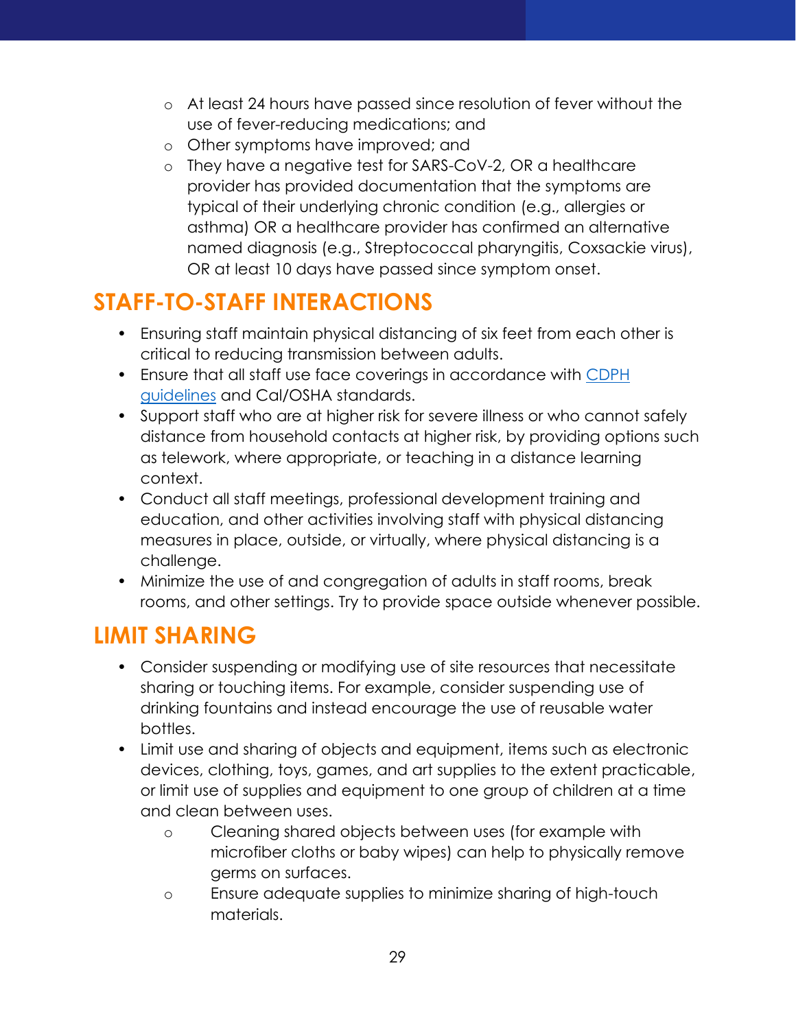- At least 24 hours have passed since resolution of fever without the use of fever-reducing medications; and
  - Other symptoms have improved; and
  - They have a negative test for SARS-CoV-2, OR a healthcare provider has provided documentation that the symptoms are typical of their underlying chronic condition (e.g., allergies or asthma) OR a healthcare provider has confirmed an alternative named diagnosis (e.g., Streptococcal pharyngitis, Coxsackie virus), OR at least 10 days have passed since symptom onset.

## STAFF-TO-STAFF INTERACTIONS

- Ensuring staff maintain physical distancing of six feet from each other is critical to reducing transmission between adults.
- Ensure that all staff use face coverings in accordance with [CDPH guidelines]() and Cal/OSHA standards.
- Support staff who are at higher risk for severe illness or who cannot safely distance from household contacts at higher risk, by providing options such as telework, where appropriate, or teaching in a distance learning context.
- Conduct all staff meetings, professional development training and education, and other activities involving staff with physical distancing measures in place, outside, or virtually, where physical distancing is a challenge.
- Minimize the use of and congregation of adults in staff rooms, break rooms, and other settings. Try to provide space outside whenever possible.

## LIMIT SHARING

- Consider suspending or modifying use of site resources that necessitate sharing or touching items. For example, consider suspending use of drinking fountains and instead encourage the use of reusable water bottles.
- Limit use and sharing of objects and equipment, items such as electronic devices, clothing, toys, games, and art supplies to the extent practicable, or limit use of supplies and equipment to one group of children at a time and clean between uses.
  - Cleaning shared objects between uses (for example with microfiber cloths or baby wipes) can help to physically remove germs on surfaces.
  - Ensure adequate supplies to minimize sharing of high-touch materials.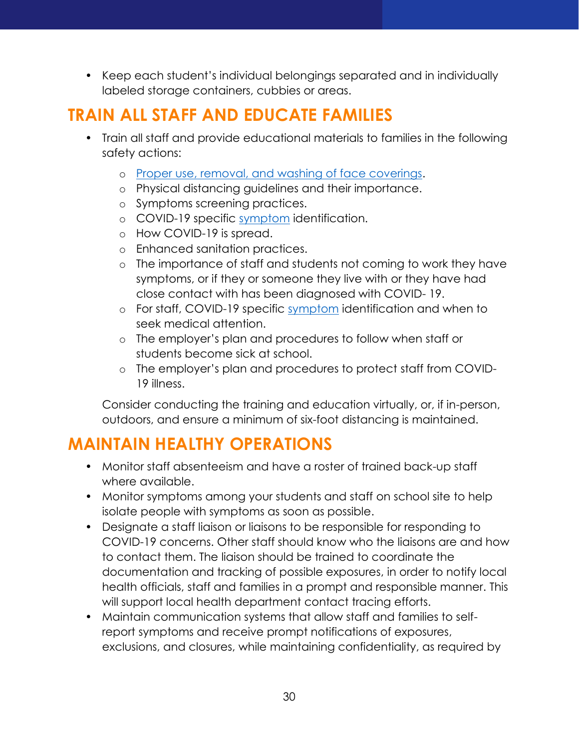- Keep each student's individual belongings separated and in individually labeled storage containers, cubbies or areas.

## TRAIN ALL STAFF AND EDUCATE FAMILIES

- Train all staff and provide educational materials to families in the following safety actions:
  - Proper use, removal, and washing of face coverings.
  - Physical distancing guidelines and their importance.
  - Symptoms screening practices.
  - COVID-19 specific symptom identification.
  - How COVID-19 is spread.
  - Enhanced sanitation practices.
  - The importance of staff and students not coming to work they have symptoms, or if they or someone they live with or they have had close contact with has been diagnosed with COVID- 19.
  - For staff, COVID-19 specific symptom identification and when to seek medical attention.
  - The employer's plan and procedures to follow when staff or students become sick at school.
  - The employer's plan and procedures to protect staff from COVID-19 illness.

  Consider conducting the training and education virtually, or, if in-person, outdoors, and ensure a minimum of six-foot distancing is maintained.

## MAINTAIN HEALTHY OPERATIONS

- Monitor staff absenteeism and have a roster of trained back-up staff where available.
- Monitor symptoms among your students and staff on school site to help isolate people with symptoms as soon as possible.
- Designate a staff liaison or liaisons to be responsible for responding to COVID-19 concerns. Other staff should know who the liaisons are and how to contact them. The liaison should be trained to coordinate the documentation and tracking of possible exposures, in order to notify local health officials, staff and families in a prompt and responsible manner. This will support local health department contact tracing efforts.
- Maintain communication systems that allow staff and families to self-report symptoms and receive prompt notifications of exposures, exclusions, and closures, while maintaining confidentiality, as required by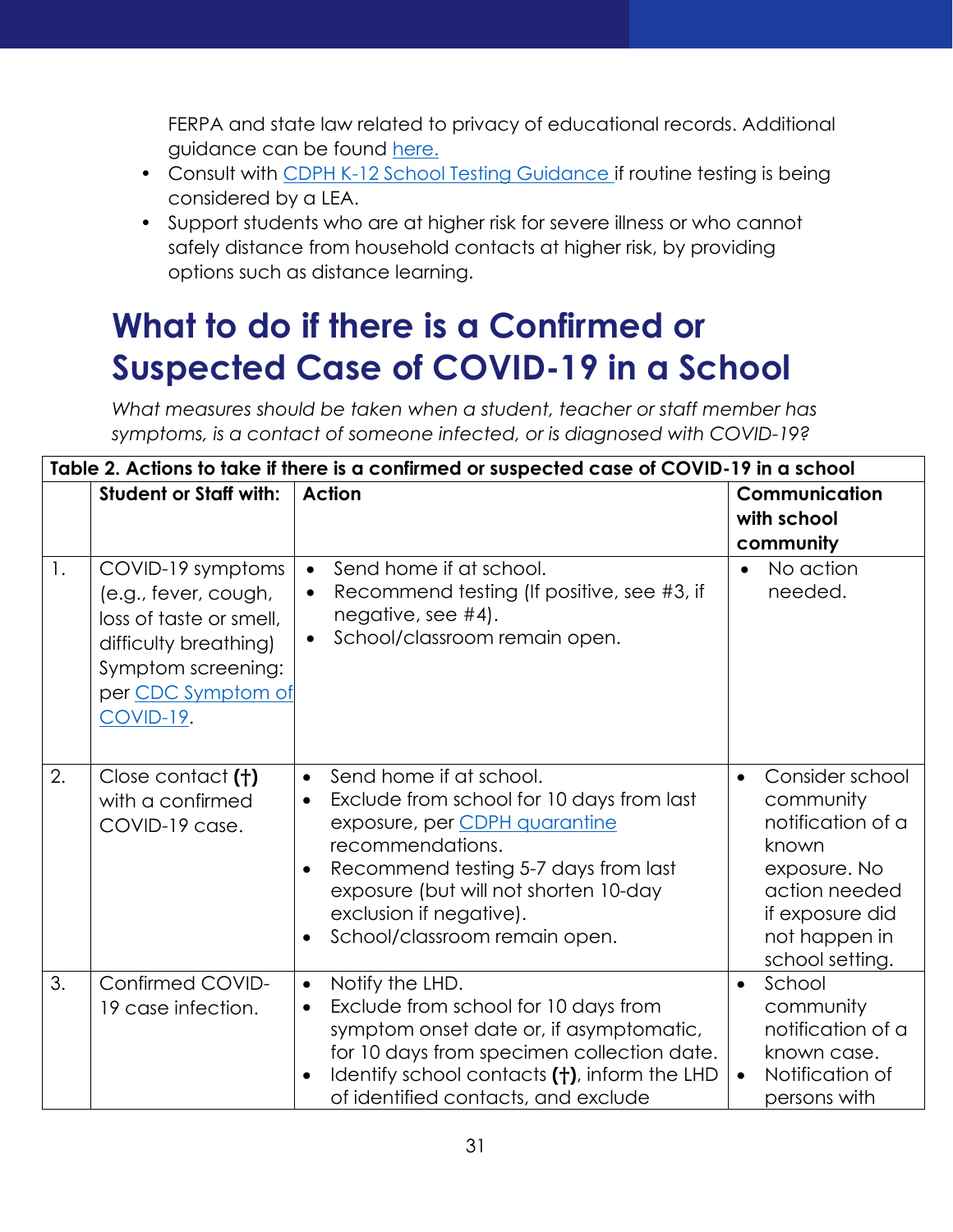FERPA and state law related to privacy of educational records. Additional guidance can be found [here.](#)

- Consult with [CDPH K-12 School Testing Guidance](#) if routine testing is being considered by a LEA.
- Support students who are at higher risk for severe illness or who cannot safely distance from household contacts at higher risk, by providing options such as distance learning.

# What to do if there is a Confirmed or Suspected Case of COVID-19 in a School

*What measures should be taken when a student, teacher or staff member has symptoms, is a contact of someone infected, or is diagnosed with COVID-19?*

| **Table 2. Actions to take if there is a confirmed or suspected case of COVID-19 in a school** | | | |
|---|---|---|---|
| | **Student or Staff with:** | **Action** | **Communication with school community** |
| 1. | COVID-19 symptoms (e.g., fever, cough, loss of taste or smell, difficulty breathing) Symptom screening: per [CDC Symptom of COVID-19](#). | • Send home if at school.<br>• Recommend testing (If positive, see #3, if negative, see #4).<br>• School/classroom remain open. | • No action needed. |
| 2. | Close contact **(†)** with a confirmed COVID-19 case. | • Send home if at school.<br>• Exclude from school for 10 days from last exposure, per [CDPH quarantine](#) recommendations.<br>• Recommend testing 5-7 days from last exposure (but will not shorten 10-day exclusion if negative).<br>• School/classroom remain open. | • Consider school community notification of a known exposure. No action needed if exposure did not happen in school setting. |
| 3. | Confirmed COVID-19 case infection. | • Notify the LHD.<br>• Exclude from school for 10 days from symptom onset date or, if asymptomatic, for 10 days from specimen collection date.<br>• Identify school contacts **(†)**, inform the LHD of identified contacts, and exclude | • School community notification of a known case.<br>• Notification of persons with |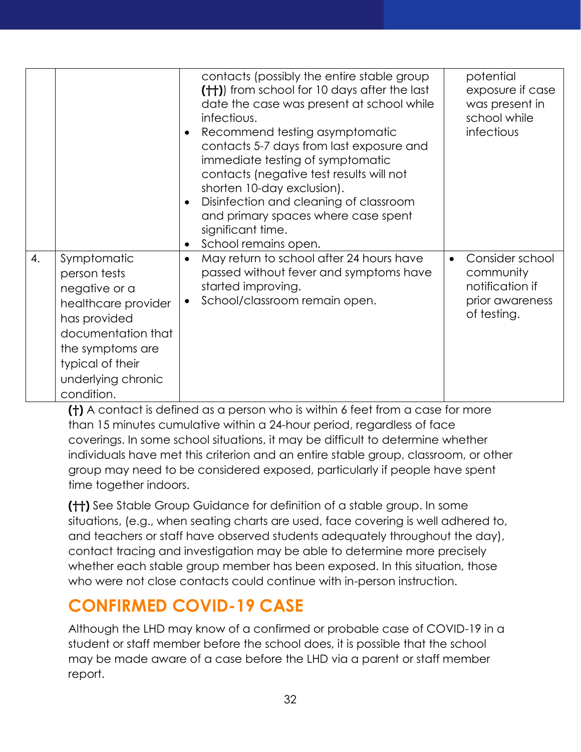| | | | |
|---|---|---|---|
| | | contacts (possibly the entire stable group **(††)**) from school for 10 days after the last date the case was present at school while infectious.<br>• Recommend testing asymptomatic contacts 5-7 days from last exposure and immediate testing of symptomatic contacts (negative test results will not shorten 10-day exclusion).<br>• Disinfection and cleaning of classroom and primary spaces where case spent significant time.<br>• School remains open. | potential exposure if case was present in school while infectious |
| 4. | Symptomatic person tests negative or a healthcare provider has provided documentation that the symptoms are typical of their underlying chronic condition. | • May return to school after 24 hours have passed without fever and symptoms have started improving.<br>• School/classroom remain open. | • Consider school community notification if prior awareness of testing. |

**(†)** A contact is defined as a person who is within 6 feet from a case for more than 15 minutes cumulative within a 24-hour period, regardless of face coverings. In some school situations, it may be difficult to determine whether individuals have met this criterion and an entire stable group, classroom, or other group may need to be considered exposed, particularly if people have spent time together indoors.

**(††)** See Stable Group Guidance for definition of a stable group. In some situations, (e.g., when seating charts are used, face covering is well adhered to, and teachers or staff have observed students adequately throughout the day), contact tracing and investigation may be able to determine more precisely whether each stable group member has been exposed. In this situation, those who were not close contacts could continue with in-person instruction.

## CONFIRMED COVID-19 CASE

Although the LHD may know of a confirmed or probable case of COVID-19 in a student or staff member before the school does, it is possible that the school may be made aware of a case before the LHD via a parent or staff member report.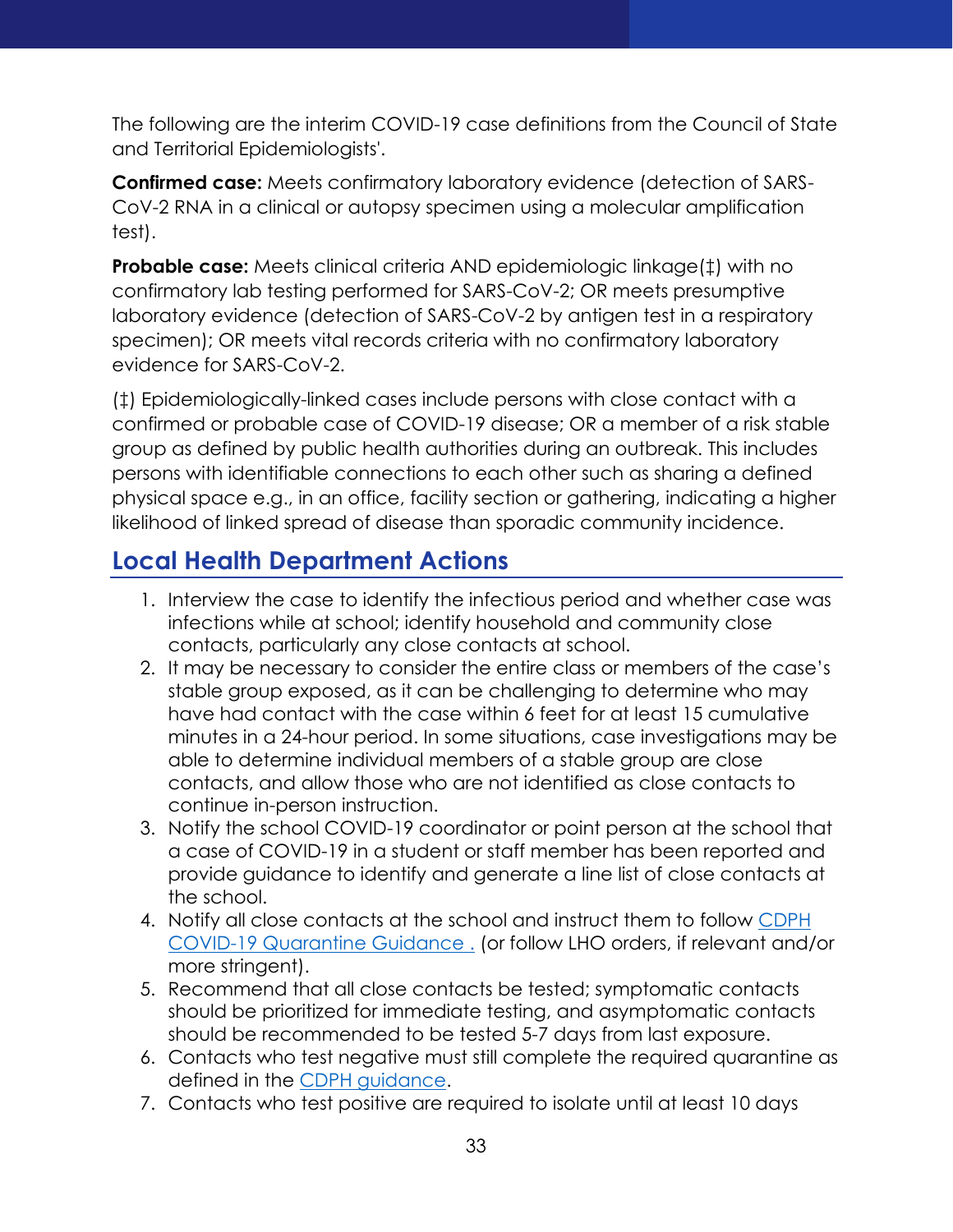The following are the interim COVID-19 case definitions from the Council of State and Territorial Epidemiologists'.

**Confirmed case:** Meets confirmatory laboratory evidence (detection of SARS-CoV-2 RNA in a clinical or autopsy specimen using a molecular amplification test).

**Probable case:** Meets clinical criteria AND epidemiologic linkage(‡) with no confirmatory lab testing performed for SARS-CoV-2; OR meets presumptive laboratory evidence (detection of SARS-CoV-2 by antigen test in a respiratory specimen); OR meets vital records criteria with no confirmatory laboratory evidence for SARS-CoV-2.

(‡) Epidemiologically-linked cases include persons with close contact with a confirmed or probable case of COVID-19 disease; OR a member of a risk stable group as defined by public health authorities during an outbreak. This includes persons with identifiable connections to each other such as sharing a defined physical space e.g., in an office, facility section or gathering, indicating a higher likelihood of linked spread of disease than sporadic community incidence.

## Local Health Department Actions

1. Interview the case to identify the infectious period and whether case was infections while at school; identify household and community close contacts, particularly any close contacts at school.
2. It may be necessary to consider the entire class or members of the case's stable group exposed, as it can be challenging to determine who may have had contact with the case within 6 feet for at least 15 cumulative minutes in a 24-hour period. In some situations, case investigations may be able to determine individual members of a stable group are close contacts, and allow those who are not identified as close contacts to continue in-person instruction.
3. Notify the school COVID-19 coordinator or point person at the school that a case of COVID-19 in a student or staff member has been reported and provide guidance to identify and generate a line list of close contacts at the school.
4. Notify all close contacts at the school and instruct them to follow [CDPH COVID-19 Quarantine Guidance .](#) (or follow LHO orders, if relevant and/or more stringent).
5. Recommend that all close contacts be tested; symptomatic contacts should be prioritized for immediate testing, and asymptomatic contacts should be recommended to be tested 5-7 days from last exposure.
6. Contacts who test negative must still complete the required quarantine as defined in the [CDPH guidance](#).
7. Contacts who test positive are required to isolate until at least 10 days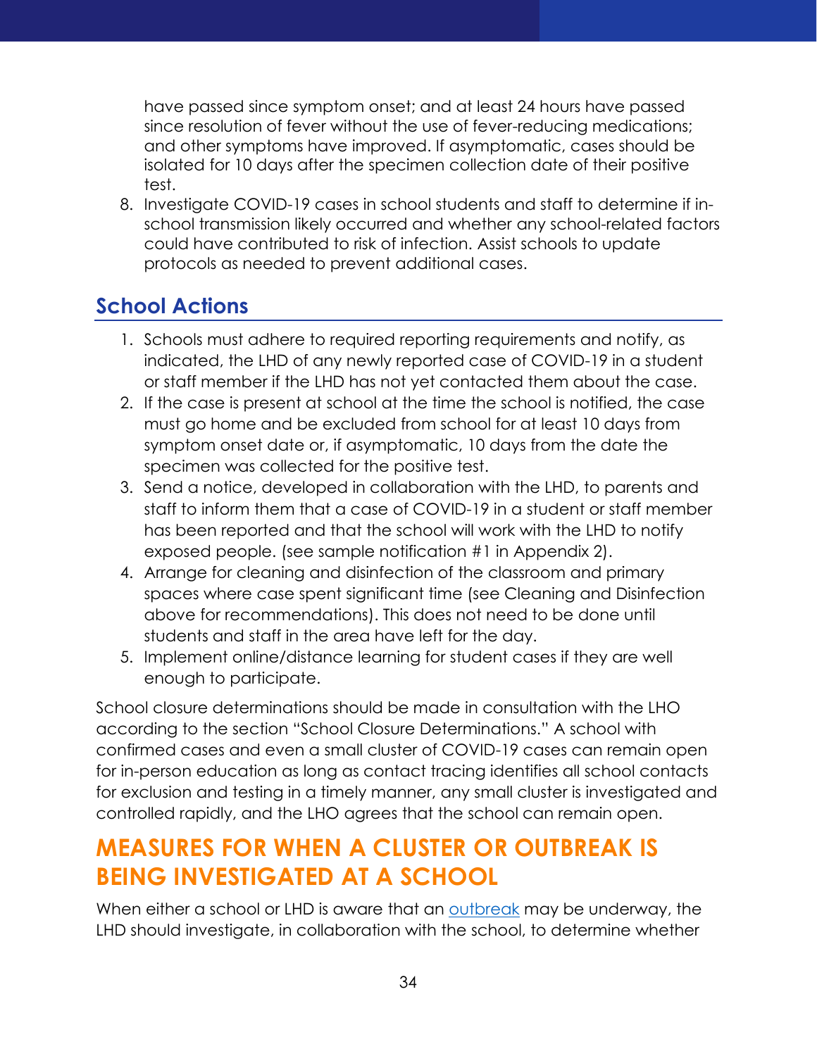have passed since symptom onset; and at least 24 hours have passed since resolution of fever without the use of fever-reducing medications; and other symptoms have improved. If asymptomatic, cases should be isolated for 10 days after the specimen collection date of their positive test.

8. Investigate COVID-19 cases in school students and staff to determine if in-school transmission likely occurred and whether any school-related factors could have contributed to risk of infection. Assist schools to update protocols as needed to prevent additional cases.

## School Actions

1. Schools must adhere to required reporting requirements and notify, as indicated, the LHD of any newly reported case of COVID-19 in a student or staff member if the LHD has not yet contacted them about the case.
2. If the case is present at school at the time the school is notified, the case must go home and be excluded from school for at least 10 days from symptom onset date or, if asymptomatic, 10 days from the date the specimen was collected for the positive test.
3. Send a notice, developed in collaboration with the LHD, to parents and staff to inform them that a case of COVID-19 in a student or staff member has been reported and that the school will work with the LHD to notify exposed people. (see sample notification #1 in Appendix 2).
4. Arrange for cleaning and disinfection of the classroom and primary spaces where case spent significant time (see Cleaning and Disinfection above for recommendations). This does not need to be done until students and staff in the area have left for the day.
5. Implement online/distance learning for student cases if they are well enough to participate.

School closure determinations should be made in consultation with the LHO according to the section "School Closure Determinations." A school with confirmed cases and even a small cluster of COVID-19 cases can remain open for in-person education as long as contact tracing identifies all school contacts for exclusion and testing in a timely manner, any small cluster is investigated and controlled rapidly, and the LHO agrees that the school can remain open.

# MEASURES FOR WHEN A CLUSTER OR OUTBREAK IS BEING INVESTIGATED AT A SCHOOL

When either a school or LHD is aware that an outbreak may be underway, the LHD should investigate, in collaboration with the school, to determine whether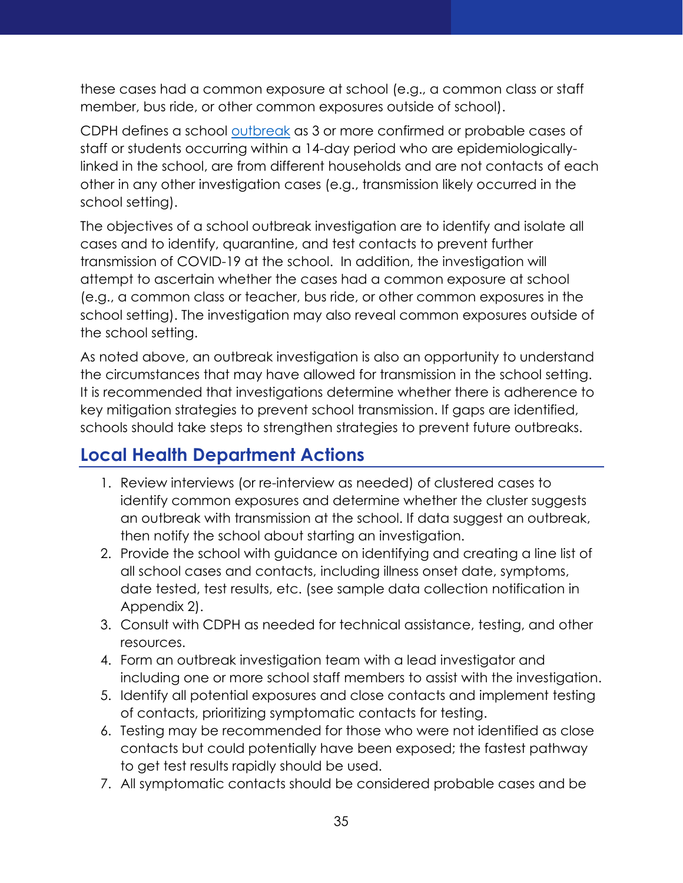these cases had a common exposure at school (e.g., a common class or staff member, bus ride, or other common exposures outside of school).

CDPH defines a school [outbreak](outbreak) as 3 or more confirmed or probable cases of staff or students occurring within a 14-day period who are epidemiologically-linked in the school, are from different households and are not contacts of each other in any other investigation cases (e.g., transmission likely occurred in the school setting).

The objectives of a school outbreak investigation are to identify and isolate all cases and to identify, quarantine, and test contacts to prevent further transmission of COVID-19 at the school. In addition, the investigation will attempt to ascertain whether the cases had a common exposure at school (e.g., a common class or teacher, bus ride, or other common exposures in the school setting). The investigation may also reveal common exposures outside of the school setting.

As noted above, an outbreak investigation is also an opportunity to understand the circumstances that may have allowed for transmission in the school setting. It is recommended that investigations determine whether there is adherence to key mitigation strategies to prevent school transmission. If gaps are identified, schools should take steps to strengthen strategies to prevent future outbreaks.

## Local Health Department Actions

1. Review interviews (or re-interview as needed) of clustered cases to identify common exposures and determine whether the cluster suggests an outbreak with transmission at the school. If data suggest an outbreak, then notify the school about starting an investigation.
2. Provide the school with guidance on identifying and creating a line list of all school cases and contacts, including illness onset date, symptoms, date tested, test results, etc. (see sample data collection notification in Appendix 2).
3. Consult with CDPH as needed for technical assistance, testing, and other resources.
4. Form an outbreak investigation team with a lead investigator and including one or more school staff members to assist with the investigation.
5. Identify all potential exposures and close contacts and implement testing of contacts, prioritizing symptomatic contacts for testing.
6. Testing may be recommended for those who were not identified as close contacts but could potentially have been exposed; the fastest pathway to get test results rapidly should be used.
7. All symptomatic contacts should be considered probable cases and be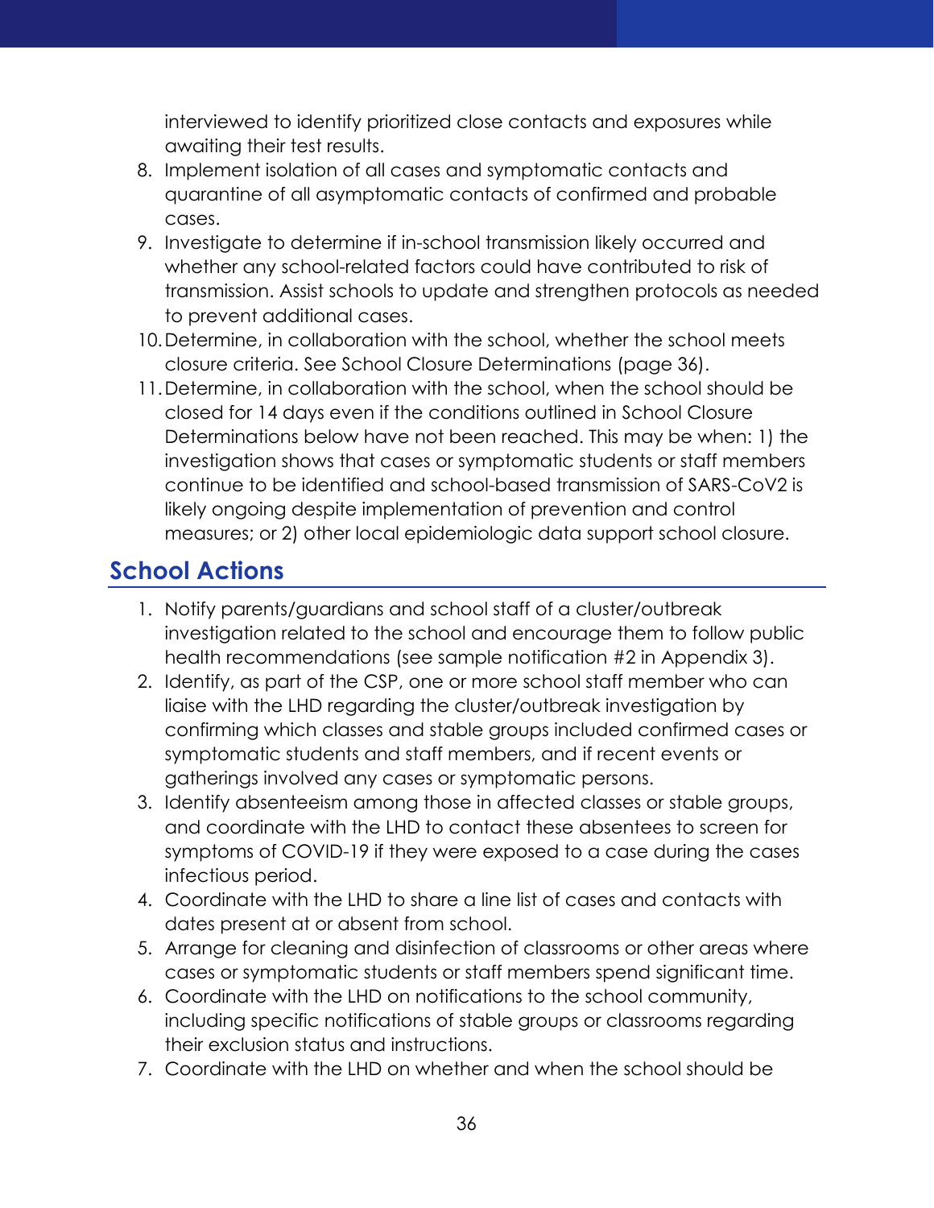interviewed to identify prioritized close contacts and exposures while awaiting their test results.

8. Implement isolation of all cases and symptomatic contacts and quarantine of all asymptomatic contacts of confirmed and probable cases.
9. Investigate to determine if in-school transmission likely occurred and whether any school-related factors could have contributed to risk of transmission. Assist schools to update and strengthen protocols as needed to prevent additional cases.
10. Determine, in collaboration with the school, whether the school meets closure criteria. See School Closure Determinations (page 36).
11. Determine, in collaboration with the school, when the school should be closed for 14 days even if the conditions outlined in School Closure Determinations below have not been reached. This may be when: 1) the investigation shows that cases or symptomatic students or staff members continue to be identified and school-based transmission of SARS-CoV2 is likely ongoing despite implementation of prevention and control measures; or 2) other local epidemiologic data support school closure.

## School Actions

1. Notify parents/guardians and school staff of a cluster/outbreak investigation related to the school and encourage them to follow public health recommendations (see sample notification #2 in Appendix 3).
2. Identify, as part of the CSP, one or more school staff member who can liaise with the LHD regarding the cluster/outbreak investigation by confirming which classes and stable groups included confirmed cases or symptomatic students and staff members, and if recent events or gatherings involved any cases or symptomatic persons.
3. Identify absenteeism among those in affected classes or stable groups, and coordinate with the LHD to contact these absentees to screen for symptoms of COVID-19 if they were exposed to a case during the cases infectious period.
4. Coordinate with the LHD to share a line list of cases and contacts with dates present at or absent from school.
5. Arrange for cleaning and disinfection of classrooms or other areas where cases or symptomatic students or staff members spend significant time.
6. Coordinate with the LHD on notifications to the school community, including specific notifications of stable groups or classrooms regarding their exclusion status and instructions.
7. Coordinate with the LHD on whether and when the school should be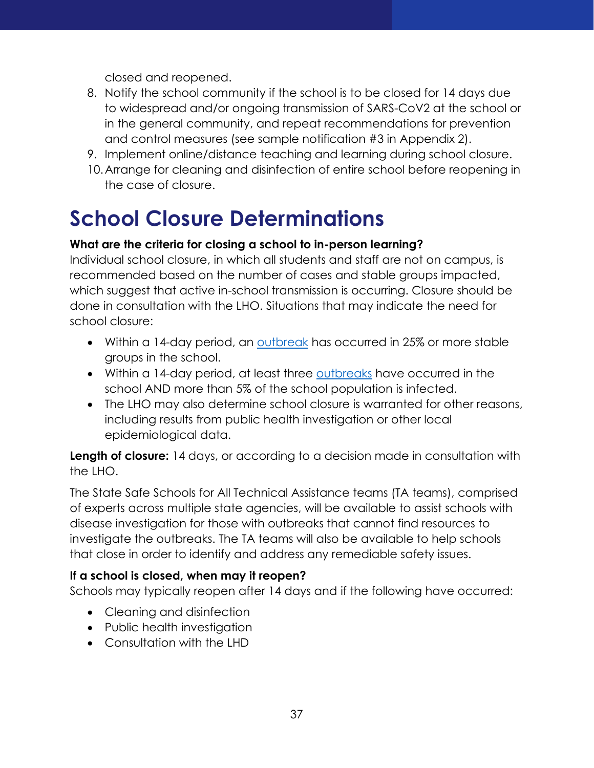closed and reopened.

8. Notify the school community if the school is to be closed for 14 days due to widespread and/or ongoing transmission of SARS-CoV2 at the school or in the general community, and repeat recommendations for prevention and control measures (see sample notification #3 in Appendix 2).
9. Implement online/distance teaching and learning during school closure.
10. Arrange for cleaning and disinfection of entire school before reopening in the case of closure.

# School Closure Determinations

**What are the criteria for closing a school to in-person learning?**
Individual school closure, in which all students and staff are not on campus, is recommended based on the number of cases and stable groups impacted, which suggest that active in-school transmission is occurring. Closure should be done in consultation with the LHO. Situations that may indicate the need for school closure:

- Within a 14-day period, an outbreak has occurred in 25% or more stable groups in the school.
- Within a 14-day period, at least three outbreaks have occurred in the school AND more than 5% of the school population is infected.
- The LHO may also determine school closure is warranted for other reasons, including results from public health investigation or other local epidemiological data.

**Length of closure:** 14 days, or according to a decision made in consultation with the LHO.

The State Safe Schools for All Technical Assistance teams (TA teams), comprised of experts across multiple state agencies, will be available to assist schools with disease investigation for those with outbreaks that cannot find resources to investigate the outbreaks. The TA teams will also be available to help schools that close in order to identify and address any remediable safety issues.

**If a school is closed, when may it reopen?**
Schools may typically reopen after 14 days and if the following have occurred:

- Cleaning and disinfection
- Public health investigation
- Consultation with the LHD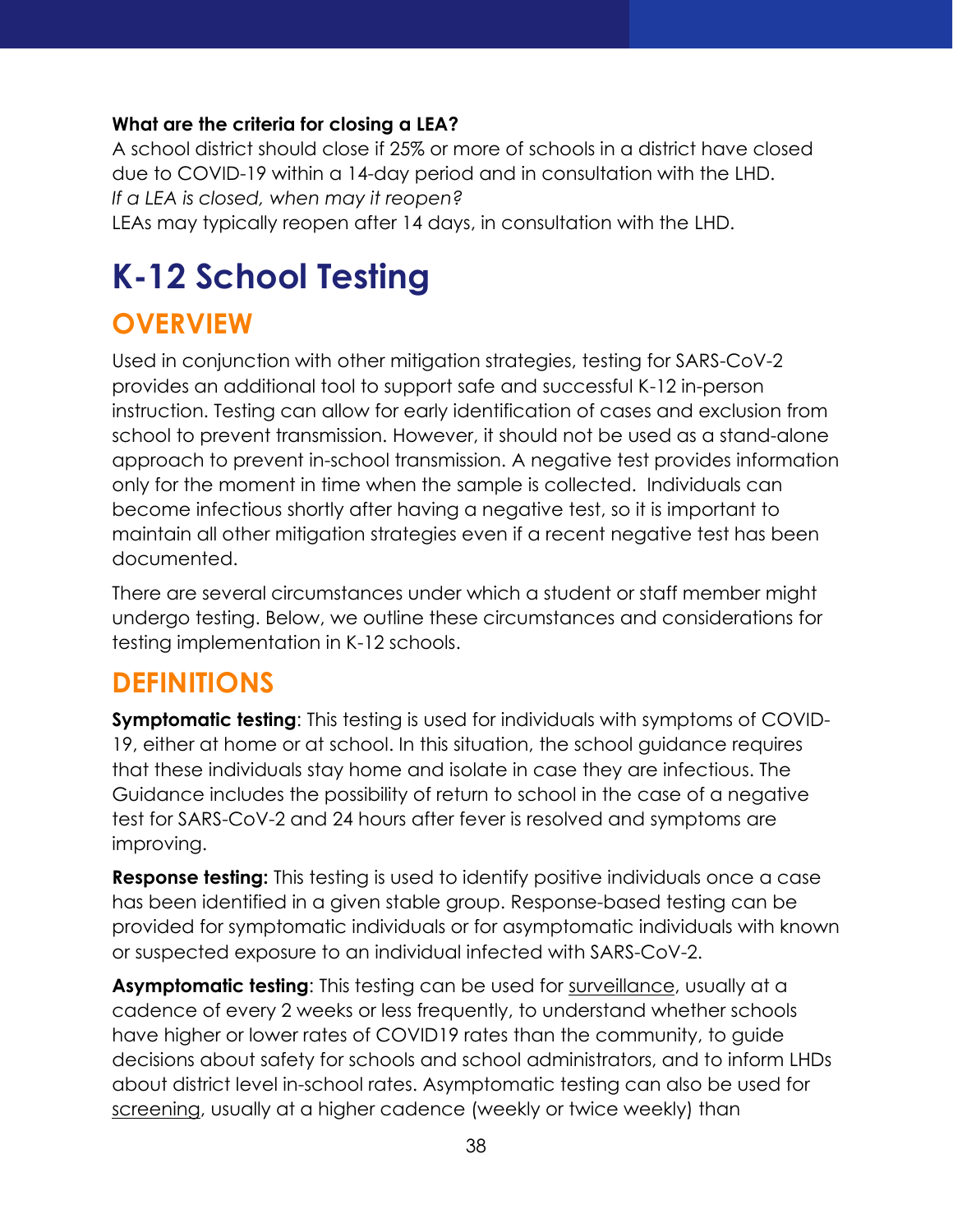**What are the criteria for closing a LEA?**

A school district should close if 25% or more of schools in a district have closed due to COVID-19 within a 14-day period and in consultation with the LHD.

*If a LEA is closed, when may it reopen?*

LEAs may typically reopen after 14 days, in consultation with the LHD.

# K-12 School Testing

## OVERVIEW

Used in conjunction with other mitigation strategies, testing for SARS-CoV-2 provides an additional tool to support safe and successful K-12 in-person instruction. Testing can allow for early identification of cases and exclusion from school to prevent transmission. However, it should not be used as a stand-alone approach to prevent in-school transmission. A negative test provides information only for the moment in time when the sample is collected. Individuals can become infectious shortly after having a negative test, so it is important to maintain all other mitigation strategies even if a recent negative test has been documented.

There are several circumstances under which a student or staff member might undergo testing. Below, we outline these circumstances and considerations for testing implementation in K-12 schools.

## DEFINITIONS

**Symptomatic testing**: This testing is used for individuals with symptoms of COVID-19, either at home or at school. In this situation, the school guidance requires that these individuals stay home and isolate in case they are infectious. The Guidance includes the possibility of return to school in the case of a negative test for SARS-CoV-2 and 24 hours after fever is resolved and symptoms are improving.

**Response testing:** This testing is used to identify positive individuals once a case has been identified in a given stable group. Response-based testing can be provided for symptomatic individuals or for asymptomatic individuals with known or suspected exposure to an individual infected with SARS-CoV-2.

**Asymptomatic testing**: This testing can be used for surveillance, usually at a cadence of every 2 weeks or less frequently, to understand whether schools have higher or lower rates of COVID19 rates than the community, to guide decisions about safety for schools and school administrators, and to inform LHDs about district level in-school rates. Asymptomatic testing can also be used for screening, usually at a higher cadence (weekly or twice weekly) than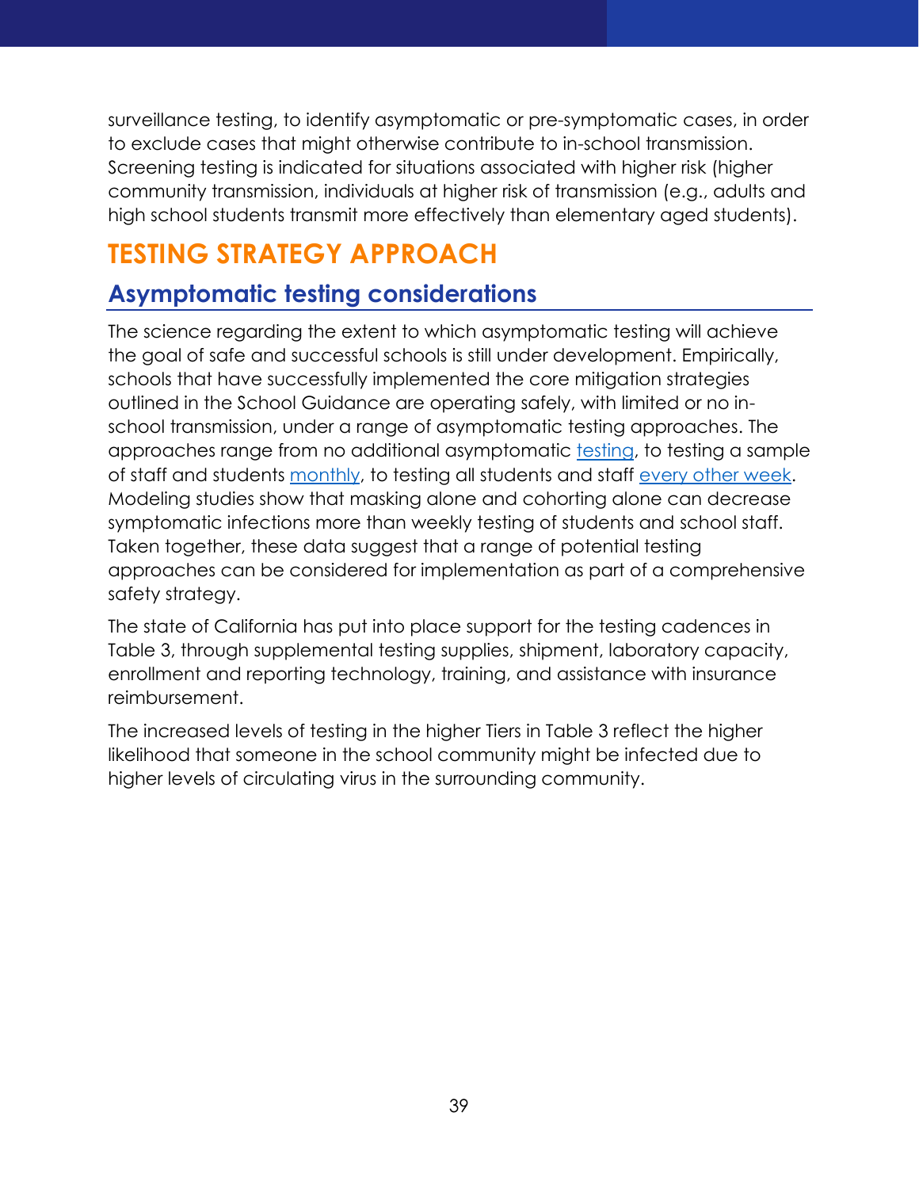surveillance testing, to identify asymptomatic or pre-symptomatic cases, in order to exclude cases that might otherwise contribute to in-school transmission. Screening testing is indicated for situations associated with higher risk (higher community transmission, individuals at higher risk of transmission (e.g., adults and high school students transmit more effectively than elementary aged students).

# TESTING STRATEGY APPROACH

## Asymptomatic testing considerations

The science regarding the extent to which asymptomatic testing will achieve the goal of safe and successful schools is still under development. Empirically, schools that have successfully implemented the core mitigation strategies outlined in the School Guidance are operating safely, with limited or no in-school transmission, under a range of asymptomatic testing approaches. The approaches range from no additional asymptomatic testing, to testing a sample of staff and students monthly, to testing all students and staff every other week. Modeling studies show that masking alone and cohorting alone can decrease symptomatic infections more than weekly testing of students and school staff. Taken together, these data suggest that a range of potential testing approaches can be considered for implementation as part of a comprehensive safety strategy.

The state of California has put into place support for the testing cadences in Table 3, through supplemental testing supplies, shipment, laboratory capacity, enrollment and reporting technology, training, and assistance with insurance reimbursement.

The increased levels of testing in the higher Tiers in Table 3 reflect the higher likelihood that someone in the school community might be infected due to higher levels of circulating virus in the surrounding community.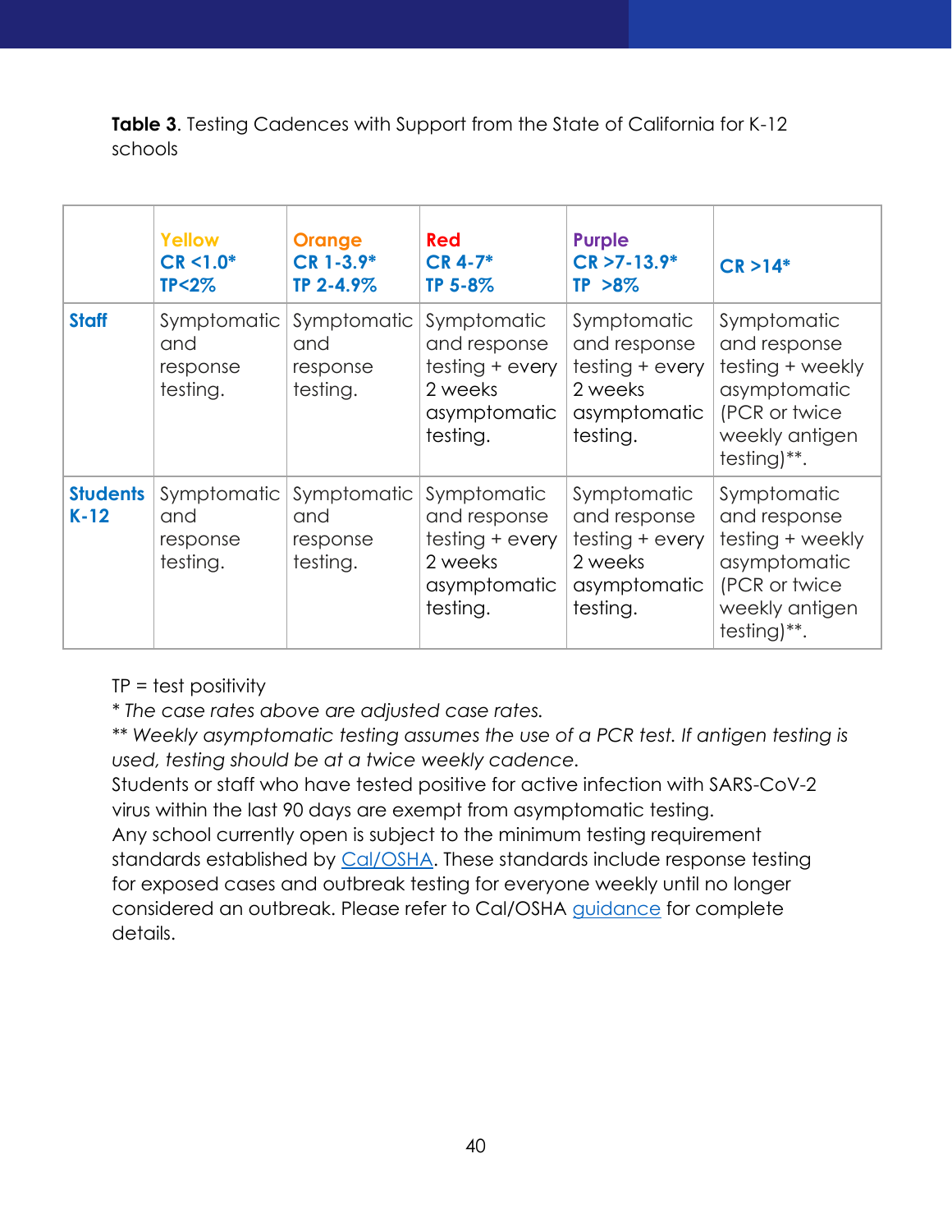**Table 3**. Testing Cadences with Support from the State of California for K-12 schools

| | Yellow CR <1.0* TP<2% | Orange CR 1-3.9* TP 2-4.9% | Red CR 4-7* TP 5-8% | Purple CR >7-13.9* TP >8% | CR >14* |
|---|---|---|---|---|---|
| **Staff** | Symptomatic and response testing. | Symptomatic and response testing. | Symptomatic and response testing + every 2 weeks asymptomatic testing. | Symptomatic and response testing + every 2 weeks asymptomatic testing. | Symptomatic and response testing + weekly asymptomatic (PCR or twice weekly antigen testing)**. |
| **Students K-12** | Symptomatic and response testing. | Symptomatic and response testing. | Symptomatic and response testing + every 2 weeks asymptomatic testing. | Symptomatic and response testing + every 2 weeks asymptomatic testing. | Symptomatic and response testing + weekly asymptomatic (PCR or twice weekly antigen testing)**. |

TP = test positivity

*\* The case rates above are adjusted case rates.*

*\*\* Weekly asymptomatic testing assumes the use of a PCR test. If antigen testing is used, testing should be at a twice weekly cadence.*

Students or staff who have tested positive for active infection with SARS-CoV-2 virus within the last 90 days are exempt from asymptomatic testing.

Any school currently open is subject to the minimum testing requirement standards established by Cal/OSHA. These standards include response testing for exposed cases and outbreak testing for everyone weekly until no longer considered an outbreak. Please refer to Cal/OSHA guidance for complete details.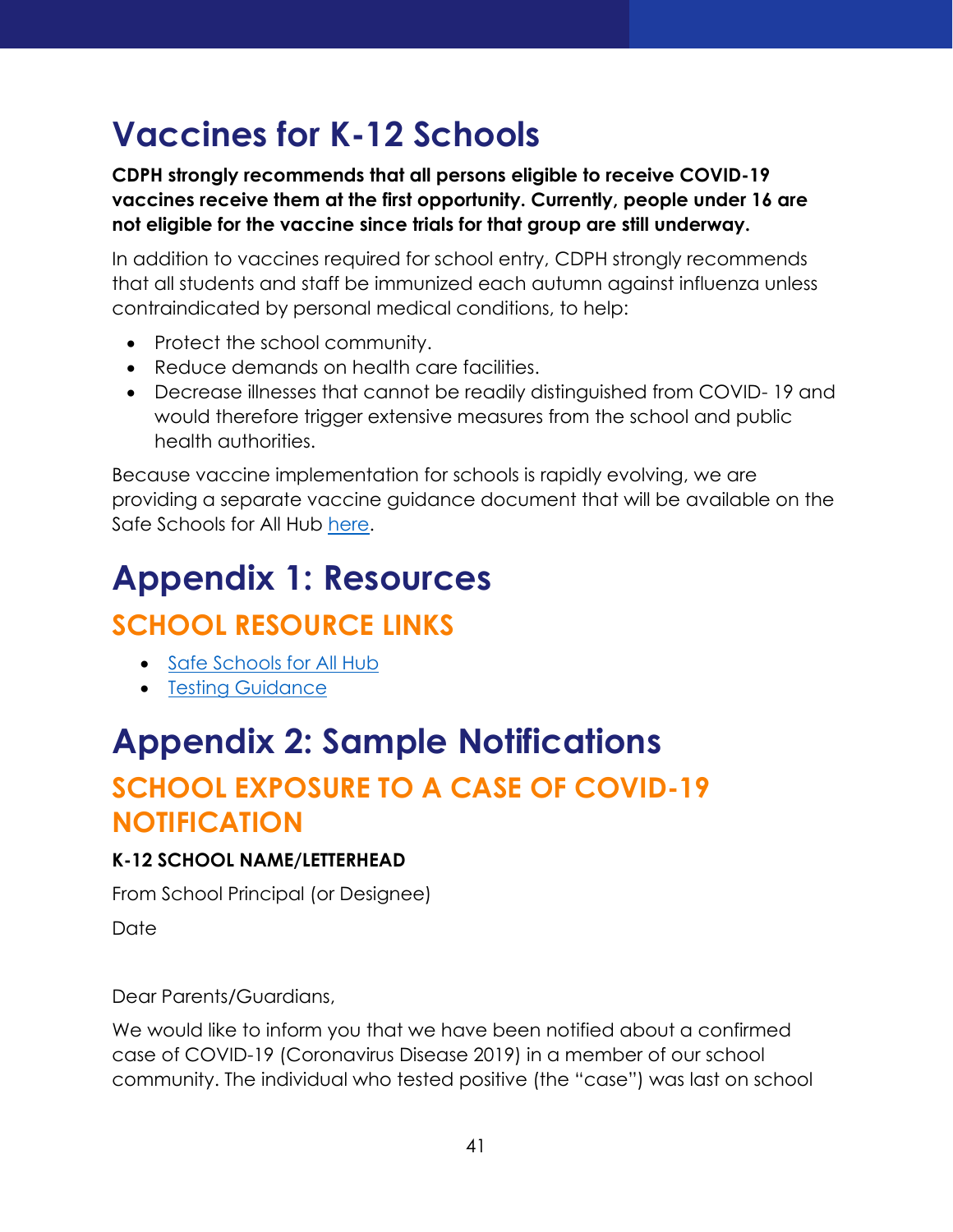# Vaccines for K-12 Schools

**CDPH strongly recommends that all persons eligible to receive COVID-19 vaccines receive them at the first opportunity. Currently, people under 16 are not eligible for the vaccine since trials for that group are still underway.**

In addition to vaccines required for school entry, CDPH strongly recommends that all students and staff be immunized each autumn against influenza unless contraindicated by personal medical conditions, to help:

- Protect the school community.
- Reduce demands on health care facilities.
- Decrease illnesses that cannot be readily distinguished from COVID- 19 and would therefore trigger extensive measures from the school and public health authorities.

Because vaccine implementation for schools is rapidly evolving, we are providing a separate vaccine guidance document that will be available on the Safe Schools for All Hub here.

# Appendix 1: Resources

## SCHOOL RESOURCE LINKS

- Safe Schools for All Hub
- Testing Guidance

# Appendix 2: Sample Notifications

## SCHOOL EXPOSURE TO A CASE OF COVID-19 NOTIFICATION

**K-12 SCHOOL NAME/LETTERHEAD**

From School Principal (or Designee)

Date

Dear Parents/Guardians,

We would like to inform you that we have been notified about a confirmed case of COVID-19 (Coronavirus Disease 2019) in a member of our school community. The individual who tested positive (the "case") was last on school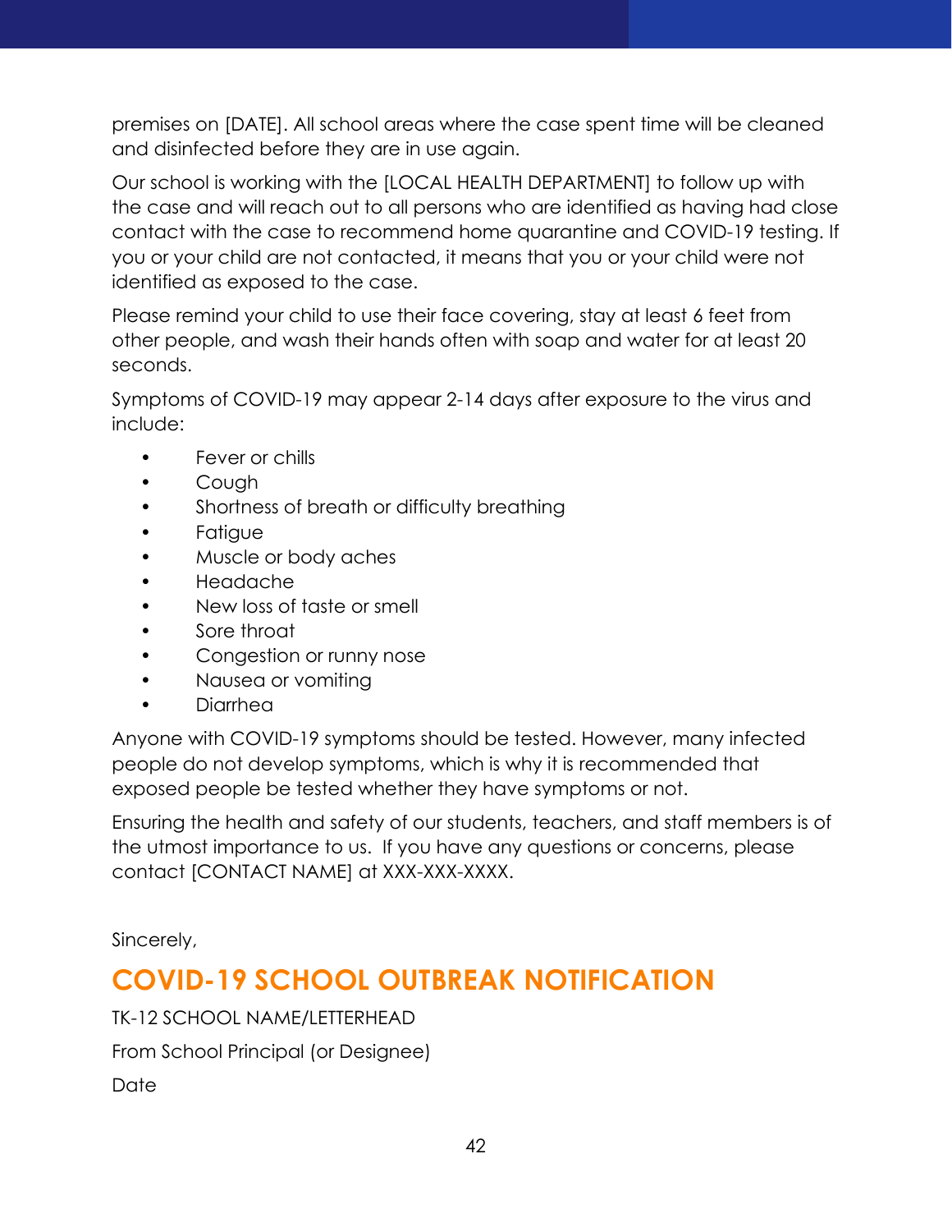premises on [DATE]. All school areas where the case spent time will be cleaned and disinfected before they are in use again.

Our school is working with the [LOCAL HEALTH DEPARTMENT] to follow up with the case and will reach out to all persons who are identified as having had close contact with the case to recommend home quarantine and COVID-19 testing. If you or your child are not contacted, it means that you or your child were not identified as exposed to the case.

Please remind your child to use their face covering, stay at least 6 feet from other people, and wash their hands often with soap and water for at least 20 seconds.

Symptoms of COVID-19 may appear 2-14 days after exposure to the virus and include:

- Fever or chills
- Cough
- Shortness of breath or difficulty breathing
- Fatigue
- Muscle or body aches
- Headache
- New loss of taste or smell
- Sore throat
- Congestion or runny nose
- Nausea or vomiting
- Diarrhea

Anyone with COVID-19 symptoms should be tested. However, many infected people do not develop symptoms, which is why it is recommended that exposed people be tested whether they have symptoms or not.

Ensuring the health and safety of our students, teachers, and staff members is of the utmost importance to us. If you have any questions or concerns, please contact [CONTACT NAME] at XXX-XXX-XXXX.

Sincerely,

## COVID-19 SCHOOL OUTBREAK NOTIFICATION

TK-12 SCHOOL NAME/LETTERHEAD

From School Principal (or Designee)

Date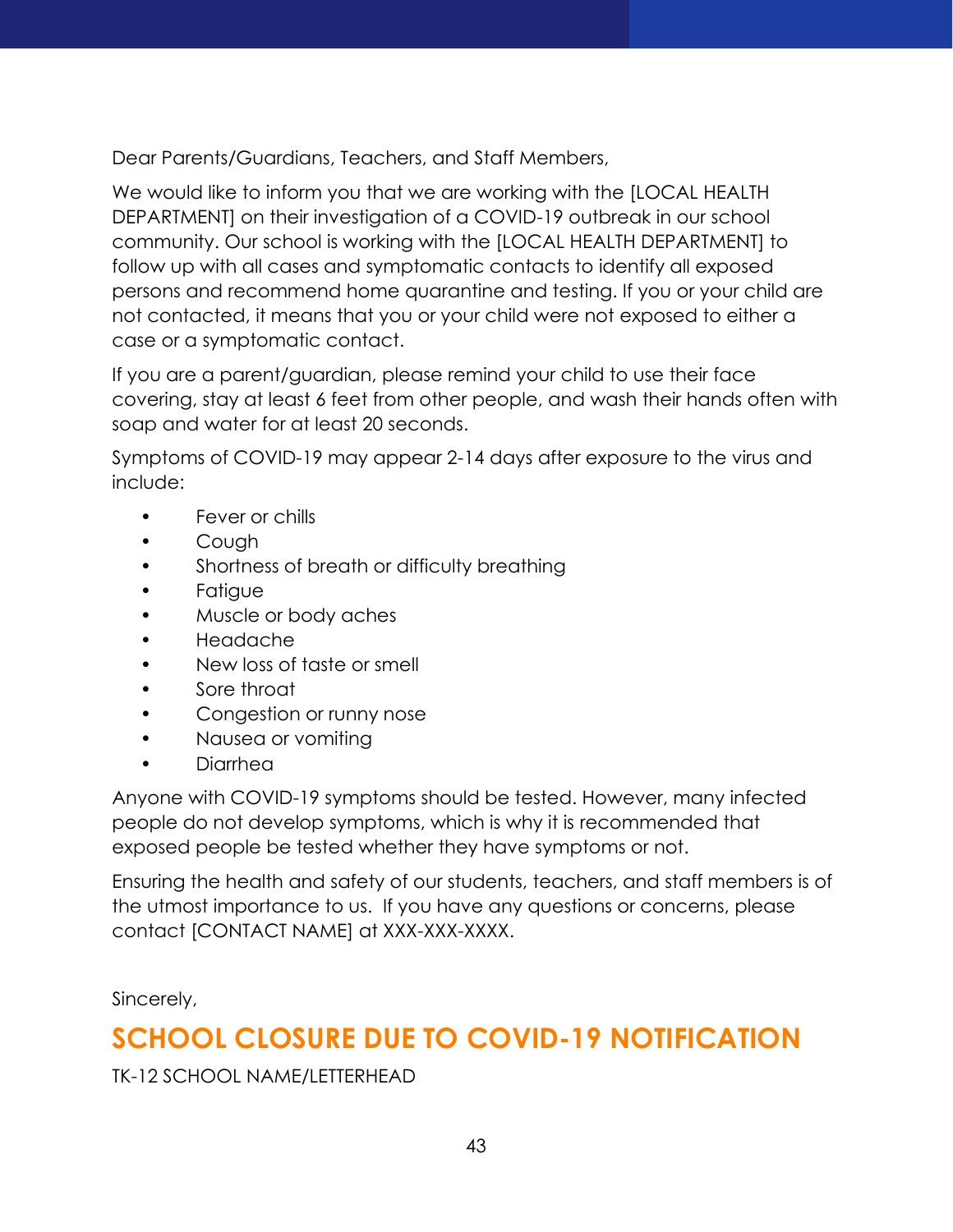Dear Parents/Guardians, Teachers, and Staff Members,

We would like to inform you that we are working with the [LOCAL HEALTH DEPARTMENT] on their investigation of a COVID-19 outbreak in our school community. Our school is working with the [LOCAL HEALTH DEPARTMENT] to follow up with all cases and symptomatic contacts to identify all exposed persons and recommend home quarantine and testing. If you or your child are not contacted, it means that you or your child were not exposed to either a case or a symptomatic contact.

If you are a parent/guardian, please remind your child to use their face covering, stay at least 6 feet from other people, and wash their hands often with soap and water for at least 20 seconds.

Symptoms of COVID-19 may appear 2-14 days after exposure to the virus and include:

- Fever or chills
- Cough
- Shortness of breath or difficulty breathing
- Fatigue
- Muscle or body aches
- Headache
- New loss of taste or smell
- Sore throat
- Congestion or runny nose
- Nausea or vomiting
- Diarrhea

Anyone with COVID-19 symptoms should be tested. However, many infected people do not develop symptoms, which is why it is recommended that exposed people be tested whether they have symptoms or not.

Ensuring the health and safety of our students, teachers, and staff members is of the utmost importance to us. If you have any questions or concerns, please contact [CONTACT NAME] at XXX-XXX-XXXX.

Sincerely,

## SCHOOL CLOSURE DUE TO COVID-19 NOTIFICATION

TK-12 SCHOOL NAME/LETTERHEAD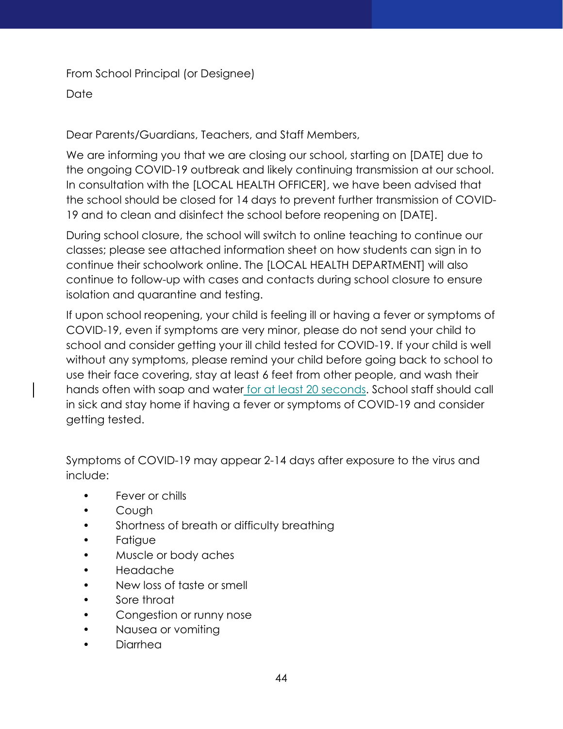From School Principal (or Designee)

Date

Dear Parents/Guardians, Teachers, and Staff Members,

We are informing you that we are closing our school, starting on [DATE] due to the ongoing COVID-19 outbreak and likely continuing transmission at our school. In consultation with the [LOCAL HEALTH OFFICER], we have been advised that the school should be closed for 14 days to prevent further transmission of COVID-19 and to clean and disinfect the school before reopening on [DATE].

During school closure, the school will switch to online teaching to continue our classes; please see attached information sheet on how students can sign in to continue their schoolwork online. The [LOCAL HEALTH DEPARTMENT] will also continue to follow-up with cases and contacts during school closure to ensure isolation and quarantine and testing.

If upon school reopening, your child is feeling ill or having a fever or symptoms of COVID-19, even if symptoms are very minor, please do not send your child to school and consider getting your ill child tested for COVID-19. If your child is well without any symptoms, please remind your child before going back to school to use their face covering, stay at least 6 feet from other people, and wash their hands often with soap and water for at least 20 seconds. School staff should call in sick and stay home if having a fever or symptoms of COVID-19 and consider getting tested.

Symptoms of COVID-19 may appear 2-14 days after exposure to the virus and include:

- Fever or chills
- Cough
- Shortness of breath or difficulty breathing
- Fatigue
- Muscle or body aches
- Headache
- New loss of taste or smell
- Sore throat
- Congestion or runny nose
- Nausea or vomiting
- Diarrhea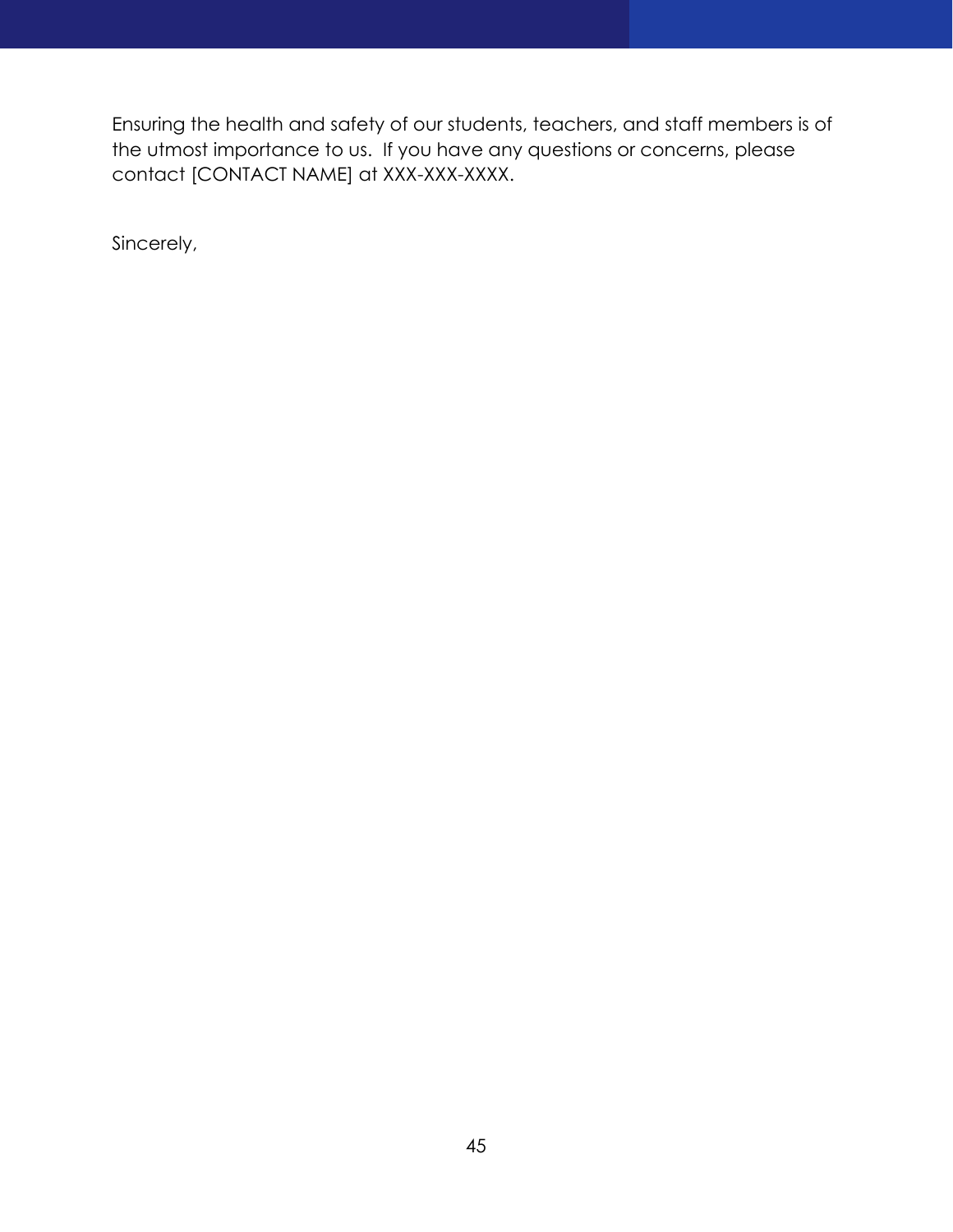Ensuring the health and safety of our students, teachers, and staff members is of the utmost importance to us. If you have any questions or concerns, please contact [CONTACT NAME] at XXX-XXX-XXXX.

Sincerely,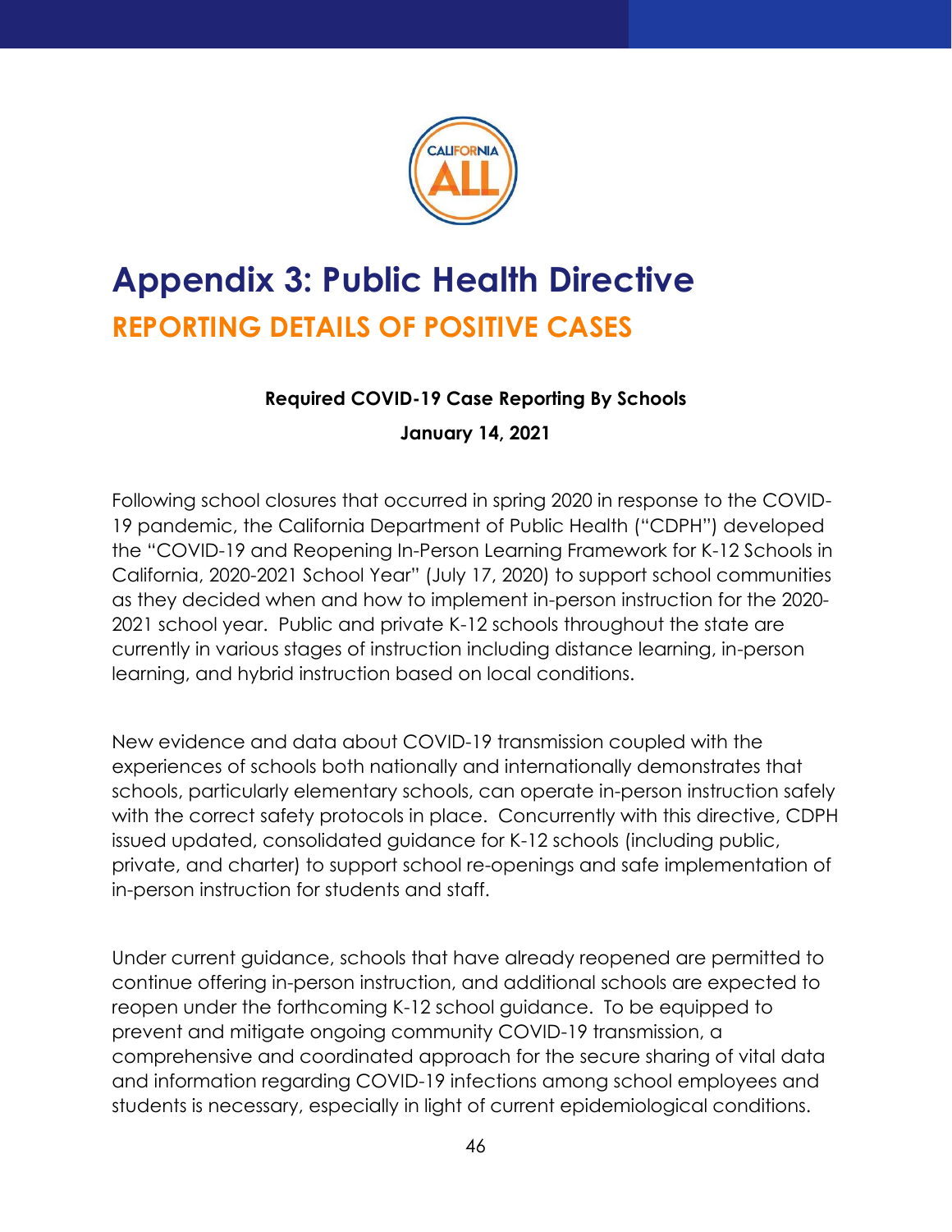# Appendix 3: Public Health Directive

## REPORTING DETAILS OF POSITIVE CASES

**Required COVID-19 Case Reporting By Schools**

**January 14, 2021**

Following school closures that occurred in spring 2020 in response to the COVID-19 pandemic, the California Department of Public Health ("CDPH") developed the "COVID-19 and Reopening In-Person Learning Framework for K-12 Schools in California, 2020-2021 School Year" (July 17, 2020) to support school communities as they decided when and how to implement in-person instruction for the 2020-2021 school year. Public and private K-12 schools throughout the state are currently in various stages of instruction including distance learning, in-person learning, and hybrid instruction based on local conditions.

New evidence and data about COVID-19 transmission coupled with the experiences of schools both nationally and internationally demonstrates that schools, particularly elementary schools, can operate in-person instruction safely with the correct safety protocols in place. Concurrently with this directive, CDPH issued updated, consolidated guidance for K-12 schools (including public, private, and charter) to support school re-openings and safe implementation of in-person instruction for students and staff.

Under current guidance, schools that have already reopened are permitted to continue offering in-person instruction, and additional schools are expected to reopen under the forthcoming K-12 school guidance. To be equipped to prevent and mitigate ongoing community COVID-19 transmission, a comprehensive and coordinated approach for the secure sharing of vital data and information regarding COVID-19 infections among school employees and students is necessary, especially in light of current epidemiological conditions.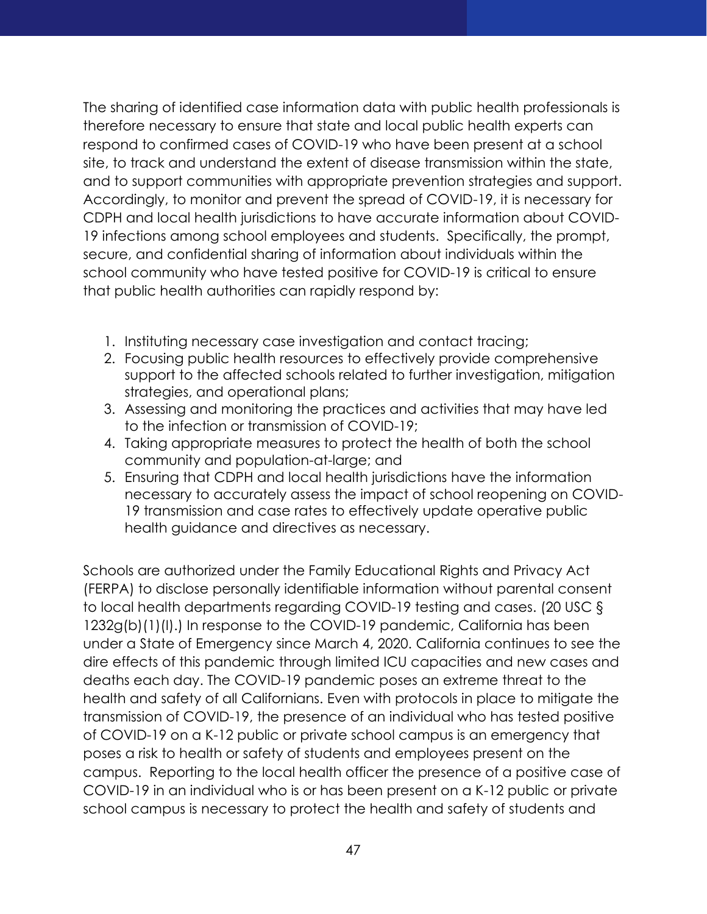The sharing of identified case information data with public health professionals is therefore necessary to ensure that state and local public health experts can respond to confirmed cases of COVID-19 who have been present at a school site, to track and understand the extent of disease transmission within the state, and to support communities with appropriate prevention strategies and support. Accordingly, to monitor and prevent the spread of COVID-19, it is necessary for CDPH and local health jurisdictions to have accurate information about COVID-19 infections among school employees and students. Specifically, the prompt, secure, and confidential sharing of information about individuals within the school community who have tested positive for COVID-19 is critical to ensure that public health authorities can rapidly respond by:

1. Instituting necessary case investigation and contact tracing;
2. Focusing public health resources to effectively provide comprehensive support to the affected schools related to further investigation, mitigation strategies, and operational plans;
3. Assessing and monitoring the practices and activities that may have led to the infection or transmission of COVID-19;
4. Taking appropriate measures to protect the health of both the school community and population-at-large; and
5. Ensuring that CDPH and local health jurisdictions have the information necessary to accurately assess the impact of school reopening on COVID-19 transmission and case rates to effectively update operative public health guidance and directives as necessary.

Schools are authorized under the Family Educational Rights and Privacy Act (FERPA) to disclose personally identifiable information without parental consent to local health departments regarding COVID-19 testing and cases. (20 USC § 1232g(b)(1)(I).) In response to the COVID-19 pandemic, California has been under a State of Emergency since March 4, 2020. California continues to see the dire effects of this pandemic through limited ICU capacities and new cases and deaths each day. The COVID-19 pandemic poses an extreme threat to the health and safety of all Californians. Even with protocols in place to mitigate the transmission of COVID-19, the presence of an individual who has tested positive of COVID-19 on a K-12 public or private school campus is an emergency that poses a risk to health or safety of students and employees present on the campus. Reporting to the local health officer the presence of a positive case of COVID-19 in an individual who is or has been present on a K-12 public or private school campus is necessary to protect the health and safety of students and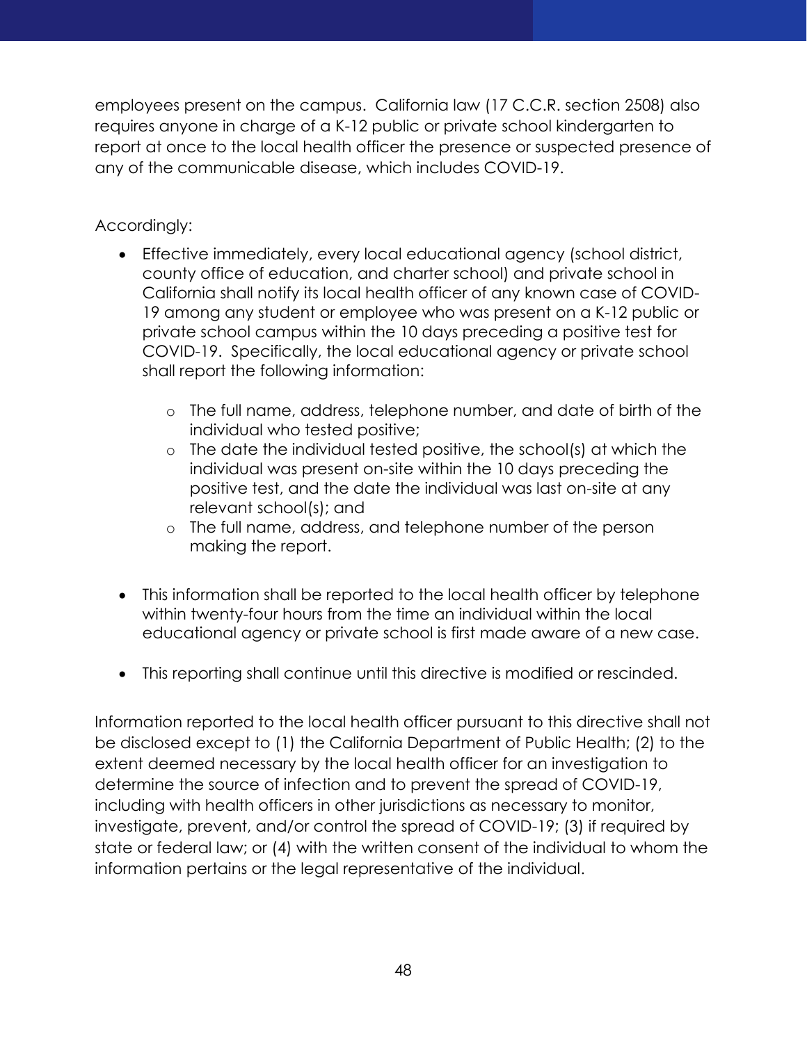employees present on the campus. California law (17 C.C.R. section 2508) also requires anyone in charge of a K-12 public or private school kindergarten to report at once to the local health officer the presence or suspected presence of any of the communicable disease, which includes COVID-19.

Accordingly:

- Effective immediately, every local educational agency (school district, county office of education, and charter school) and private school in California shall notify its local health officer of any known case of COVID-19 among any student or employee who was present on a K-12 public or private school campus within the 10 days preceding a positive test for COVID-19. Specifically, the local educational agency or private school shall report the following information:
    - The full name, address, telephone number, and date of birth of the individual who tested positive;
    - The date the individual tested positive, the school(s) at which the individual was present on-site within the 10 days preceding the positive test, and the date the individual was last on-site at any relevant school(s); and
    - The full name, address, and telephone number of the person making the report.

- This information shall be reported to the local health officer by telephone within twenty-four hours from the time an individual within the local educational agency or private school is first made aware of a new case.

- This reporting shall continue until this directive is modified or rescinded.

Information reported to the local health officer pursuant to this directive shall not be disclosed except to (1) the California Department of Public Health; (2) to the extent deemed necessary by the local health officer for an investigation to determine the source of infection and to prevent the spread of COVID-19, including with health officers in other jurisdictions as necessary to monitor, investigate, prevent, and/or control the spread of COVID-19; (3) if required by state or federal law; or (4) with the written consent of the individual to whom the information pertains or the legal representative of the individual.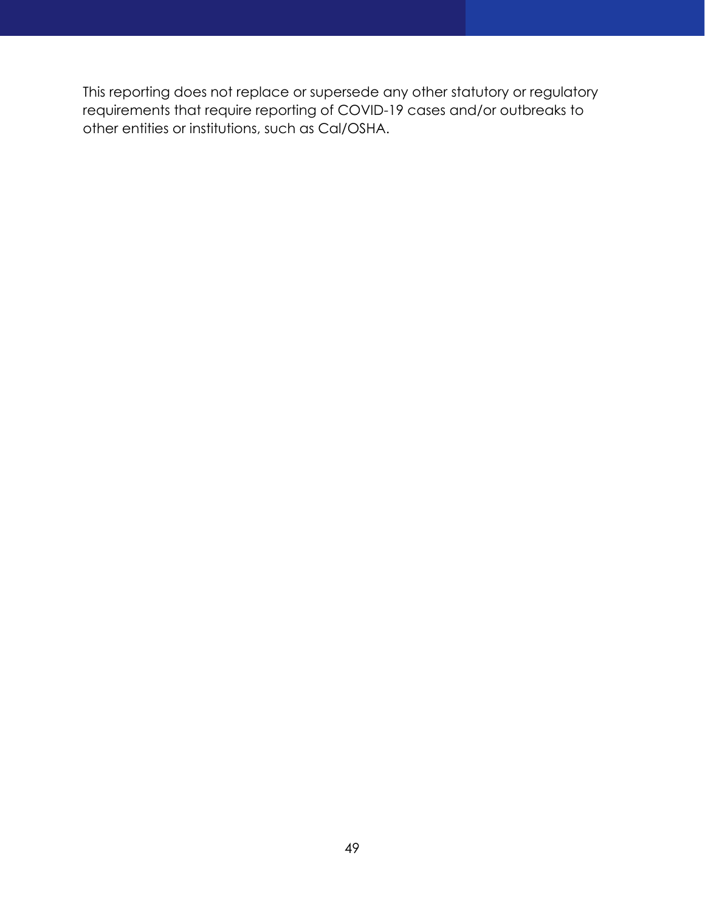This reporting does not replace or supersede any other statutory or regulatory requirements that require reporting of COVID-19 cases and/or outbreaks to other entities or institutions, such as Cal/OSHA.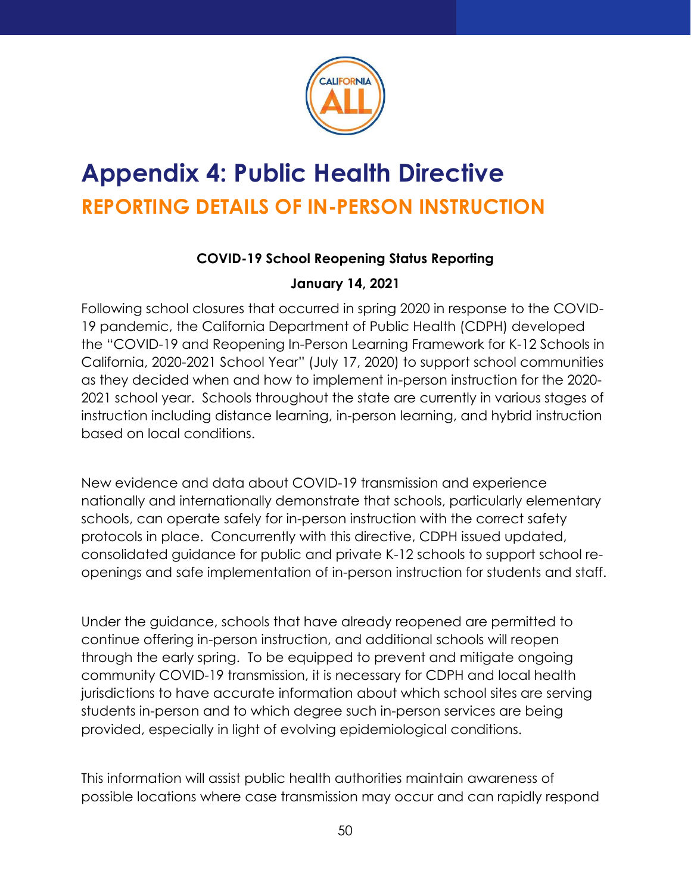# Appendix 4: Public Health Directive

## REPORTING DETAILS OF IN-PERSON INSTRUCTION

**COVID-19 School Reopening Status Reporting**

**January 14, 2021**

Following school closures that occurred in spring 2020 in response to the COVID-19 pandemic, the California Department of Public Health (CDPH) developed the "COVID-19 and Reopening In-Person Learning Framework for K-12 Schools in California, 2020-2021 School Year" (July 17, 2020) to support school communities as they decided when and how to implement in-person instruction for the 2020-2021 school year. Schools throughout the state are currently in various stages of instruction including distance learning, in-person learning, and hybrid instruction based on local conditions.

New evidence and data about COVID-19 transmission and experience nationally and internationally demonstrate that schools, particularly elementary schools, can operate safely for in-person instruction with the correct safety protocols in place. Concurrently with this directive, CDPH issued updated, consolidated guidance for public and private K-12 schools to support school re-openings and safe implementation of in-person instruction for students and staff.

Under the guidance, schools that have already reopened are permitted to continue offering in-person instruction, and additional schools will reopen through the early spring. To be equipped to prevent and mitigate ongoing community COVID-19 transmission, it is necessary for CDPH and local health jurisdictions to have accurate information about which school sites are serving students in-person and to which degree such in-person services are being provided, especially in light of evolving epidemiological conditions.

This information will assist public health authorities maintain awareness of possible locations where case transmission may occur and can rapidly respond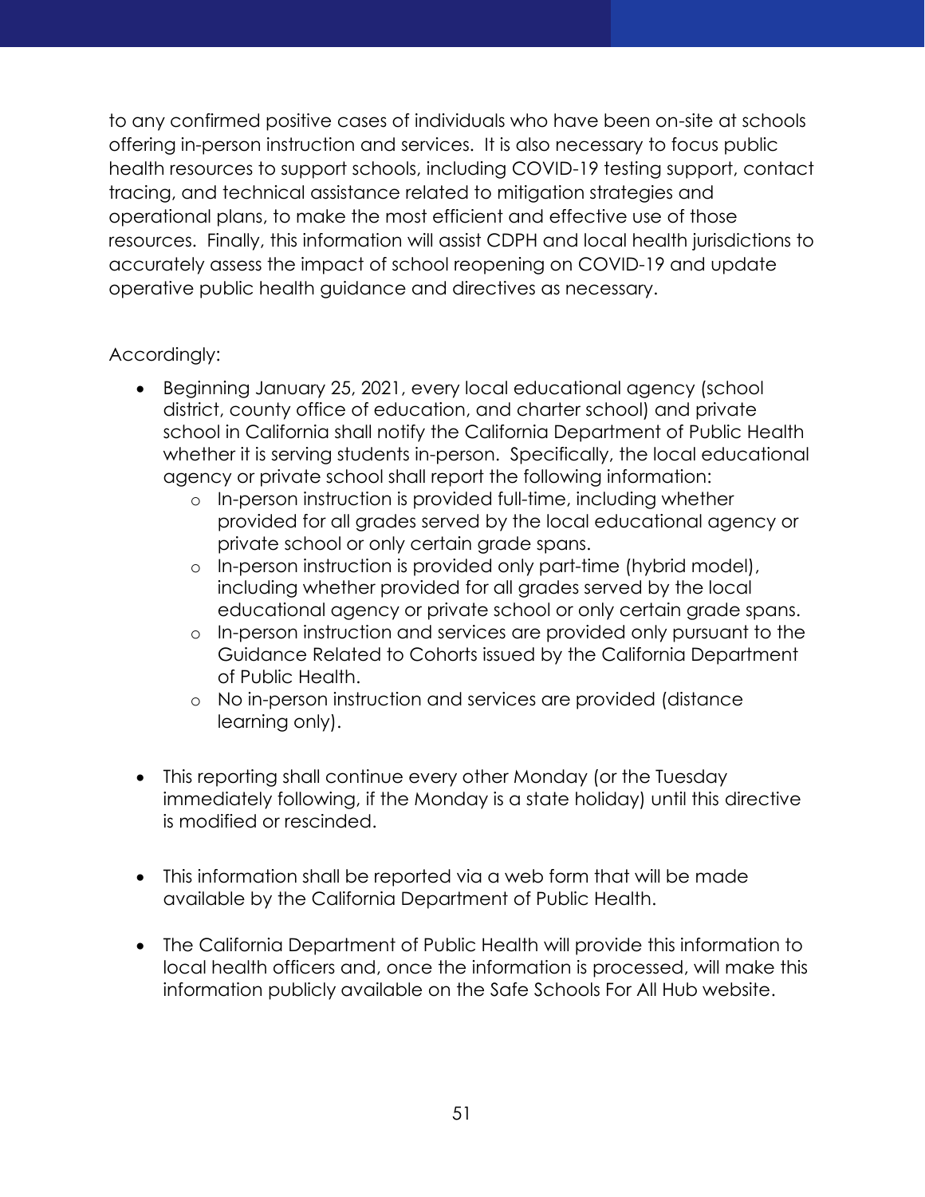to any confirmed positive cases of individuals who have been on-site at schools offering in-person instruction and services. It is also necessary to focus public health resources to support schools, including COVID-19 testing support, contact tracing, and technical assistance related to mitigation strategies and operational plans, to make the most efficient and effective use of those resources. Finally, this information will assist CDPH and local health jurisdictions to accurately assess the impact of school reopening on COVID-19 and update operative public health guidance and directives as necessary.

Accordingly:

- Beginning January 25, 2021, every local educational agency (school district, county office of education, and charter school) and private school in California shall notify the California Department of Public Health whether it is serving students in-person. Specifically, the local educational agency or private school shall report the following information:
  - In-person instruction is provided full-time, including whether provided for all grades served by the local educational agency or private school or only certain grade spans.
  - In-person instruction is provided only part-time (hybrid model), including whether provided for all grades served by the local educational agency or private school or only certain grade spans.
  - In-person instruction and services are provided only pursuant to the Guidance Related to Cohorts issued by the California Department of Public Health.
  - No in-person instruction and services are provided (distance learning only).

- This reporting shall continue every other Monday (or the Tuesday immediately following, if the Monday is a state holiday) until this directive is modified or rescinded.

- This information shall be reported via a web form that will be made available by the California Department of Public Health.

- The California Department of Public Health will provide this information to local health officers and, once the information is processed, will make this information publicly available on the Safe Schools For All Hub website.